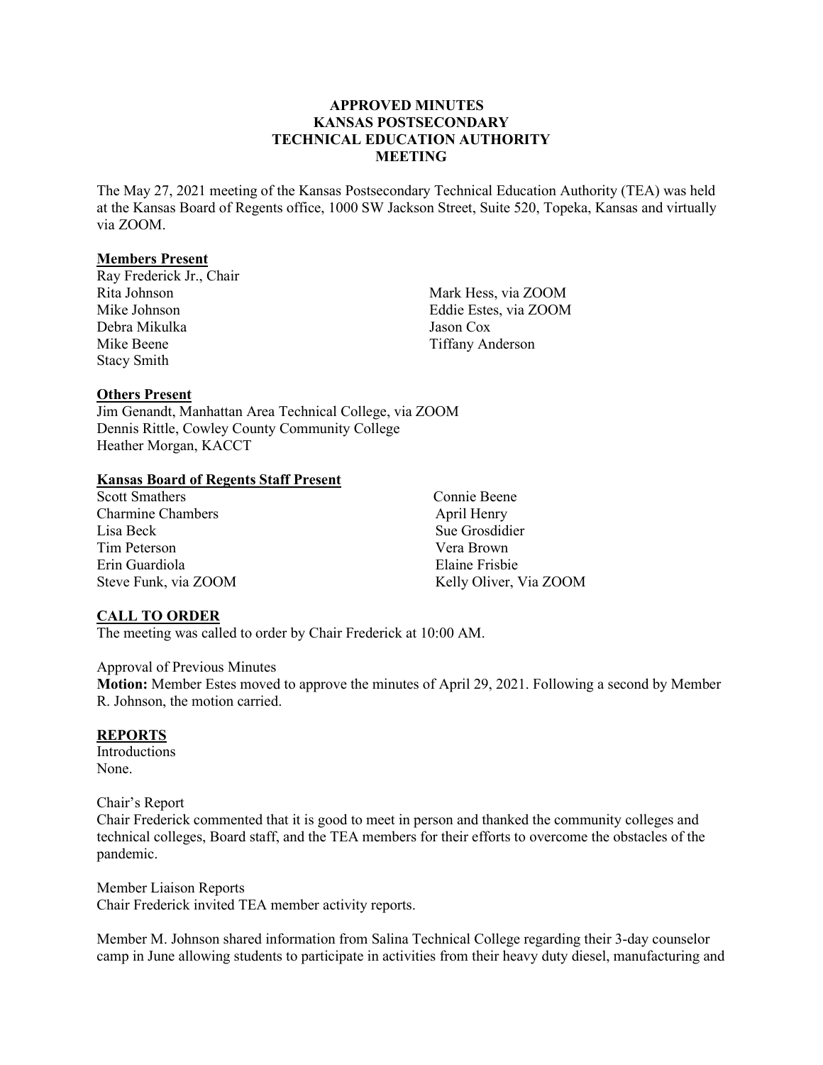**APPROVED MINUTES**
**KANSAS POSTSECONDARY**
**TECHNICAL EDUCATION AUTHORITY**
**MEETING**

The May 27, 2021 meeting of the Kansas Postsecondary Technical Education Authority (TEA) was held at the Kansas Board of Regents office, 1000 SW Jackson Street, Suite 520, Topeka, Kansas and virtually via ZOOM.

**Members Present**

Ray Frederick Jr., Chair
Rita Johnson
Mike Johnson
Debra Mikulka
Mike Beene
Stacy Smith
Mark Hess, via ZOOM
Eddie Estes, via ZOOM
Jason Cox
Tiffany Anderson

**Others Present**

Jim Genandt, Manhattan Area Technical College, via ZOOM
Dennis Rittle, Cowley County Community College
Heather Morgan, KACCT

**Kansas Board of Regents Staff Present**

Scott Smathers
Charmine Chambers
Lisa Beck
Tim Peterson
Erin Guardiola
Steve Funk, via ZOOM
Connie Beene
April Henry
Sue Grosdidier
Vera Brown
Elaine Frisbie
Kelly Oliver, Via ZOOM

**CALL TO ORDER**

The meeting was called to order by Chair Frederick at 10:00 AM.

Approval of Previous Minutes

**Motion:** Member Estes moved to approve the minutes of April 29, 2021. Following a second by Member R. Johnson, the motion carried.

**REPORTS**

Introductions
None.

Chair's Report
Chair Frederick commented that it is good to meet in person and thanked the community colleges and technical colleges, Board staff, and the TEA members for their efforts to overcome the obstacles of the pandemic.

Member Liaison Reports
Chair Frederick invited TEA member activity reports.

Member M. Johnson shared information from Salina Technical College regarding their 3-day counselor camp in June allowing students to participate in activities from their heavy duty diesel, manufacturing and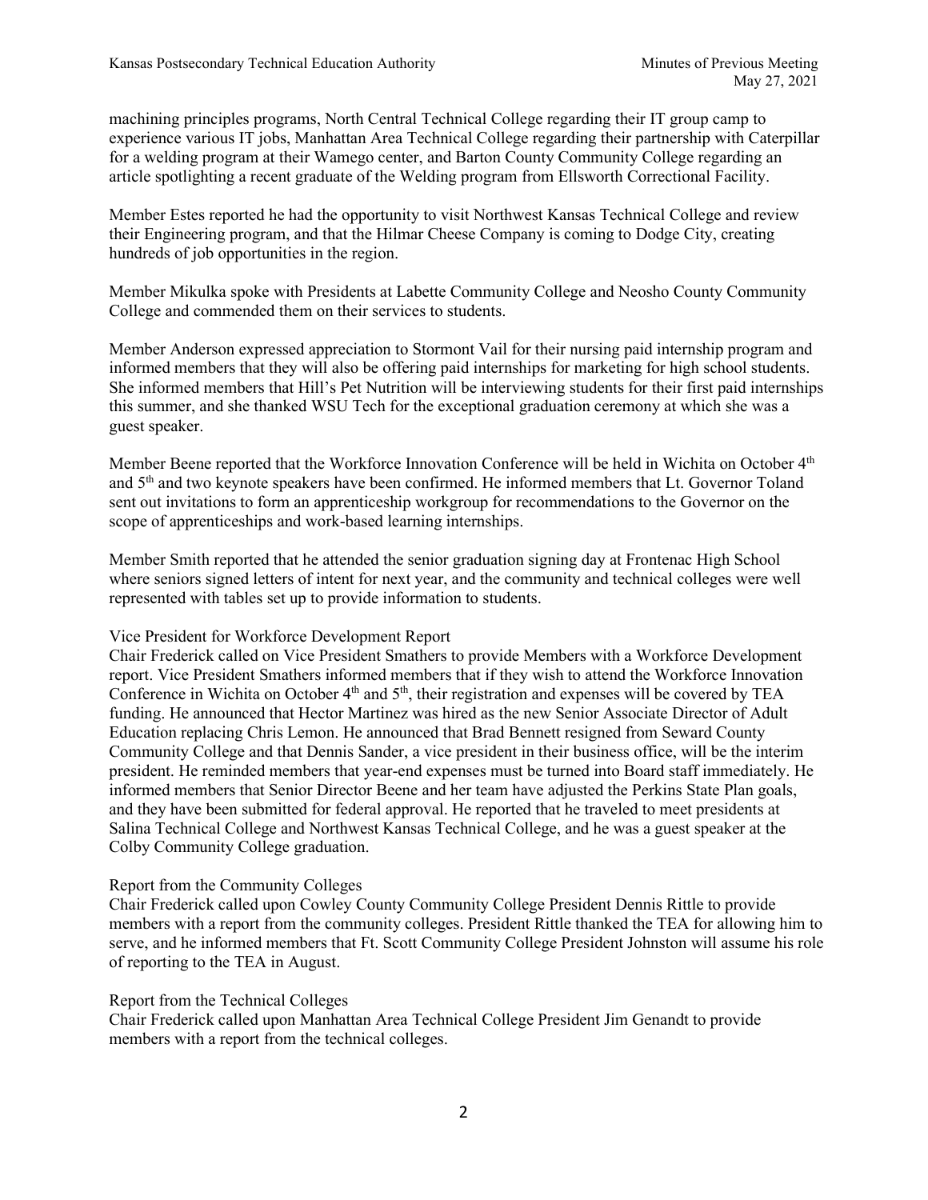machining principles programs, North Central Technical College regarding their IT group camp to experience various IT jobs, Manhattan Area Technical College regarding their partnership with Caterpillar for a welding program at their Wamego center, and Barton County Community College regarding an article spotlighting a recent graduate of the Welding program from Ellsworth Correctional Facility.

Member Estes reported he had the opportunity to visit Northwest Kansas Technical College and review their Engineering program, and that the Hilmar Cheese Company is coming to Dodge City, creating hundreds of job opportunities in the region.

Member Mikulka spoke with Presidents at Labette Community College and Neosho County Community College and commended them on their services to students.

Member Anderson expressed appreciation to Stormont Vail for their nursing paid internship program and informed members that they will also be offering paid internships for marketing for high school students. She informed members that Hill's Pet Nutrition will be interviewing students for their first paid internships this summer, and she thanked WSU Tech for the exceptional graduation ceremony at which she was a guest speaker.

Member Beene reported that the Workforce Innovation Conference will be held in Wichita on October 4th and 5th and two keynote speakers have been confirmed. He informed members that Lt. Governor Toland sent out invitations to form an apprenticeship workgroup for recommendations to the Governor on the scope of apprenticeships and work-based learning internships.

Member Smith reported that he attended the senior graduation signing day at Frontenac High School where seniors signed letters of intent for next year, and the community and technical colleges were well represented with tables set up to provide information to students.

Vice President for Workforce Development Report

Chair Frederick called on Vice President Smathers to provide Members with a Workforce Development report. Vice President Smathers informed members that if they wish to attend the Workforce Innovation Conference in Wichita on October 4th and 5th, their registration and expenses will be covered by TEA funding. He announced that Hector Martinez was hired as the new Senior Associate Director of Adult Education replacing Chris Lemon. He announced that Brad Bennett resigned from Seward County Community College and that Dennis Sander, a vice president in their business office, will be the interim president. He reminded members that year-end expenses must be turned into Board staff immediately. He informed members that Senior Director Beene and her team have adjusted the Perkins State Plan goals, and they have been submitted for federal approval. He reported that he traveled to meet presidents at Salina Technical College and Northwest Kansas Technical College, and he was a guest speaker at the Colby Community College graduation.

Report from the Community Colleges

Chair Frederick called upon Cowley County Community College President Dennis Rittle to provide members with a report from the community colleges. President Rittle thanked the TEA for allowing him to serve, and he informed members that Ft. Scott Community College President Johnston will assume his role of reporting to the TEA in August.

Report from the Technical Colleges

Chair Frederick called upon Manhattan Area Technical College President Jim Genandt to provide members with a report from the technical colleges.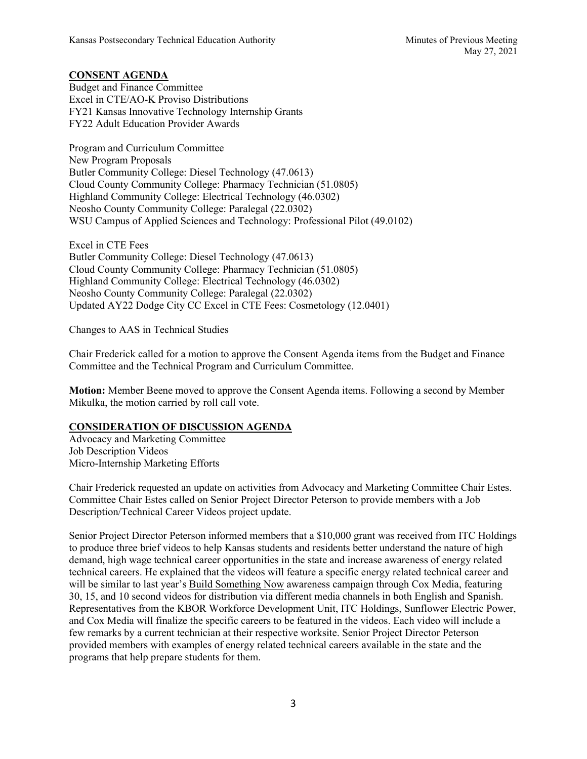## CONSENT AGENDA

Budget and Finance Committee
Excel in CTE/AO-K Proviso Distributions
FY21 Kansas Innovative Technology Internship Grants
FY22 Adult Education Provider Awards

Program and Curriculum Committee
New Program Proposals
Butler Community College: Diesel Technology (47.0613)
Cloud County Community College: Pharmacy Technician (51.0805)
Highland Community College: Electrical Technology (46.0302)
Neosho County Community College: Paralegal (22.0302)
WSU Campus of Applied Sciences and Technology: Professional Pilot (49.0102)

Excel in CTE Fees
Butler Community College: Diesel Technology (47.0613)
Cloud County Community College: Pharmacy Technician (51.0805)
Highland Community College: Electrical Technology (46.0302)
Neosho County Community College: Paralegal (22.0302)
Updated AY22 Dodge City CC Excel in CTE Fees: Cosmetology (12.0401)

Changes to AAS in Technical Studies

Chair Frederick called for a motion to approve the Consent Agenda items from the Budget and Finance Committee and the Technical Program and Curriculum Committee.

**Motion:** Member Beene moved to approve the Consent Agenda items. Following a second by Member Mikulka, the motion carried by roll call vote.

## CONSIDERATION OF DISCUSSION AGENDA

Advocacy and Marketing Committee
Job Description Videos
Micro-Internship Marketing Efforts

Chair Frederick requested an update on activities from Advocacy and Marketing Committee Chair Estes. Committee Chair Estes called on Senior Project Director Peterson to provide members with a Job Description/Technical Career Videos project update.

Senior Project Director Peterson informed members that a $10,000 grant was received from ITC Holdings to produce three brief videos to help Kansas students and residents better understand the nature of high demand, high wage technical career opportunities in the state and increase awareness of energy related technical careers. He explained that the videos will feature a specific energy related technical career and will be similar to last year's Build Something Now awareness campaign through Cox Media, featuring 30, 15, and 10 second videos for distribution via different media channels in both English and Spanish. Representatives from the KBOR Workforce Development Unit, ITC Holdings, Sunflower Electric Power, and Cox Media will finalize the specific careers to be featured in the videos. Each video will include a few remarks by a current technician at their respective worksite. Senior Project Director Peterson provided members with examples of energy related technical careers available in the state and the programs that help prepare students for them.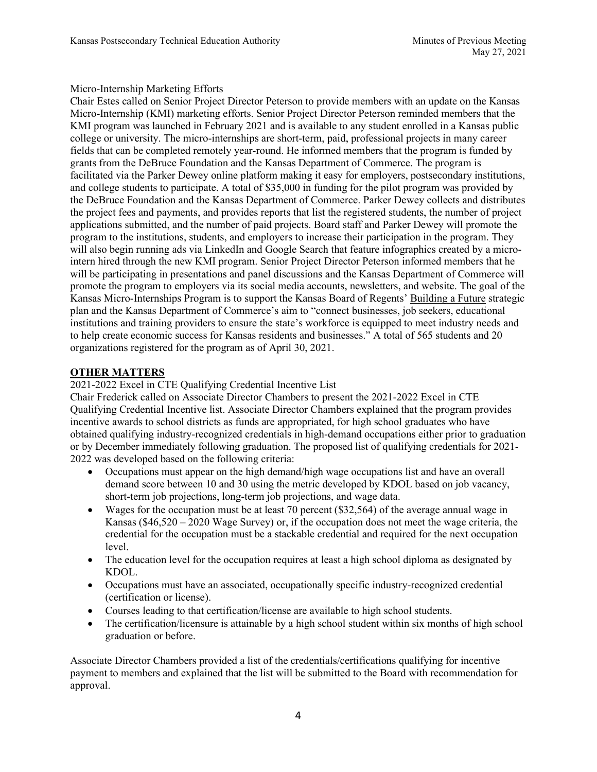Micro-Internship Marketing Efforts

Chair Estes called on Senior Project Director Peterson to provide members with an update on the Kansas Micro-Internship (KMI) marketing efforts. Senior Project Director Peterson reminded members that the KMI program was launched in February 2021 and is available to any student enrolled in a Kansas public college or university. The micro-internships are short-term, paid, professional projects in many career fields that can be completed remotely year-round. He informed members that the program is funded by grants from the DeBruce Foundation and the Kansas Department of Commerce. The program is facilitated via the Parker Dewey online platform making it easy for employers, postsecondary institutions, and college students to participate. A total of $35,000 in funding for the pilot program was provided by the DeBruce Foundation and the Kansas Department of Commerce. Parker Dewey collects and distributes the project fees and payments, and provides reports that list the registered students, the number of project applications submitted, and the number of paid projects. Board staff and Parker Dewey will promote the program to the institutions, students, and employers to increase their participation in the program. They will also begin running ads via LinkedIn and Google Search that feature infographics created by a micro-intern hired through the new KMI program. Senior Project Director Peterson informed members that he will be participating in presentations and panel discussions and the Kansas Department of Commerce will promote the program to employers via its social media accounts, newsletters, and website. The goal of the Kansas Micro-Internships Program is to support the Kansas Board of Regents' Building a Future strategic plan and the Kansas Department of Commerce's aim to "connect businesses, job seekers, educational institutions and training providers to ensure the state's workforce is equipped to meet industry needs and to help create economic success for Kansas residents and businesses." A total of 565 students and 20 organizations registered for the program as of April 30, 2021.

## OTHER MATTERS

2021-2022 Excel in CTE Qualifying Credential Incentive List

Chair Frederick called on Associate Director Chambers to present the 2021-2022 Excel in CTE Qualifying Credential Incentive list. Associate Director Chambers explained that the program provides incentive awards to school districts as funds are appropriated, for high school graduates who have obtained qualifying industry-recognized credentials in high-demand occupations either prior to graduation or by December immediately following graduation. The proposed list of qualifying credentials for 2021-2022 was developed based on the following criteria:

- Occupations must appear on the high demand/high wage occupations list and have an overall demand score between 10 and 30 using the metric developed by KDOL based on job vacancy, short-term job projections, long-term job projections, and wage data.
- Wages for the occupation must be at least 70 percent ($32,564) of the average annual wage in Kansas ($46,520 – 2020 Wage Survey) or, if the occupation does not meet the wage criteria, the credential for the occupation must be a stackable credential and required for the next occupation level.
- The education level for the occupation requires at least a high school diploma as designated by KDOL.
- Occupations must have an associated, occupationally specific industry-recognized credential (certification or license).
- Courses leading to that certification/license are available to high school students.
- The certification/licensure is attainable by a high school student within six months of high school graduation or before.

Associate Director Chambers provided a list of the credentials/certifications qualifying for incentive payment to members and explained that the list will be submitted to the Board with recommendation for approval.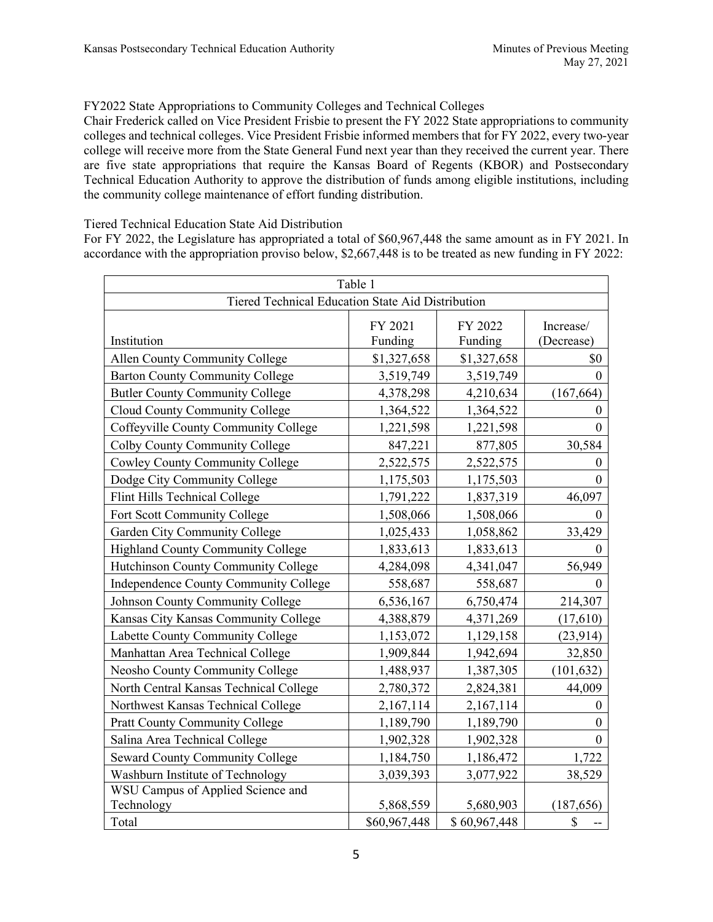FY2022 State Appropriations to Community Colleges and Technical Colleges

Chair Frederick called on Vice President Frisbie to present the FY 2022 State appropriations to community colleges and technical colleges. Vice President Frisbie informed members that for FY 2022, every two-year college will receive more from the State General Fund next year than they received the current year. There are five state appropriations that require the Kansas Board of Regents (KBOR) and Postsecondary Technical Education Authority to approve the distribution of funds among eligible institutions, including the community college maintenance of effort funding distribution.

Tiered Technical Education State Aid Distribution

For FY 2022, the Legislature has appropriated a total of $60,967,448 the same amount as in FY 2021. In accordance with the appropriation proviso below, $2,667,448 is to be treated as new funding in FY 2022:

| Table 1 | | | |
|---|---|---|---|
| Tiered Technical Education State Aid Distribution | | | |
| Institution | FY 2021 Funding | FY 2022 Funding | Increase/ (Decrease) |
| Allen County Community College | $1,327,658 | $1,327,658 | $0 |
| Barton County Community College | 3,519,749 | 3,519,749 | 0 |
| Butler County Community College | 4,378,298 | 4,210,634 | (167,664) |
| Cloud County Community College | 1,364,522 | 1,364,522 | 0 |
| Coffeyville County Community College | 1,221,598 | 1,221,598 | 0 |
| Colby County Community College | 847,221 | 877,805 | 30,584 |
| Cowley County Community College | 2,522,575 | 2,522,575 | 0 |
| Dodge City Community College | 1,175,503 | 1,175,503 | 0 |
| Flint Hills Technical College | 1,791,222 | 1,837,319 | 46,097 |
| Fort Scott Community College | 1,508,066 | 1,508,066 | 0 |
| Garden City Community College | 1,025,433 | 1,058,862 | 33,429 |
| Highland County Community College | 1,833,613 | 1,833,613 | 0 |
| Hutchinson County Community College | 4,284,098 | 4,341,047 | 56,949 |
| Independence County Community College | 558,687 | 558,687 | 0 |
| Johnson County Community College | 6,536,167 | 6,750,474 | 214,307 |
| Kansas City Kansas Community College | 4,388,879 | 4,371,269 | (17,610) |
| Labette County Community College | 1,153,072 | 1,129,158 | (23,914) |
| Manhattan Area Technical College | 1,909,844 | 1,942,694 | 32,850 |
| Neosho County Community College | 1,488,937 | 1,387,305 | (101,632) |
| North Central Kansas Technical College | 2,780,372 | 2,824,381 | 44,009 |
| Northwest Kansas Technical College | 2,167,114 | 2,167,114 | 0 |
| Pratt County Community College | 1,189,790 | 1,189,790 | 0 |
| Salina Area Technical College | 1,902,328 | 1,902,328 | 0 |
| Seward County Community College | 1,184,750 | 1,186,472 | 1,722 |
| Washburn Institute of Technology | 3,039,393 | 3,077,922 | 38,529 |
| WSU Campus of Applied Science and Technology | 5,868,559 | 5,680,903 | (187,656) |
| Total | $60,967,448 | $ 60,967,448 | $ -- |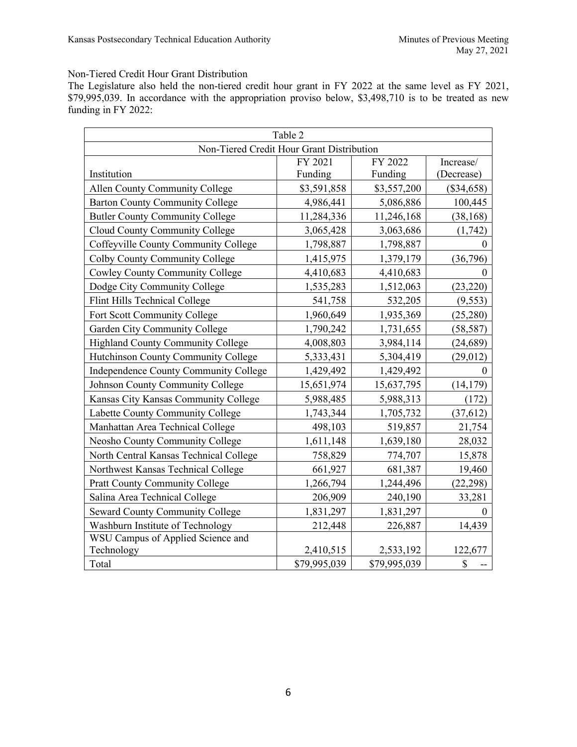Non-Tiered Credit Hour Grant Distribution

The Legislature also held the non-tiered credit hour grant in FY 2022 at the same level as FY 2021, $79,995,039. In accordance with the appropriation proviso below, $3,498,710 is to be treated as new funding in FY 2022:

| Table 2 | | | |
|---|---|---|---|
| Non-Tiered Credit Hour Grant Distribution | | | |
| Institution | FY 2021 Funding | FY 2022 Funding | Increase/ (Decrease) |
| Allen County Community College | $3,591,858 | $3,557,200 | ($34,658) |
| Barton County Community College | 4,986,441 | 5,086,886 | 100,445 |
| Butler County Community College | 11,284,336 | 11,246,168 | (38,168) |
| Cloud County Community College | 3,065,428 | 3,063,686 | (1,742) |
| Coffeyville County Community College | 1,798,887 | 1,798,887 | 0 |
| Colby County Community College | 1,415,975 | 1,379,179 | (36,796) |
| Cowley County Community College | 4,410,683 | 4,410,683 | 0 |
| Dodge City Community College | 1,535,283 | 1,512,063 | (23,220) |
| Flint Hills Technical College | 541,758 | 532,205 | (9,553) |
| Fort Scott Community College | 1,960,649 | 1,935,369 | (25,280) |
| Garden City Community College | 1,790,242 | 1,731,655 | (58,587) |
| Highland County Community College | 4,008,803 | 3,984,114 | (24,689) |
| Hutchinson County Community College | 5,333,431 | 5,304,419 | (29,012) |
| Independence County Community College | 1,429,492 | 1,429,492 | 0 |
| Johnson County Community College | 15,651,974 | 15,637,795 | (14,179) |
| Kansas City Kansas Community College | 5,988,485 | 5,988,313 | (172) |
| Labette County Community College | 1,743,344 | 1,705,732 | (37,612) |
| Manhattan Area Technical College | 498,103 | 519,857 | 21,754 |
| Neosho County Community College | 1,611,148 | 1,639,180 | 28,032 |
| North Central Kansas Technical College | 758,829 | 774,707 | 15,878 |
| Northwest Kansas Technical College | 661,927 | 681,387 | 19,460 |
| Pratt County Community College | 1,266,794 | 1,244,496 | (22,298) |
| Salina Area Technical College | 206,909 | 240,190 | 33,281 |
| Seward County Community College | 1,831,297 | 1,831,297 | 0 |
| Washburn Institute of Technology | 212,448 | 226,887 | 14,439 |
| WSU Campus of Applied Science and Technology | 2,410,515 | 2,533,192 | 122,677 |
| Total | $79,995,039 | $79,995,039 | $ -- |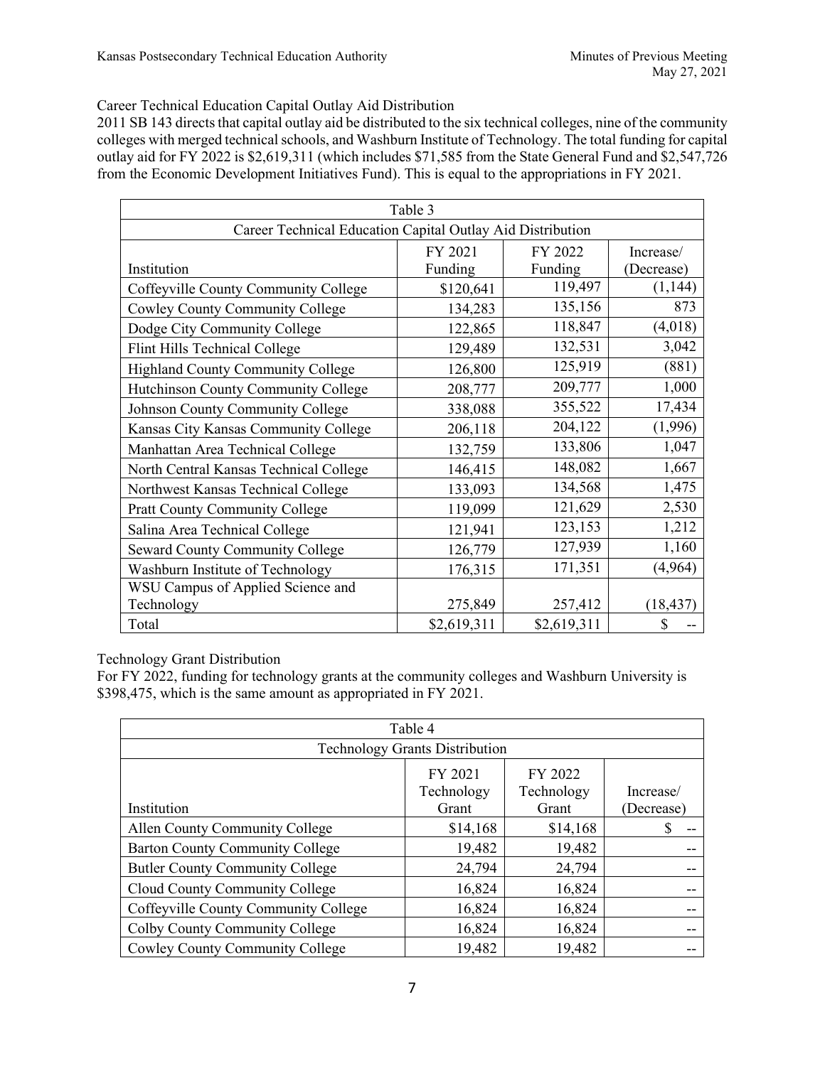Career Technical Education Capital Outlay Aid Distribution

2011 SB 143 directs that capital outlay aid be distributed to the six technical colleges, nine of the community colleges with merged technical schools, and Washburn Institute of Technology. The total funding for capital outlay aid for FY 2022 is $2,619,311 (which includes $71,585 from the State General Fund and $2,547,726 from the Economic Development Initiatives Fund). This is equal to the appropriations in FY 2021.

| Table 3 | | | |
|---|---|---|---|
| Career Technical Education Capital Outlay Aid Distribution | | | |
| Institution | FY 2021 Funding | FY 2022 Funding | Increase/ (Decrease) |
| Coffeyville County Community College | $120,641 | 119,497 | (1,144) |
| Cowley County Community College | 134,283 | 135,156 | 873 |
| Dodge City Community College | 122,865 | 118,847 | (4,018) |
| Flint Hills Technical College | 129,489 | 132,531 | 3,042 |
| Highland County Community College | 126,800 | 125,919 | (881) |
| Hutchinson County Community College | 208,777 | 209,777 | 1,000 |
| Johnson County Community College | 338,088 | 355,522 | 17,434 |
| Kansas City Kansas Community College | 206,118 | 204,122 | (1,996) |
| Manhattan Area Technical College | 132,759 | 133,806 | 1,047 |
| North Central Kansas Technical College | 146,415 | 148,082 | 1,667 |
| Northwest Kansas Technical College | 133,093 | 134,568 | 1,475 |
| Pratt County Community College | 119,099 | 121,629 | 2,530 |
| Salina Area Technical College | 121,941 | 123,153 | 1,212 |
| Seward County Community College | 126,779 | 127,939 | 1,160 |
| Washburn Institute of Technology | 176,315 | 171,351 | (4,964) |
| WSU Campus of Applied Science and Technology | 275,849 | 257,412 | (18,437) |
| Total | $2,619,311 | $2,619,311 | $ -- |

Technology Grant Distribution

For FY 2022, funding for technology grants at the community colleges and Washburn University is $398,475, which is the same amount as appropriated in FY 2021.

| Table 4 | | | |
|---|---|---|---|
| Technology Grants Distribution | | | |
| Institution | FY 2021 Technology Grant | FY 2022 Technology Grant | Increase/ (Decrease) |
| Allen County Community College | $14,168 | $14,168 | $ -- |
| Barton County Community College | 19,482 | 19,482 | -- |
| Butler County Community College | 24,794 | 24,794 | -- |
| Cloud County Community College | 16,824 | 16,824 | -- |
| Coffeyville County Community College | 16,824 | 16,824 | -- |
| Colby County Community College | 16,824 | 16,824 | -- |
| Cowley County Community College | 19,482 | 19,482 | -- |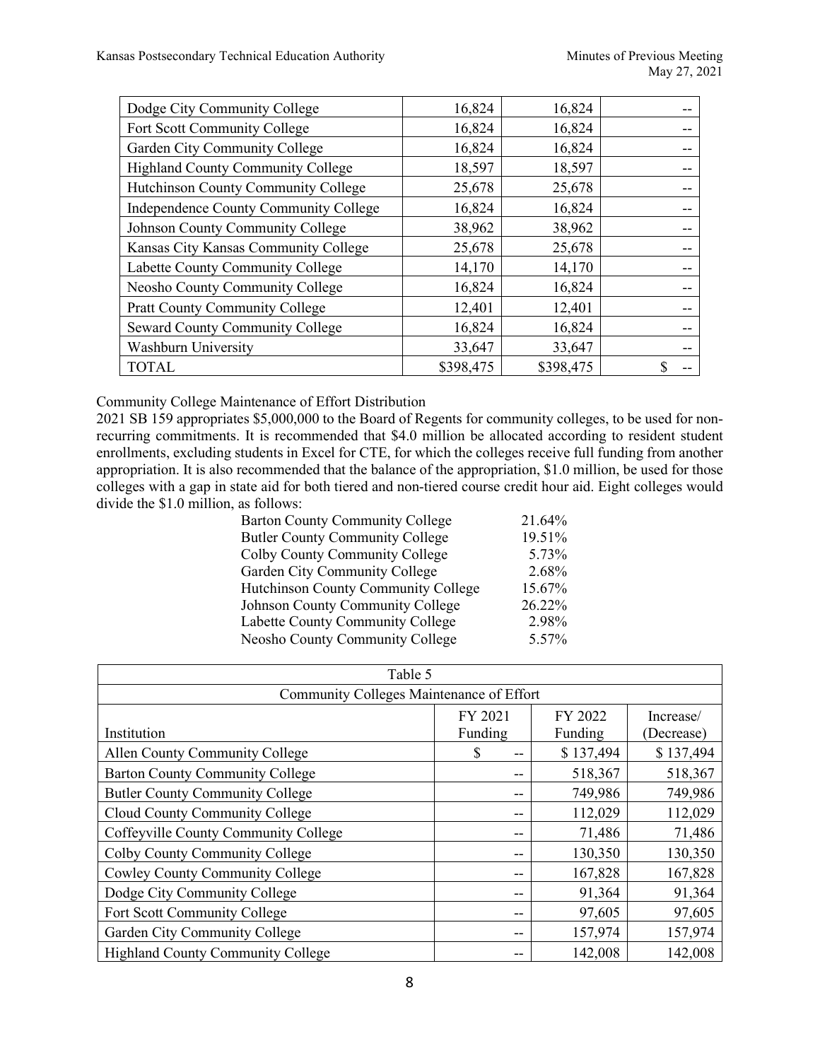| | | | |
|---|---|---|---|
| Dodge City Community College | 16,824 | 16,824 | -- |
| Fort Scott Community College | 16,824 | 16,824 | -- |
| Garden City Community College | 16,824 | 16,824 | -- |
| Highland County Community College | 18,597 | 18,597 | -- |
| Hutchinson County Community College | 25,678 | 25,678 | -- |
| Independence County Community College | 16,824 | 16,824 | -- |
| Johnson County Community College | 38,962 | 38,962 | -- |
| Kansas City Kansas Community College | 25,678 | 25,678 | -- |
| Labette County Community College | 14,170 | 14,170 | -- |
| Neosho County Community College | 16,824 | 16,824 | -- |
| Pratt County Community College | 12,401 | 12,401 | -- |
| Seward County Community College | 16,824 | 16,824 | -- |
| Washburn University | 33,647 | 33,647 | -- |
| TOTAL | $398,475 | $398,475 | $ -- |

Community College Maintenance of Effort Distribution

2021 SB 159 appropriates $5,000,000 to the Board of Regents for community colleges, to be used for non-recurring commitments. It is recommended that $4.0 million be allocated according to resident student enrollments, excluding students in Excel for CTE, for which the colleges receive full funding from another appropriation. It is also recommended that the balance of the appropriation, $1.0 million, be used for those colleges with a gap in state aid for both tiered and non-tiered course credit hour aid. Eight colleges would divide the $1.0 million, as follows:

| | |
|---|---|
| Barton County Community College | 21.64% |
| Butler County Community College | 19.51% |
| Colby County Community College | 5.73% |
| Garden City Community College | 2.68% |
| Hutchinson County Community College | 15.67% |
| Johnson County Community College | 26.22% |
| Labette County Community College | 2.98% |
| Neosho County Community College | 5.57% |

| Table 5 | | | |
|---|---|---|---|
| Community Colleges Maintenance of Effort | | | |
| Institution | FY 2021 Funding | FY 2022 Funding | Increase/ (Decrease) |
| Allen County Community College | $ -- | $ 137,494 | $ 137,494 |
| Barton County Community College | -- | 518,367 | 518,367 |
| Butler County Community College | -- | 749,986 | 749,986 |
| Cloud County Community College | -- | 112,029 | 112,029 |
| Coffeyville County Community College | -- | 71,486 | 71,486 |
| Colby County Community College | -- | 130,350 | 130,350 |
| Cowley County Community College | -- | 167,828 | 167,828 |
| Dodge City Community College | -- | 91,364 | 91,364 |
| Fort Scott Community College | -- | 97,605 | 97,605 |
| Garden City Community College | -- | 157,974 | 157,974 |
| Highland County Community College | -- | 142,008 | 142,008 |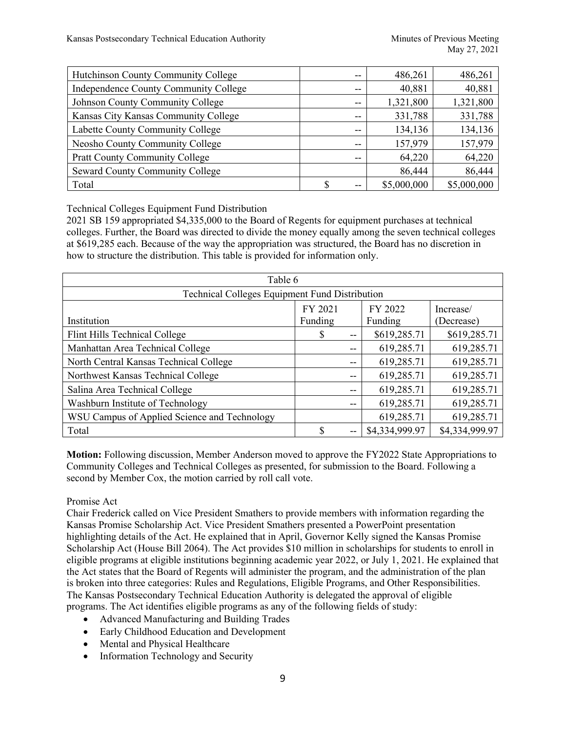| Hutchinson County Community College | -- | 486,261 | 486,261 |
|---|---|---|---|
| Independence County Community College | -- | 40,881 | 40,881 |
| Johnson County Community College | -- | 1,321,800 | 1,321,800 |
| Kansas City Kansas Community College | -- | 331,788 | 331,788 |
| Labette County Community College | -- | 134,136 | 134,136 |
| Neosho County Community College | -- | 157,979 | 157,979 |
| Pratt County Community College | -- | 64,220 | 64,220 |
| Seward County Community College | | 86,444 | 86,444 |
| Total | $ -- | $5,000,000 | $5,000,000 |

Technical Colleges Equipment Fund Distribution
2021 SB 159 appropriated $4,335,000 to the Board of Regents for equipment purchases at technical colleges. Further, the Board was directed to divide the money equally among the seven technical colleges at $619,285 each. Because of the way the appropriation was structured, the Board has no discretion in how to structure the distribution. This table is provided for information only.

| Table 6 | | | |
|---|---|---|---|
| Technical Colleges Equipment Fund Distribution | | | |
| Institution | FY 2021 Funding | FY 2022 Funding | Increase/ (Decrease) |
| Flint Hills Technical College | $ -- | $619,285.71 | $619,285.71 |
| Manhattan Area Technical College | -- | 619,285.71 | 619,285.71 |
| North Central Kansas Technical College | -- | 619,285.71 | 619,285.71 |
| Northwest Kansas Technical College | -- | 619,285.71 | 619,285.71 |
| Salina Area Technical College | -- | 619,285.71 | 619,285.71 |
| Washburn Institute of Technology | -- | 619,285.71 | 619,285.71 |
| WSU Campus of Applied Science and Technology | | 619,285.71 | 619,285.71 |
| Total | $ -- | $4,334,999.97 | $4,334,999.97 |

**Motion:** Following discussion, Member Anderson moved to approve the FY2022 State Appropriations to Community Colleges and Technical Colleges as presented, for submission to the Board. Following a second by Member Cox, the motion carried by roll call vote.

Promise Act
Chair Frederick called on Vice President Smathers to provide members with information regarding the Kansas Promise Scholarship Act. Vice President Smathers presented a PowerPoint presentation highlighting details of the Act. He explained that in April, Governor Kelly signed the Kansas Promise Scholarship Act (House Bill 2064). The Act provides $10 million in scholarships for students to enroll in eligible programs at eligible institutions beginning academic year 2022, or July 1, 2021. He explained that the Act states that the Board of Regents will administer the program, and the administration of the plan is broken into three categories: Rules and Regulations, Eligible Programs, and Other Responsibilities. The Kansas Postsecondary Technical Education Authority is delegated the approval of eligible programs. The Act identifies eligible programs as any of the following fields of study:

- Advanced Manufacturing and Building Trades
- Early Childhood Education and Development
- Mental and Physical Healthcare
- Information Technology and Security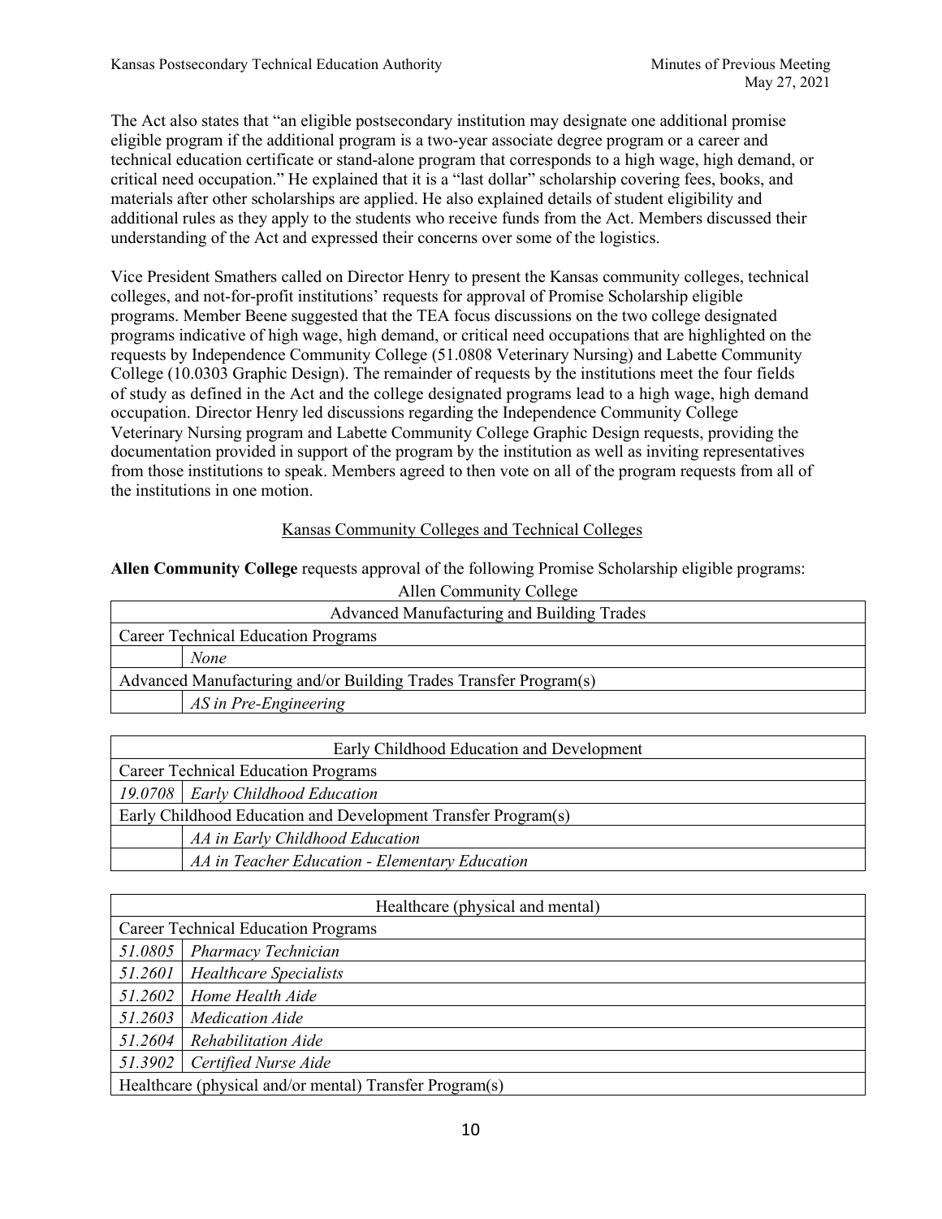The Act also states that "an eligible postsecondary institution may designate one additional promise eligible program if the additional program is a two-year associate degree program or a career and technical education certificate or stand-alone program that corresponds to a high wage, high demand, or critical need occupation." He explained that it is a "last dollar" scholarship covering fees, books, and materials after other scholarships are applied. He also explained details of student eligibility and additional rules as they apply to the students who receive funds from the Act. Members discussed their understanding of the Act and expressed their concerns over some of the logistics.

Vice President Smathers called on Director Henry to present the Kansas community colleges, technical colleges, and not-for-profit institutions' requests for approval of Promise Scholarship eligible programs. Member Beene suggested that the TEA focus discussions on the two college designated programs indicative of high wage, high demand, or critical need occupations that are highlighted on the requests by Independence Community College (51.0808 Veterinary Nursing) and Labette Community College (10.0303 Graphic Design). The remainder of requests by the institutions meet the four fields of study as defined in the Act and the college designated programs lead to a high wage, high demand occupation. Director Henry led discussions regarding the Independence Community College Veterinary Nursing program and Labette Community College Graphic Design requests, providing the documentation provided in support of the program by the institution as well as inviting representatives from those institutions to speak. Members agreed to then vote on all of the program requests from all of the institutions in one motion.

## Kansas Community Colleges and Technical Colleges

**Allen Community College** requests approval of the following Promise Scholarship eligible programs:

Allen Community College

| Advanced Manufacturing and Building Trades | |
|---|---|
| Career Technical Education Programs | |
| | *None* |
| Advanced Manufacturing and/or Building Trades Transfer Program(s) | |
| | *AS in Pre-Engineering* |

| Early Childhood Education and Development | |
|---|---|
| Career Technical Education Programs | |
| *19.0708* | *Early Childhood Education* |
| Early Childhood Education and Development Transfer Program(s) | |
| | *AA in Early Childhood Education* |
| | *AA in Teacher Education - Elementary Education* |

| Healthcare (physical and mental) | |
|---|---|
| Career Technical Education Programs | |
| *51.0805* | *Pharmacy Technician* |
| *51.2601* | *Healthcare Specialists* |
| *51.2602* | *Home Health Aide* |
| *51.2603* | *Medication Aide* |
| *51.2604* | *Rehabilitation Aide* |
| *51.3902* | *Certified Nurse Aide* |
| Healthcare (physical and/or mental) Transfer Program(s) | |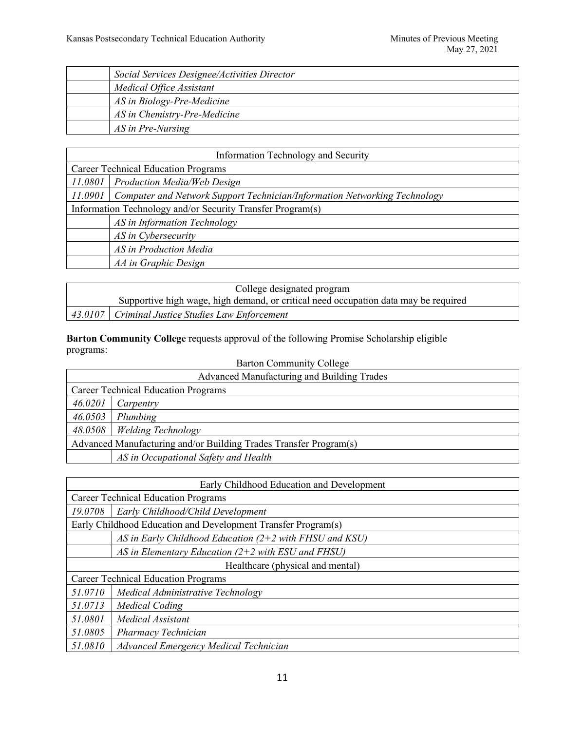| | |
|---|---|
| | *Social Services Designee/Activities Director* |
| | *Medical Office Assistant* |
| | *AS in Biology-Pre-Medicine* |
| | *AS in Chemistry-Pre-Medicine* |
| | *AS in Pre-Nursing* |

| Information Technology and Security | |
|---|---|
| Career Technical Education Programs | |
| *11.0801* | *Production Media/Web Design* |
| *11.0901* | *Computer and Network Support Technician/Information Networking Technology* |
| Information Technology and/or Security Transfer Program(s) | |
| | *AS in Information Technology* |
| | *AS in Cybersecurity* |
| | *AS in Production Media* |
| | *AA in Graphic Design* |

| College designated program<br>Supportive high wage, high demand, or critical need occupation data may be required | |
|---|---|
| *43.0107* | *Criminal Justice Studies Law Enforcement* |

**Barton Community College** requests approval of the following Promise Scholarship eligible programs:

Barton Community College

| Advanced Manufacturing and Building Trades | |
|---|---|
| Career Technical Education Programs | |
| *46.0201* | *Carpentry* |
| *46.0503* | *Plumbing* |
| *48.0508* | *Welding Technology* |
| Advanced Manufacturing and/or Building Trades Transfer Program(s) | |
| | *AS in Occupational Safety and Health* |

| Early Childhood Education and Development | |
|---|---|
| Career Technical Education Programs | |
| *19.0708* | *Early Childhood/Child Development* |
| Early Childhood Education and Development Transfer Program(s) | |
| | *AS in Early Childhood Education (2+2 with FHSU and KSU)* |
| | *AS in Elementary Education (2+2 with ESU and FHSU)* |
| Healthcare (physical and mental) | |
| Career Technical Education Programs | |
| *51.0710* | *Medical Administrative Technology* |
| *51.0713* | *Medical Coding* |
| *51.0801* | *Medical Assistant* |
| *51.0805* | *Pharmacy Technician* |
| *51.0810* | *Advanced Emergency Medical Technician* |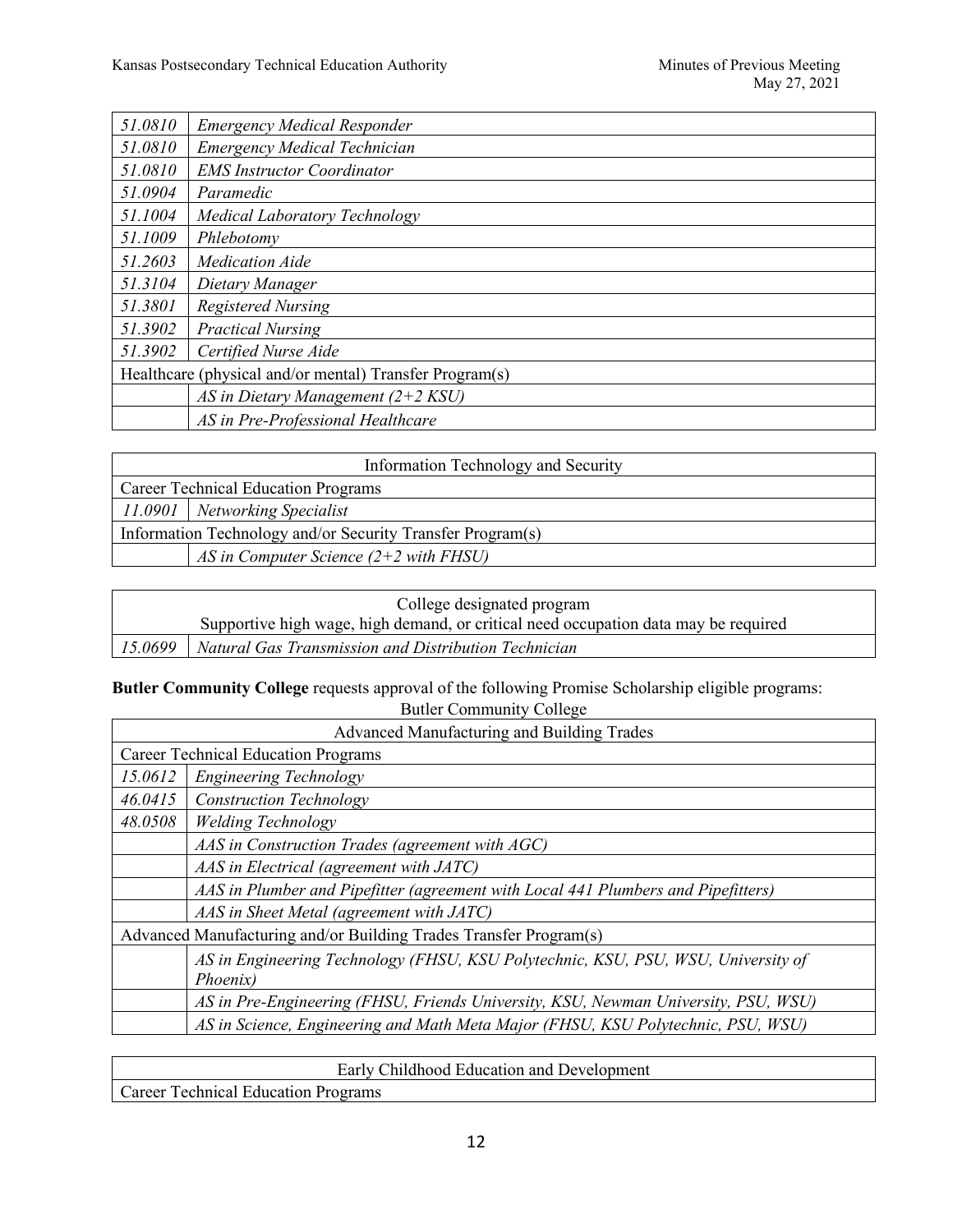| | |
|---|---|
| *51.0810* | *Emergency Medical Responder* |
| *51.0810* | *Emergency Medical Technician* |
| *51.0810* | *EMS Instructor Coordinator* |
| *51.0904* | *Paramedic* |
| *51.1004* | *Medical Laboratory Technology* |
| *51.1009* | *Phlebotomy* |
| *51.2603* | *Medication Aide* |
| *51.3104* | *Dietary Manager* |
| *51.3801* | *Registered Nursing* |
| *51.3902* | *Practical Nursing* |
| *51.3902* | *Certified Nurse Aide* |
| Healthcare (physical and/or mental) Transfer Program(s) | |
| | *AS in Dietary Management (2+2 KSU)* |
| | *AS in Pre-Professional Healthcare* |

| Information Technology and Security | |
|---|---|
| Career Technical Education Programs | |
| *11.0901* | *Networking Specialist* |
| Information Technology and/or Security Transfer Program(s) | |
| | *AS in Computer Science (2+2 with FHSU)* |

| College designated program<br>Supportive high wage, high demand, or critical need occupation data may be required | |
|---|---|
| *15.0699* | *Natural Gas Transmission and Distribution Technician* |

**Butler Community College** requests approval of the following Promise Scholarship eligible programs:

Butler Community College

| Advanced Manufacturing and Building Trades | |
|---|---|
| Career Technical Education Programs | |
| *15.0612* | *Engineering Technology* |
| *46.0415* | *Construction Technology* |
| *48.0508* | *Welding Technology* |
| | *AAS in Construction Trades (agreement with AGC)* |
| | *AAS in Electrical (agreement with JATC)* |
| | *AAS in Plumber and Pipefitter (agreement with Local 441 Plumbers and Pipefitters)* |
| | *AAS in Sheet Metal (agreement with JATC)* |
| Advanced Manufacturing and/or Building Trades Transfer Program(s) | |
| | *AS in Engineering Technology (FHSU, KSU Polytechnic, KSU, PSU, WSU, University of Phoenix)* |
| | *AS in Pre-Engineering (FHSU, Friends University, KSU, Newman University, PSU, WSU)* |
| | *AS in Science, Engineering and Math Meta Major (FHSU, KSU Polytechnic, PSU, WSU)* |

| Early Childhood Education and Development |
|---|
| Career Technical Education Programs |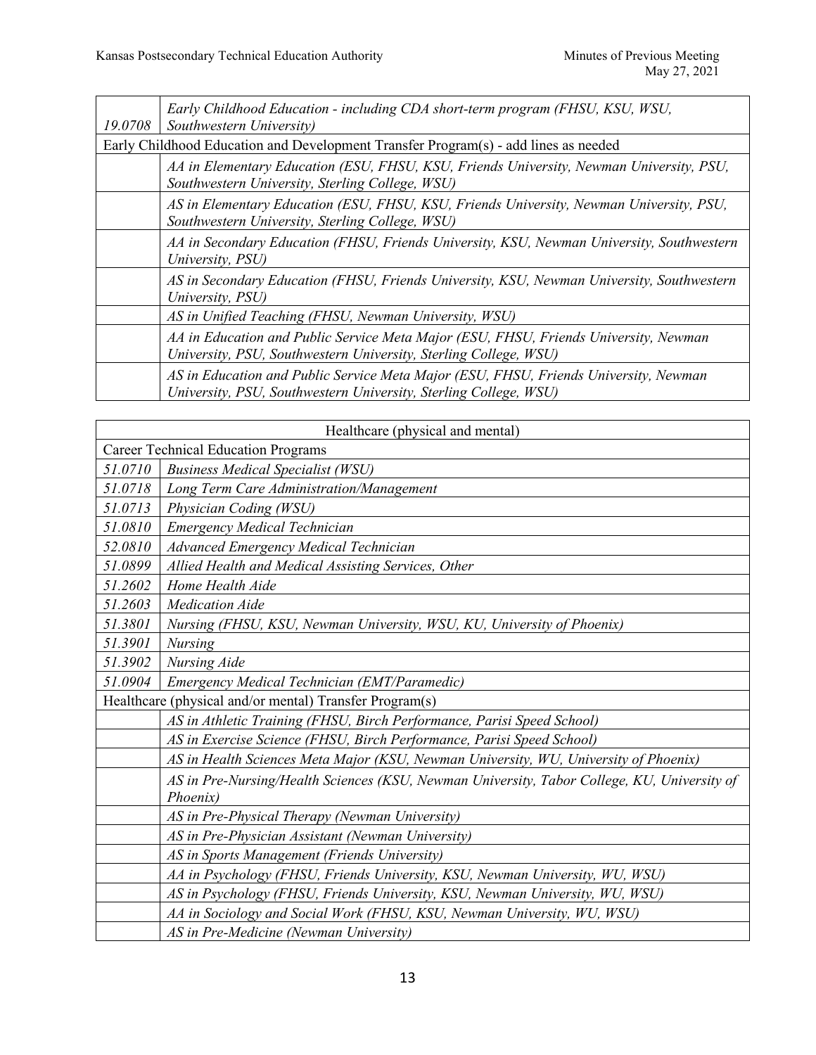| | |
|---|---|
| *19.0708* | *Early Childhood Education - including CDA short-term program (FHSU, KSU, WSU, Southwestern University)* |
| Early Childhood Education and Development Transfer Program(s) - add lines as needed | |
| | *AA in Elementary Education (ESU, FHSU, KSU, Friends University, Newman University, PSU, Southwestern University, Sterling College, WSU)* |
| | *AS in Elementary Education (ESU, FHSU, KSU, Friends University, Newman University, PSU, Southwestern University, Sterling College, WSU)* |
| | *AA in Secondary Education (FHSU, Friends University, KSU, Newman University, Southwestern University, PSU)* |
| | *AS in Secondary Education (FHSU, Friends University, KSU, Newman University, Southwestern University, PSU)* |
| | *AS in Unified Teaching (FHSU, Newman University, WSU)* |
| | *AA in Education and Public Service Meta Major (ESU, FHSU, Friends University, Newman University, PSU, Southwestern University, Sterling College, WSU)* |
| | *AS in Education and Public Service Meta Major (ESU, FHSU, Friends University, Newman University, PSU, Southwestern University, Sterling College, WSU)* |

| Healthcare (physical and mental) | |
|---|---|
| Career Technical Education Programs | |
| *51.0710* | *Business Medical Specialist (WSU)* |
| *51.0718* | *Long Term Care Administration/Management* |
| *51.0713* | *Physician Coding (WSU)* |
| *51.0810* | *Emergency Medical Technician* |
| *52.0810* | *Advanced Emergency Medical Technician* |
| *51.0899* | *Allied Health and Medical Assisting Services, Other* |
| *51.2602* | *Home Health Aide* |
| *51.2603* | *Medication Aide* |
| *51.3801* | *Nursing (FHSU, KSU, Newman University, WSU, KU, University of Phoenix)* |
| *51.3901* | *Nursing* |
| *51.3902* | *Nursing Aide* |
| *51.0904* | *Emergency Medical Technician (EMT/Paramedic)* |
| Healthcare (physical and/or mental) Transfer Program(s) | |
| | *AS in Athletic Training (FHSU, Birch Performance, Parisi Speed School)* |
| | *AS in Exercise Science (FHSU, Birch Performance, Parisi Speed School)* |
| | *AS in Health Sciences Meta Major (KSU, Newman University, WU, University of Phoenix)* |
| | *AS in Pre-Nursing/Health Sciences (KSU, Newman University, Tabor College, KU, University of Phoenix)* |
| | *AS in Pre-Physical Therapy (Newman University)* |
| | *AS in Pre-Physician Assistant (Newman University)* |
| | *AS in Sports Management (Friends University)* |
| | *AA in Psychology (FHSU, Friends University, KSU, Newman University, WU, WSU)* |
| | *AS in Psychology (FHSU, Friends University, KSU, Newman University, WU, WSU)* |
| | *AA in Sociology and Social Work (FHSU, KSU, Newman University, WU, WSU)* |
| | *AS in Pre-Medicine (Newman University)* |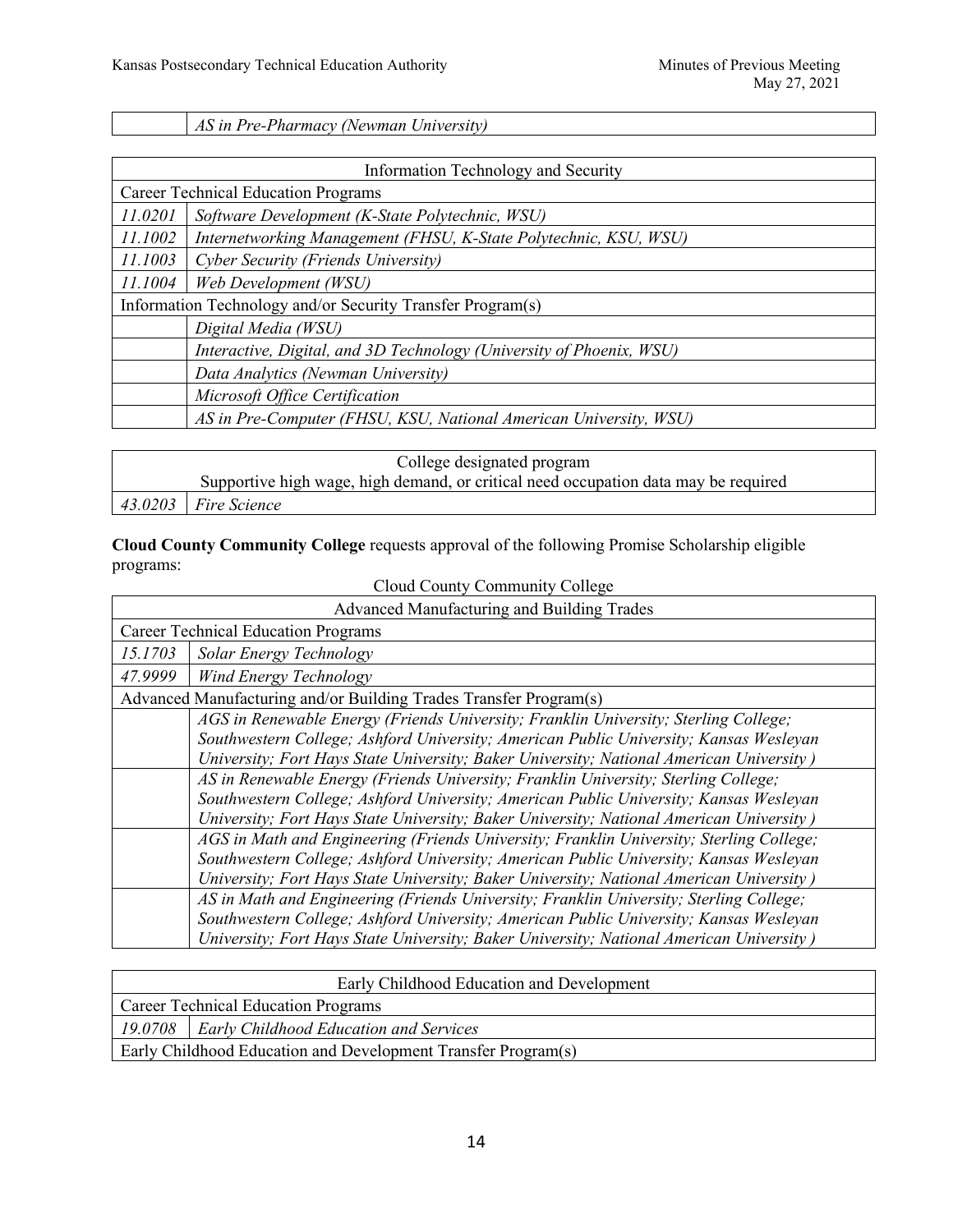| | *AS in Pre-Pharmacy (Newman University)* |
|---|---|

| Information Technology and Security | |
|---|---|
| Career Technical Education Programs | |
| *11.0201* | *Software Development (K-State Polytechnic, WSU)* |
| *11.1002* | *Internetworking Management (FHSU, K-State Polytechnic, KSU, WSU)* |
| *11.1003* | *Cyber Security (Friends University)* |
| *11.1004* | *Web Development (WSU)* |
| Information Technology and/or Security Transfer Program(s) | |
| | *Digital Media (WSU)* |
| | *Interactive, Digital, and 3D Technology (University of Phoenix, WSU)* |
| | *Data Analytics (Newman University)* |
| | *Microsoft Office Certification* |
| | *AS in Pre-Computer (FHSU, KSU, National American University, WSU)* |

| College designated program<br>Supportive high wage, high demand, or critical need occupation data may be required | |
|---|---|
| *43.0203* | *Fire Science* |

**Cloud County Community College** requests approval of the following Promise Scholarship eligible programs:

| Cloud County Community College | |
|---|---|
| Advanced Manufacturing and Building Trades | |
| Career Technical Education Programs | |
| *15.1703* | *Solar Energy Technology* |
| *47.9999* | *Wind Energy Technology* |
| Advanced Manufacturing and/or Building Trades Transfer Program(s) | |
| | *AGS in Renewable Energy (Friends University; Franklin University; Sterling College; Southwestern College; Ashford University; American Public University; Kansas Wesleyan University; Fort Hays State University; Baker University; National American University )* |
| | *AS in Renewable Energy (Friends University; Franklin University; Sterling College; Southwestern College; Ashford University; American Public University; Kansas Wesleyan University; Fort Hays State University; Baker University; National American University )* |
| | *AGS in Math and Engineering (Friends University; Franklin University; Sterling College; Southwestern College; Ashford University; American Public University; Kansas Wesleyan University; Fort Hays State University; Baker University; National American University )* |
| | *AS in Math and Engineering (Friends University; Franklin University; Sterling College; Southwestern College; Ashford University; American Public University; Kansas Wesleyan University; Fort Hays State University; Baker University; National American University )* |

| Early Childhood Education and Development | |
|---|---|
| Career Technical Education Programs | |
| *19.0708* | *Early Childhood Education and Services* |
| Early Childhood Education and Development Transfer Program(s) | |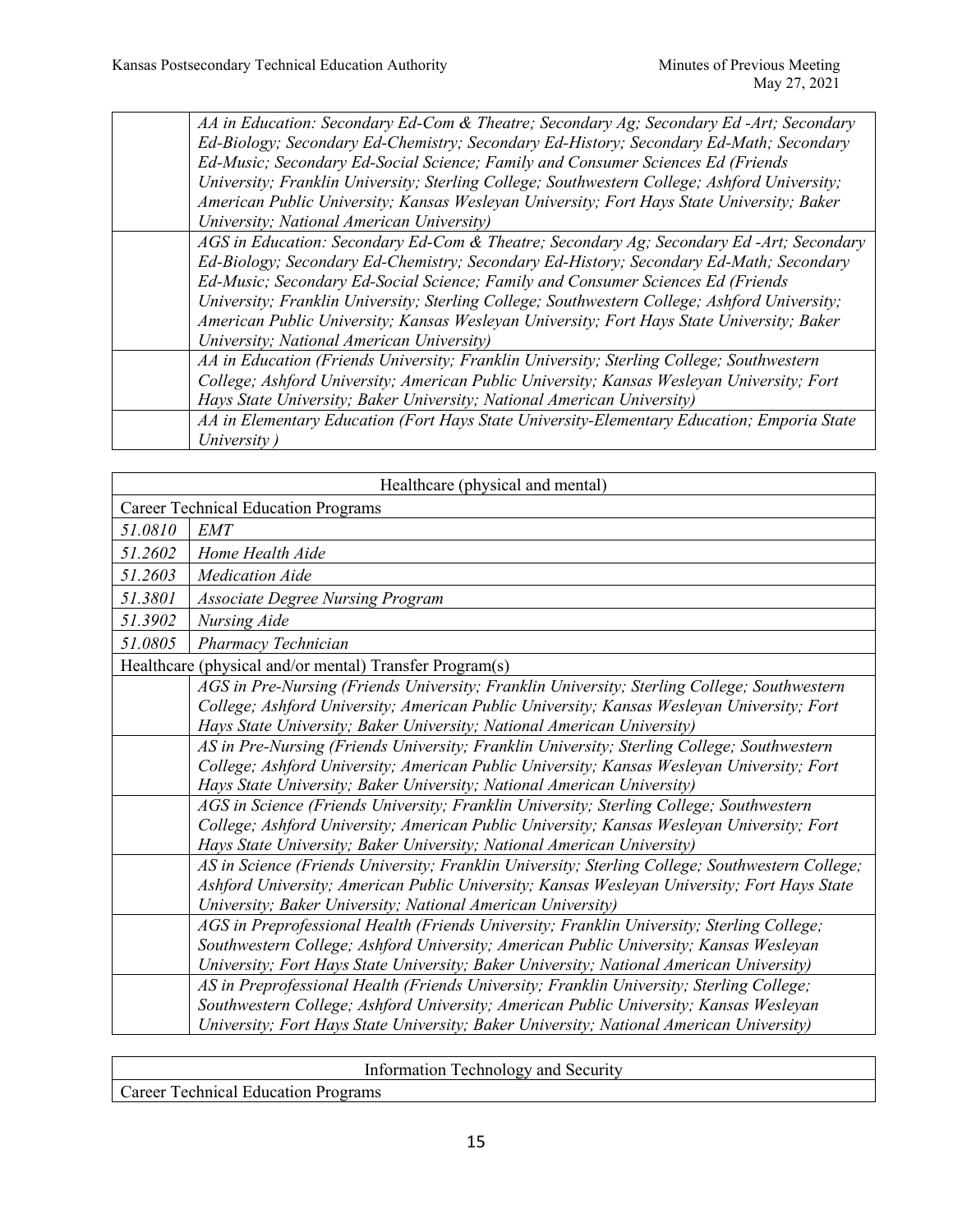| | |
|---|---|
| | *AA in Education: Secondary Ed-Com & Theatre; Secondary Ag; Secondary Ed -Art; Secondary Ed-Biology; Secondary Ed-Chemistry; Secondary Ed-History; Secondary Ed-Math; Secondary Ed-Music; Secondary Ed-Social Science; Family and Consumer Sciences Ed (Friends University; Franklin University; Sterling College; Southwestern College; Ashford University; American Public University; Kansas Wesleyan University; Fort Hays State University; Baker University; National American University)* |
| | *AGS in Education: Secondary Ed-Com & Theatre; Secondary Ag; Secondary Ed -Art; Secondary Ed-Biology; Secondary Ed-Chemistry; Secondary Ed-History; Secondary Ed-Math; Secondary Ed-Music; Secondary Ed-Social Science; Family and Consumer Sciences Ed (Friends University; Franklin University; Sterling College; Southwestern College; Ashford University; American Public University; Kansas Wesleyan University; Fort Hays State University; Baker University; National American University)* |
| | *AA in Education (Friends University; Franklin University; Sterling College; Southwestern College; Ashford University; American Public University; Kansas Wesleyan University; Fort Hays State University; Baker University; National American University)* |
| | *AA in Elementary Education (Fort Hays State University-Elementary Education; Emporia State University )* |

| Healthcare (physical and mental) | |
|---|---|
| Career Technical Education Programs | |
| *51.0810* | *EMT* |
| *51.2602* | *Home Health Aide* |
| *51.2603* | *Medication Aide* |
| *51.3801* | *Associate Degree Nursing Program* |
| *51.3902* | *Nursing Aide* |
| *51.0805* | *Pharmacy Technician* |
| Healthcare (physical and/or mental) Transfer Program(s) | |
| | *AGS in Pre-Nursing (Friends University; Franklin University; Sterling College; Southwestern College; Ashford University; American Public University; Kansas Wesleyan University; Fort Hays State University; Baker University; National American University)* |
| | *AS in Pre-Nursing (Friends University; Franklin University; Sterling College; Southwestern College; Ashford University; American Public University; Kansas Wesleyan University; Fort Hays State University; Baker University; National American University)* |
| | *AGS in Science (Friends University; Franklin University; Sterling College; Southwestern College; Ashford University; American Public University; Kansas Wesleyan University; Fort Hays State University; Baker University; National American University)* |
| | *AS in Science (Friends University; Franklin University; Sterling College; Southwestern College; Ashford University; American Public University; Kansas Wesleyan University; Fort Hays State University; Baker University; National American University)* |
| | *AGS in Preprofessional Health (Friends University; Franklin University; Sterling College; Southwestern College; Ashford University; American Public University; Kansas Wesleyan University; Fort Hays State University; Baker University; National American University)* |
| | *AS in Preprofessional Health (Friends University; Franklin University; Sterling College; Southwestern College; Ashford University; American Public University; Kansas Wesleyan University; Fort Hays State University; Baker University; National American University)* |

| Information Technology and Security |
|---|
| Career Technical Education Programs |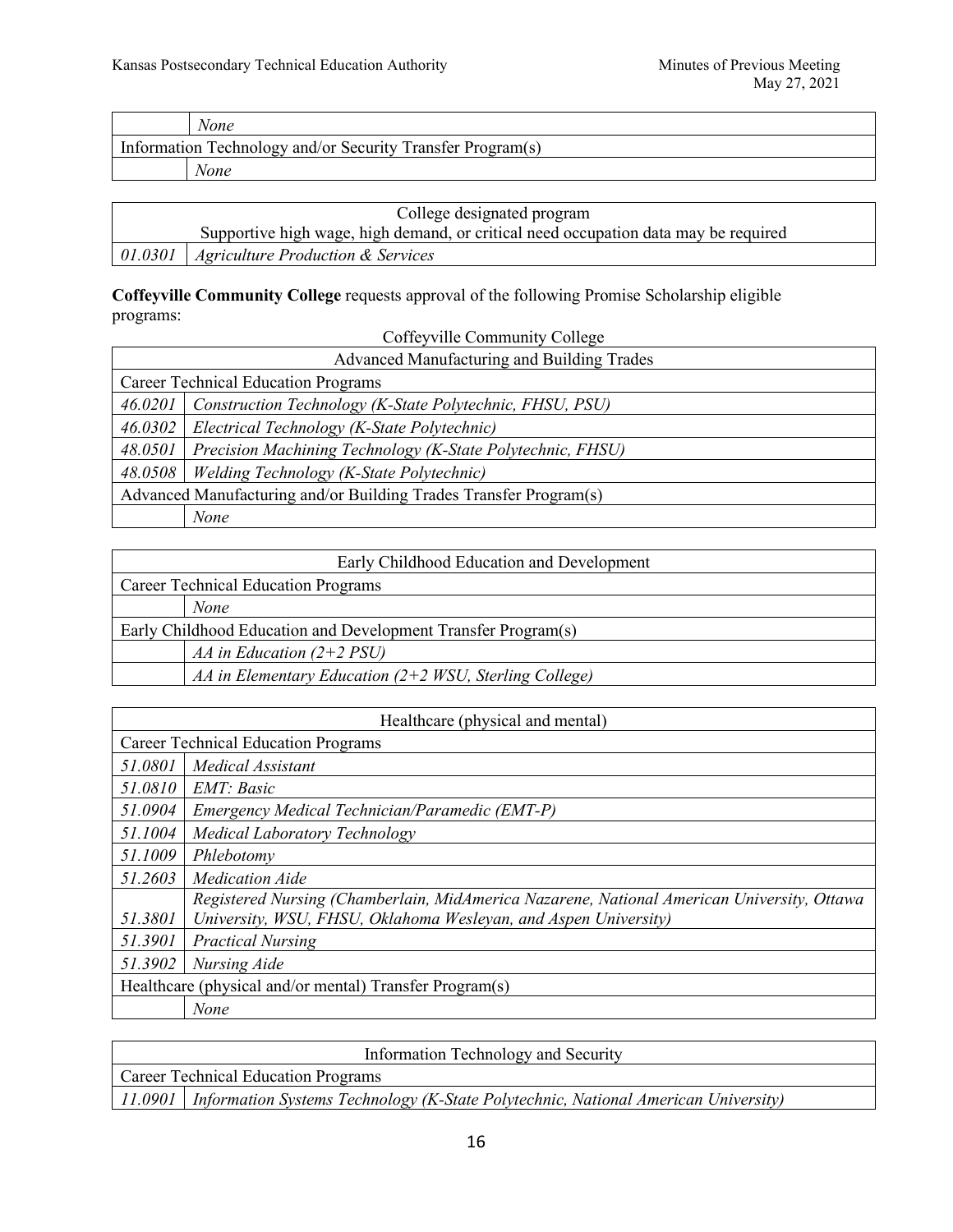| | |
|---|---|
| | *None* |
| Information Technology and/or Security Transfer Program(s) | |
| | *None* |

| College designated program<br>Supportive high wage, high demand, or critical need occupation data may be required | |
|---|---|
| *01.0301* | *Agriculture Production & Services* |

**Coffeyville Community College** requests approval of the following Promise Scholarship eligible programs:

Coffeyville Community College

| Advanced Manufacturing and Building Trades | |
|---|---|
| Career Technical Education Programs | |
| *46.0201* | *Construction Technology (K-State Polytechnic, FHSU, PSU)* |
| *46.0302* | *Electrical Technology (K-State Polytechnic)* |
| *48.0501* | *Precision Machining Technology (K-State Polytechnic, FHSU)* |
| *48.0508* | *Welding Technology (K-State Polytechnic)* |
| Advanced Manufacturing and/or Building Trades Transfer Program(s) | |
| | *None* |

| Early Childhood Education and Development | |
|---|---|
| Career Technical Education Programs | |
| | *None* |
| Early Childhood Education and Development Transfer Program(s) | |
| | *AA in Education (2+2 PSU)* |
| | *AA in Elementary Education (2+2 WSU, Sterling College)* |

| Healthcare (physical and mental) | |
|---|---|
| Career Technical Education Programs | |
| *51.0801* | *Medical Assistant* |
| *51.0810* | *EMT: Basic* |
| *51.0904* | *Emergency Medical Technician/Paramedic (EMT-P)* |
| *51.1004* | *Medical Laboratory Technology* |
| *51.1009* | *Phlebotomy* |
| *51.2603* | *Medication Aide* |
| *51.3801* | *Registered Nursing (Chamberlain, MidAmerica Nazarene, National American University, Ottawa University, WSU, FHSU, Oklahoma Wesleyan, and Aspen University)* |
| *51.3901* | *Practical Nursing* |
| *51.3902* | *Nursing Aide* |
| Healthcare (physical and/or mental) Transfer Program(s) | |
| | *None* |

| Information Technology and Security | |
|---|---|
| Career Technical Education Programs | |
| *11.0901* | *Information Systems Technology (K-State Polytechnic, National American University)* |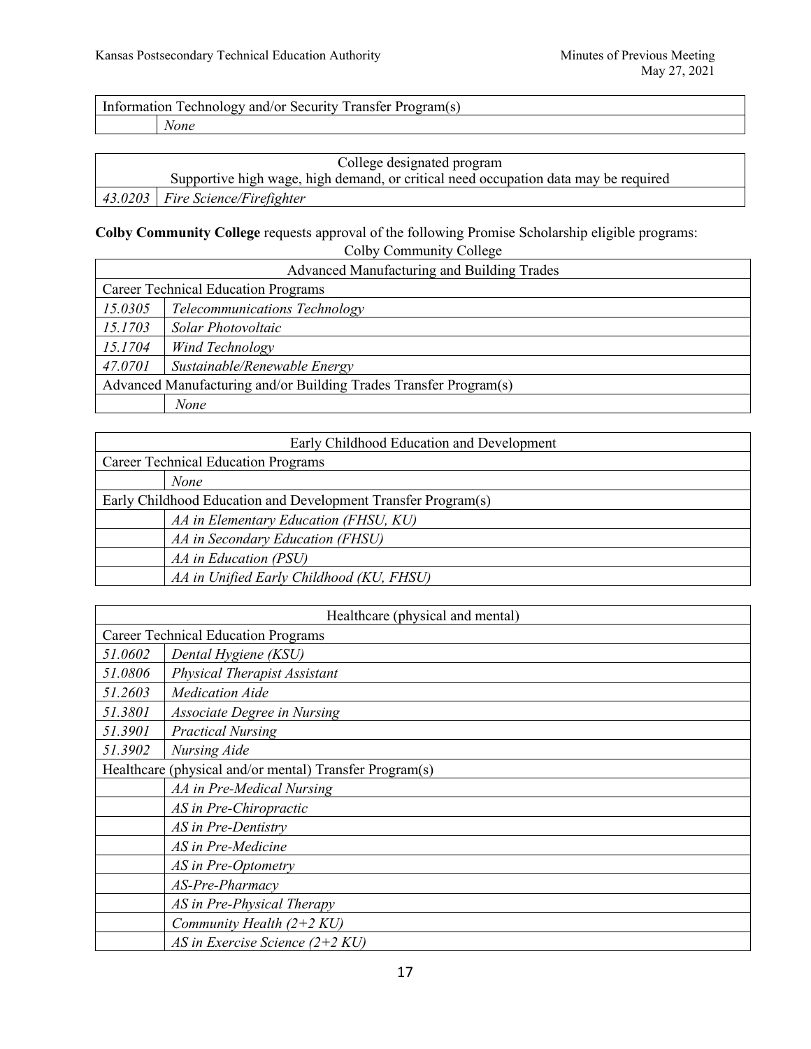| Information Technology and/or Security Transfer Program(s) | |
|---|---|
| | *None* |

| College designated program<br>Supportive high wage, high demand, or critical need occupation data may be required | |
|---|---|
| *43.0203* | *Fire Science/Firefighter* |

**Colby Community College** requests approval of the following Promise Scholarship eligible programs:

Colby Community College

| Advanced Manufacturing and Building Trades | |
|---|---|
| Career Technical Education Programs | |
| *15.0305* | *Telecommunications Technology* |
| *15.1703* | *Solar Photovoltaic* |
| *15.1704* | *Wind Technology* |
| *47.0701* | *Sustainable/Renewable Energy* |
| Advanced Manufacturing and/or Building Trades Transfer Program(s) | |
| | *None* |

| Early Childhood Education and Development | |
|---|---|
| Career Technical Education Programs | |
| | *None* |
| Early Childhood Education and Development Transfer Program(s) | |
| | *AA in Elementary Education (FHSU, KU)* |
| | *AA in Secondary Education (FHSU)* |
| | *AA in Education (PSU)* |
| | *AA in Unified Early Childhood (KU, FHSU)* |

| Healthcare (physical and mental) | |
|---|---|
| Career Technical Education Programs | |
| *51.0602* | *Dental Hygiene (KSU)* |
| *51.0806* | *Physical Therapist Assistant* |
| *51.2603* | *Medication Aide* |
| *51.3801* | *Associate Degree in Nursing* |
| *51.3901* | *Practical Nursing* |
| *51.3902* | *Nursing Aide* |
| Healthcare (physical and/or mental) Transfer Program(s) | |
| | *AA in Pre-Medical Nursing* |
| | *AS in Pre-Chiropractic* |
| | *AS in Pre-Dentistry* |
| | *AS in Pre-Medicine* |
| | *AS in Pre-Optometry* |
| | *AS-Pre-Pharmacy* |
| | *AS in Pre-Physical Therapy* |
| | *Community Health (2+2 KU)* |
| | *AS in Exercise Science (2+2 KU)* |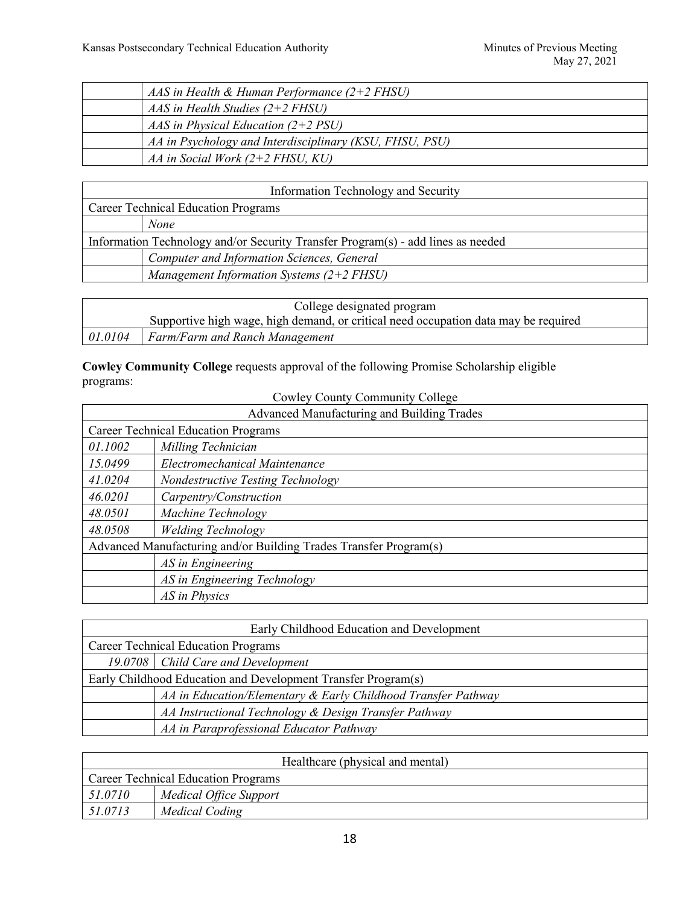| | |
|---|---|
| | *AAS in Health & Human Performance (2+2 FHSU)* |
| | *AAS in Health Studies (2+2 FHSU)* |
| | *AAS in Physical Education (2+2 PSU)* |
| | *AA in Psychology and Interdisciplinary (KSU, FHSU, PSU)* |
| | *AA in Social Work (2+2 FHSU, KU)* |

| Information Technology and Security | |
|---|---|
| Career Technical Education Programs | |
| | *None* |
| Information Technology and/or Security Transfer Program(s) - add lines as needed | |
| | *Computer and Information Sciences, General* |
| | *Management Information Systems (2+2 FHSU)* |

| College designated program<br>Supportive high wage, high demand, or critical need occupation data may be required | |
|---|---|
| *01.0104* | *Farm/Farm and Ranch Management* |

**Cowley Community College** requests approval of the following Promise Scholarship eligible programs:

Cowley County Community College

| Advanced Manufacturing and Building Trades | |
|---|---|
| Career Technical Education Programs | |
| *01.1002* | *Milling Technician* |
| *15.0499* | *Electromechanical Maintenance* |
| *41.0204* | *Nondestructive Testing Technology* |
| *46.0201* | *Carpentry/Construction* |
| *48.0501* | *Machine Technology* |
| *48.0508* | *Welding Technology* |
| Advanced Manufacturing and/or Building Trades Transfer Program(s) | |
| | *AS in Engineering* |
| | *AS in Engineering Technology* |
| | *AS in Physics* |

| Early Childhood Education and Development | |
|---|---|
| Career Technical Education Programs | |
| *19.0708* | *Child Care and Development* |
| Early Childhood Education and Development Transfer Program(s) | |
| | *AA in Education/Elementary & Early Childhood Transfer Pathway* |
| | *AA Instructional Technology & Design Transfer Pathway* |
| | *AA in Paraprofessional Educator Pathway* |

| Healthcare (physical and mental) | |
|---|---|
| Career Technical Education Programs | |
| *51.0710* | *Medical Office Support* |
| *51.0713* | *Medical Coding* |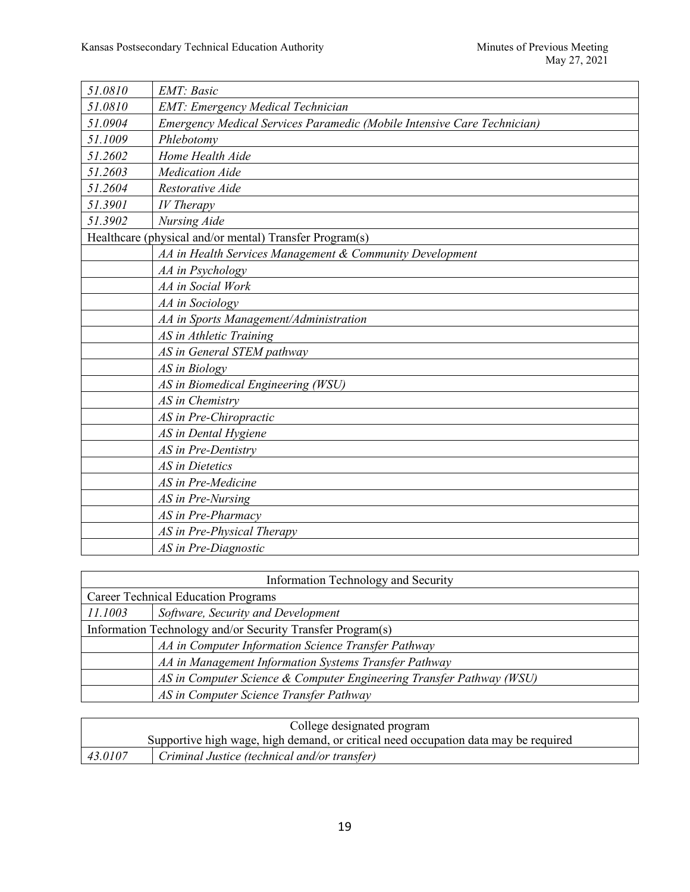| | |
|---|---|
| *51.0810* | *EMT: Basic* |
| *51.0810* | *EMT: Emergency Medical Technician* |
| *51.0904* | *Emergency Medical Services Paramedic (Mobile Intensive Care Technician)* |
| *51.1009* | *Phlebotomy* |
| *51.2602* | *Home Health Aide* |
| *51.2603* | *Medication Aide* |
| *51.2604* | *Restorative Aide* |
| *51.3901* | *IV Therapy* |
| *51.3902* | *Nursing Aide* |
| Healthcare (physical and/or mental) Transfer Program(s) | |
| | *AA in Health Services Management & Community Development* |
| | *AA in Psychology* |
| | *AA in Social Work* |
| | *AA in Sociology* |
| | *AA in Sports Management/Administration* |
| | *AS in Athletic Training* |
| | *AS in General STEM pathway* |
| | *AS in Biology* |
| | *AS in Biomedical Engineering (WSU)* |
| | *AS in Chemistry* |
| | *AS in Pre-Chiropractic* |
| | *AS in Dental Hygiene* |
| | *AS in Pre-Dentistry* |
| | *AS in Dietetics* |
| | *AS in Pre-Medicine* |
| | *AS in Pre-Nursing* |
| | *AS in Pre-Pharmacy* |
| | *AS in Pre-Physical Therapy* |
| | *AS in Pre-Diagnostic* |

| Information Technology and Security | |
|---|---|
| Career Technical Education Programs | |
| *11.1003* | *Software, Security and Development* |
| Information Technology and/or Security Transfer Program(s) | |
| | *AA in Computer Information Science Transfer Pathway* |
| | *AA in Management Information Systems Transfer Pathway* |
| | *AS in Computer Science & Computer Engineering Transfer Pathway (WSU)* |
| | *AS in Computer Science Transfer Pathway* |

| College designated program<br>Supportive high wage, high demand, or critical need occupation data may be required | |
|---|---|
| *43.0107* | *Criminal Justice (technical and/or transfer)* |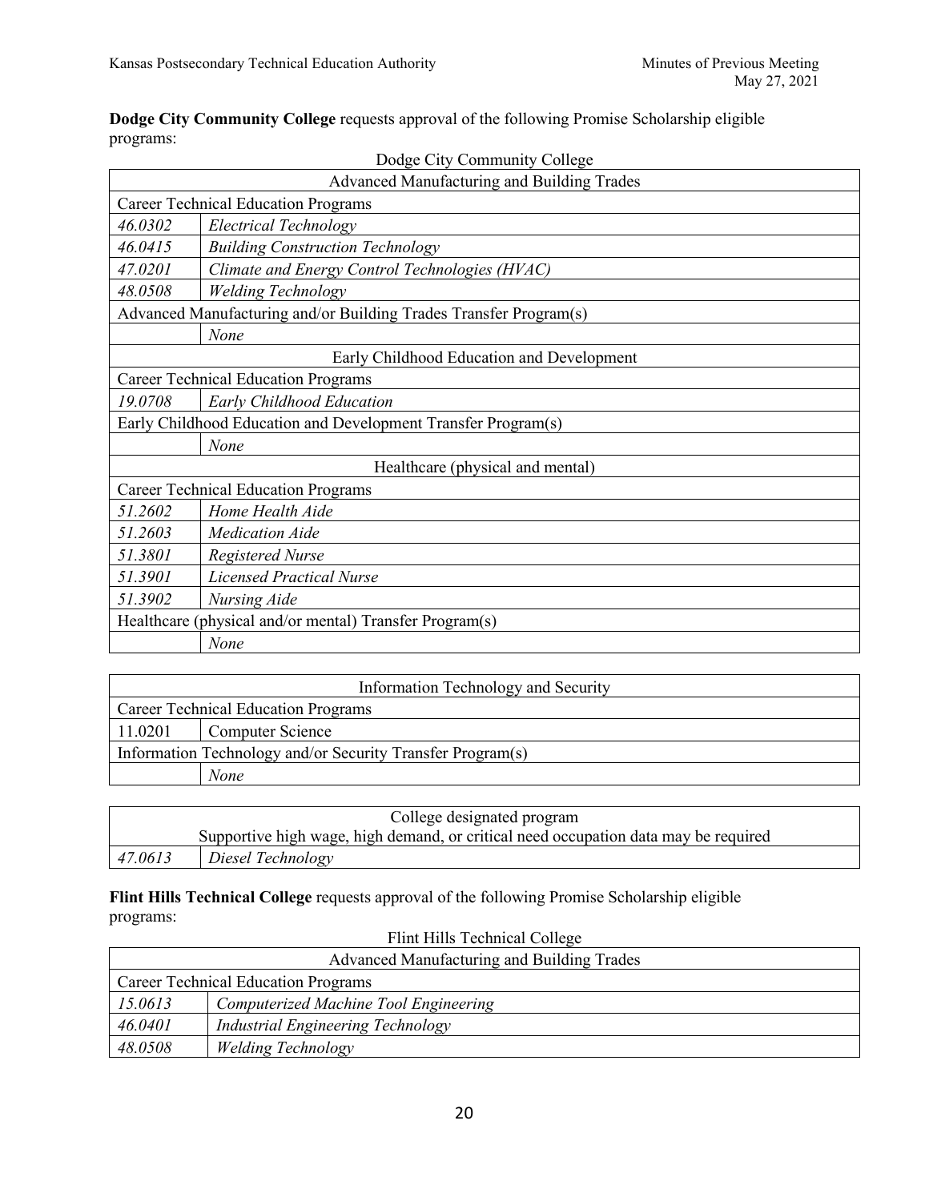**Dodge City Community College** requests approval of the following Promise Scholarship eligible programs:

Dodge City Community College

| Advanced Manufacturing and Building Trades | |
|---|---|
| Career Technical Education Programs | |
| *46.0302* | *Electrical Technology* |
| *46.0415* | *Building Construction Technology* |
| *47.0201* | *Climate and Energy Control Technologies (HVAC)* |
| *48.0508* | *Welding Technology* |
| Advanced Manufacturing and/or Building Trades Transfer Program(s) | |
| | *None* |
| Early Childhood Education and Development | |
| Career Technical Education Programs | |
| *19.0708* | *Early Childhood Education* |
| Early Childhood Education and Development Transfer Program(s) | |
| | *None* |
| Healthcare (physical and mental) | |
| Career Technical Education Programs | |
| *51.2602* | *Home Health Aide* |
| *51.2603* | *Medication Aide* |
| *51.3801* | *Registered Nurse* |
| *51.3901* | *Licensed Practical Nurse* |
| *51.3902* | *Nursing Aide* |
| Healthcare (physical and/or mental) Transfer Program(s) | |
| | *None* |

| Information Technology and Security | |
|---|---|
| Career Technical Education Programs | |
| 11.0201 | Computer Science |
| Information Technology and/or Security Transfer Program(s) | |
| | *None* |

| College designated program<br>Supportive high wage, high demand, or critical need occupation data may be required | |
|---|---|
| *47.0613* | *Diesel Technology* |

**Flint Hills Technical College** requests approval of the following Promise Scholarship eligible programs:

Flint Hills Technical College

| Advanced Manufacturing and Building Trades | |
|---|---|
| Career Technical Education Programs | |
| *15.0613* | *Computerized Machine Tool Engineering* |
| *46.0401* | *Industrial Engineering Technology* |
| *48.0508* | *Welding Technology* |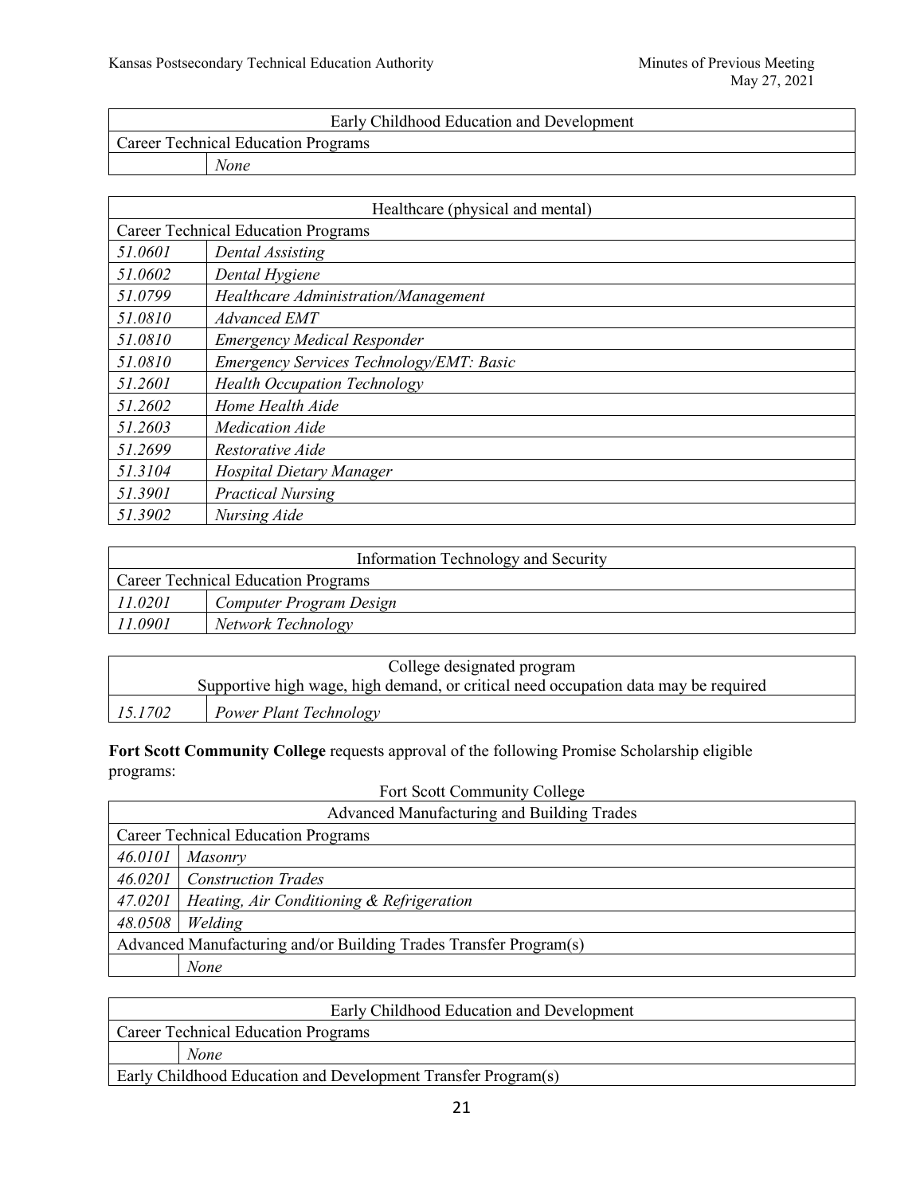| Early Childhood Education and Development | |
|---|---|
| Career Technical Education Programs | |
| | *None* |

| Healthcare (physical and mental) | |
|---|---|
| Career Technical Education Programs | |
| *51.0601* | *Dental Assisting* |
| *51.0602* | *Dental Hygiene* |
| *51.0799* | *Healthcare Administration/Management* |
| *51.0810* | *Advanced EMT* |
| *51.0810* | *Emergency Medical Responder* |
| *51.0810* | *Emergency Services Technology/EMT: Basic* |
| *51.2601* | *Health Occupation Technology* |
| *51.2602* | *Home Health Aide* |
| *51.2603* | *Medication Aide* |
| *51.2699* | *Restorative Aide* |
| *51.3104* | *Hospital Dietary Manager* |
| *51.3901* | *Practical Nursing* |
| *51.3902* | *Nursing Aide* |

| Information Technology and Security | |
|---|---|
| Career Technical Education Programs | |
| *11.0201* | *Computer Program Design* |
| *11.0901* | *Network Technology* |

| College designated program<br>Supportive high wage, high demand, or critical need occupation data may be required | |
|---|---|
| *15.1702* | *Power Plant Technology* |

**Fort Scott Community College** requests approval of the following Promise Scholarship eligible programs:

Fort Scott Community College

| Advanced Manufacturing and Building Trades | |
|---|---|
| Career Technical Education Programs | |
| *46.0101* | *Masonry* |
| *46.0201* | *Construction Trades* |
| *47.0201* | *Heating, Air Conditioning & Refrigeration* |
| *48.0508* | *Welding* |
| Advanced Manufacturing and/or Building Trades Transfer Program(s) | |
| | *None* |

| Early Childhood Education and Development | |
|---|---|
| Career Technical Education Programs | |
| | *None* |
| Early Childhood Education and Development Transfer Program(s) | |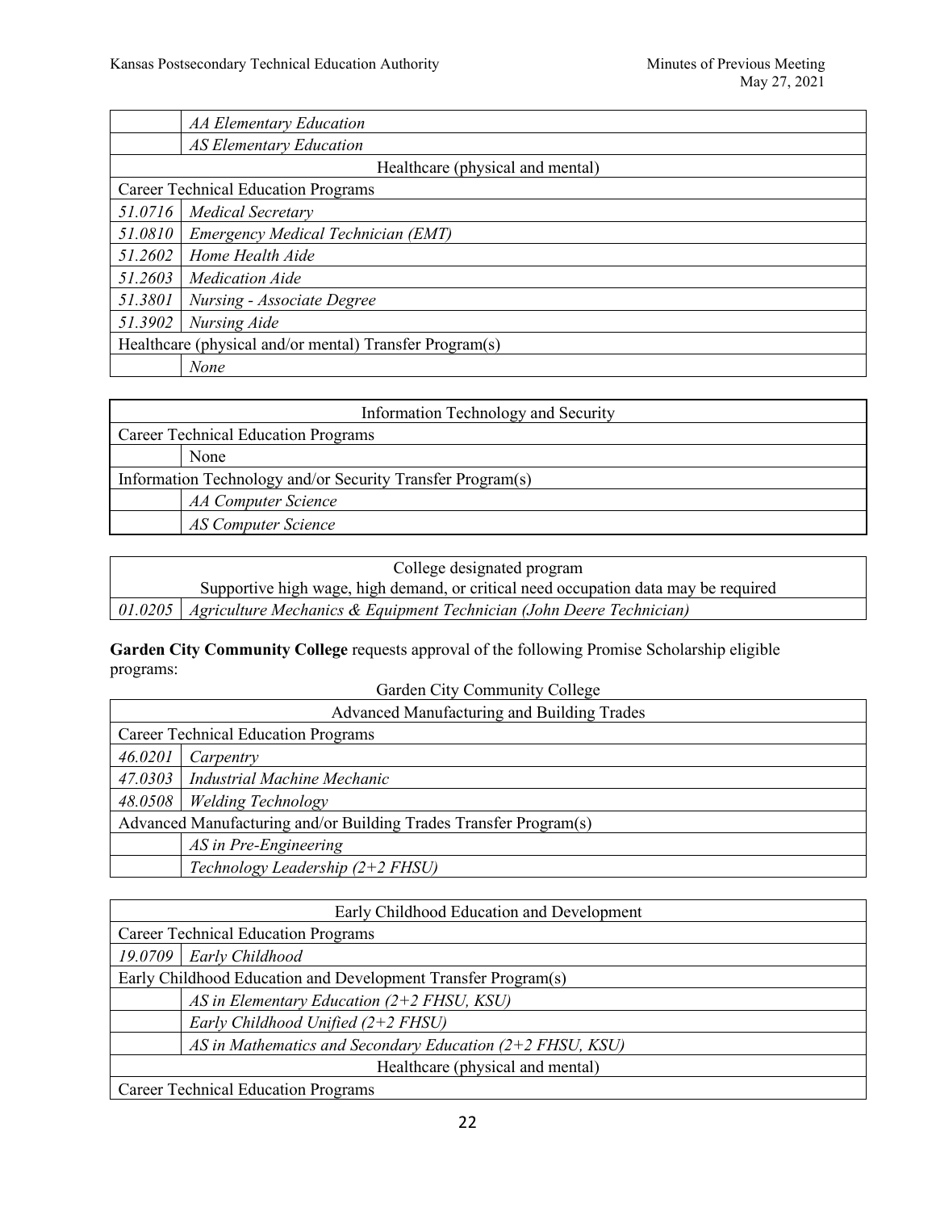| | |
|---|---|
| | *AA Elementary Education* |
| | *AS Elementary Education* |
| Healthcare (physical and mental) | |
| Career Technical Education Programs | |
| *51.0716* | *Medical Secretary* |
| *51.0810* | *Emergency Medical Technician (EMT)* |
| *51.2602* | *Home Health Aide* |
| *51.2603* | *Medication Aide* |
| *51.3801* | *Nursing - Associate Degree* |
| *51.3902* | *Nursing Aide* |
| Healthcare (physical and/or mental) Transfer Program(s) | |
| | *None* |

| Information Technology and Security | |
|---|---|
| Career Technical Education Programs | |
| | None |
| Information Technology and/or Security Transfer Program(s) | |
| | *AA Computer Science* |
| | *AS Computer Science* |

| College designated program<br>Supportive high wage, high demand, or critical need occupation data may be required | |
|---|---|
| *01.0205* | *Agriculture Mechanics & Equipment Technician (John Deere Technician)* |

**Garden City Community College** requests approval of the following Promise Scholarship eligible programs:

Garden City Community College

| Advanced Manufacturing and Building Trades | |
|---|---|
| Career Technical Education Programs | |
| *46.0201* | *Carpentry* |
| *47.0303* | *Industrial Machine Mechanic* |
| *48.0508* | *Welding Technology* |
| Advanced Manufacturing and/or Building Trades Transfer Program(s) | |
| | *AS in Pre-Engineering* |
| | *Technology Leadership (2+2 FHSU)* |

| Early Childhood Education and Development | |
|---|---|
| Career Technical Education Programs | |
| *19.0709* | *Early Childhood* |
| Early Childhood Education and Development Transfer Program(s) | |
| | *AS in Elementary Education (2+2 FHSU, KSU)* |
| | *Early Childhood Unified (2+2 FHSU)* |
| | *AS in Mathematics and Secondary Education (2+2 FHSU, KSU)* |
| Healthcare (physical and mental) | |
| Career Technical Education Programs | |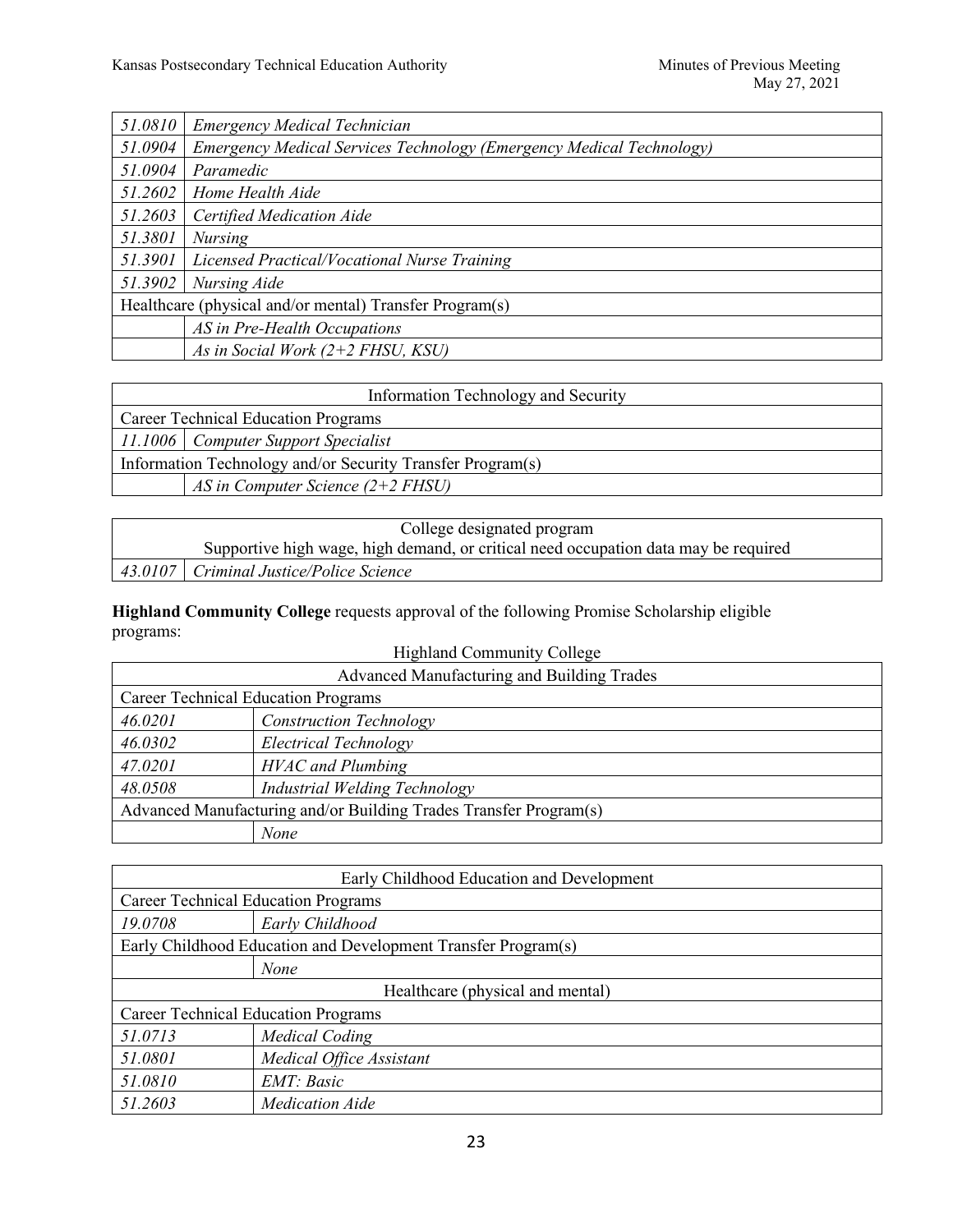| | |
|---|---|
| *51.0810* | *Emergency Medical Technician* |
| *51.0904* | *Emergency Medical Services Technology (Emergency Medical Technology)* |
| *51.0904* | *Paramedic* |
| *51.2602* | *Home Health Aide* |
| *51.2603* | *Certified Medication Aide* |
| *51.3801* | *Nursing* |
| *51.3901* | *Licensed Practical/Vocational Nurse Training* |
| *51.3902* | *Nursing Aide* |
| Healthcare (physical and/or mental) Transfer Program(s) | |
| | *AS in Pre-Health Occupations* |
| | *As in Social Work (2+2 FHSU, KSU)* |

| Information Technology and Security | |
|---|---|
| Career Technical Education Programs | |
| *11.1006* | *Computer Support Specialist* |
| Information Technology and/or Security Transfer Program(s) | |
| | *AS in Computer Science (2+2 FHSU)* |

| College designated program<br>Supportive high wage, high demand, or critical need occupation data may be required | |
|---|---|
| *43.0107* | *Criminal Justice/Police Science* |

**Highland Community College** requests approval of the following Promise Scholarship eligible programs:

Highland Community College

| Advanced Manufacturing and Building Trades | |
|---|---|
| Career Technical Education Programs | |
| *46.0201* | *Construction Technology* |
| *46.0302* | *Electrical Technology* |
| *47.0201* | *HVAC and Plumbing* |
| *48.0508* | *Industrial Welding Technology* |
| Advanced Manufacturing and/or Building Trades Transfer Program(s) | |
| | *None* |

| Early Childhood Education and Development | |
|---|---|
| Career Technical Education Programs | |
| *19.0708* | *Early Childhood* |
| Early Childhood Education and Development Transfer Program(s) | |
| | *None* |
| Healthcare (physical and mental) | |
| Career Technical Education Programs | |
| *51.0713* | *Medical Coding* |
| *51.0801* | *Medical Office Assistant* |
| *51.0810* | *EMT: Basic* |
| *51.2603* | *Medication Aide* |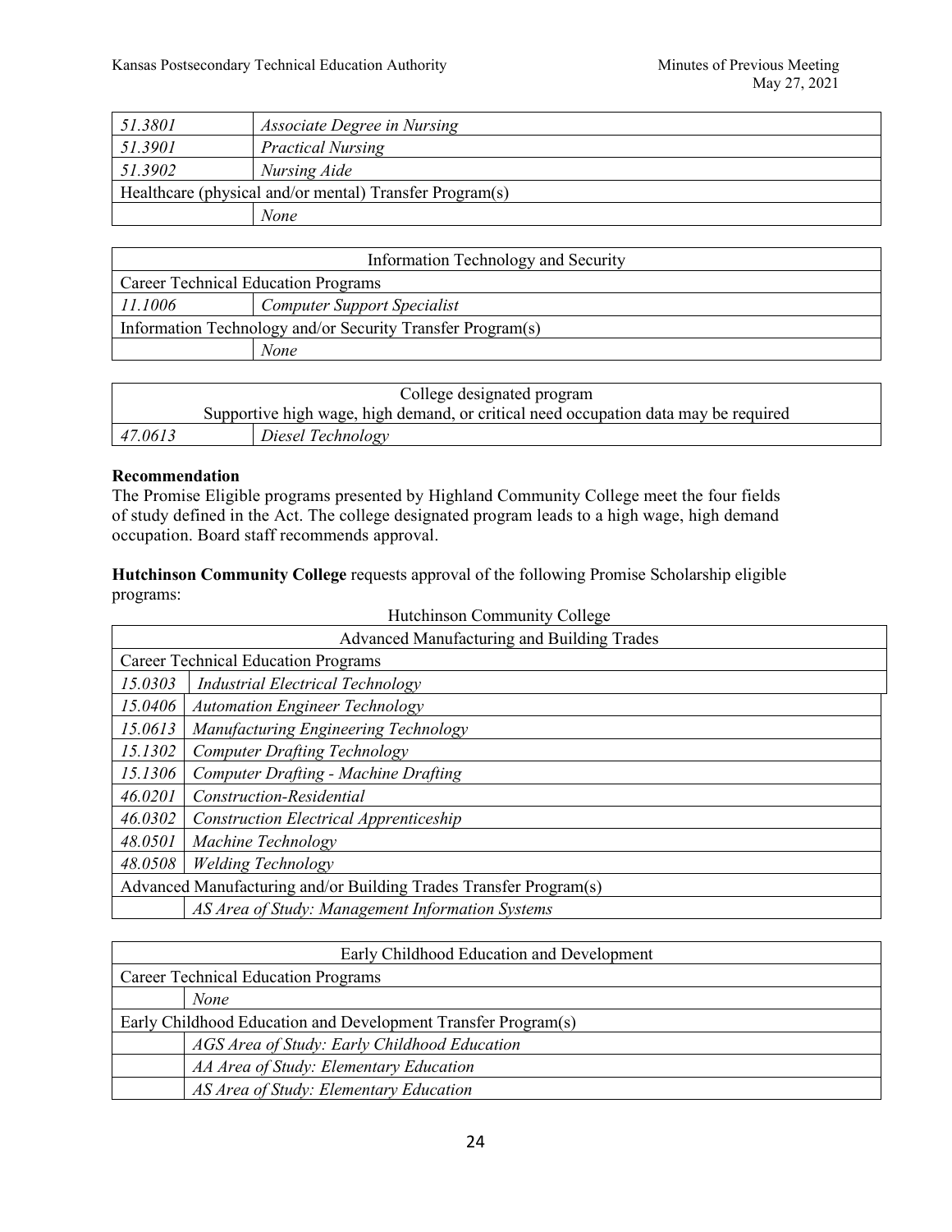| | |
|---|---|
| *51.3801* | *Associate Degree in Nursing* |
| *51.3901* | *Practical Nursing* |
| *51.3902* | *Nursing Aide* |
| Healthcare (physical and/or mental) Transfer Program(s) | |
| | *None* |

| Information Technology and Security | |
|---|---|
| Career Technical Education Programs | |
| *11.1006* | *Computer Support Specialist* |
| Information Technology and/or Security Transfer Program(s) | |
| | *None* |

| College designated program<br>Supportive high wage, high demand, or critical need occupation data may be required | |
|---|---|
| *47.0613* | *Diesel Technology* |

**Recommendation**

The Promise Eligible programs presented by Highland Community College meet the four fields of study defined in the Act. The college designated program leads to a high wage, high demand occupation. Board staff recommends approval.

**Hutchinson Community College** requests approval of the following Promise Scholarship eligible programs:

Hutchinson Community College

| Advanced Manufacturing and Building Trades | |
|---|---|
| Career Technical Education Programs | |
| *15.0303* | *Industrial Electrical Technology* |
| *15.0406* | *Automation Engineer Technology* |
| *15.0613* | *Manufacturing Engineering Technology* |
| *15.1302* | *Computer Drafting Technology* |
| *15.1306* | *Computer Drafting - Machine Drafting* |
| *46.0201* | *Construction-Residential* |
| *46.0302* | *Construction Electrical Apprenticeship* |
| *48.0501* | *Machine Technology* |
| *48.0508* | *Welding Technology* |
| Advanced Manufacturing and/or Building Trades Transfer Program(s) | |
| | *AS Area of Study: Management Information Systems* |

| Early Childhood Education and Development | |
|---|---|
| Career Technical Education Programs | |
| | *None* |
| Early Childhood Education and Development Transfer Program(s) | |
| | *AGS Area of Study: Early Childhood Education* |
| | *AA Area of Study: Elementary Education* |
| | *AS Area of Study: Elementary Education* |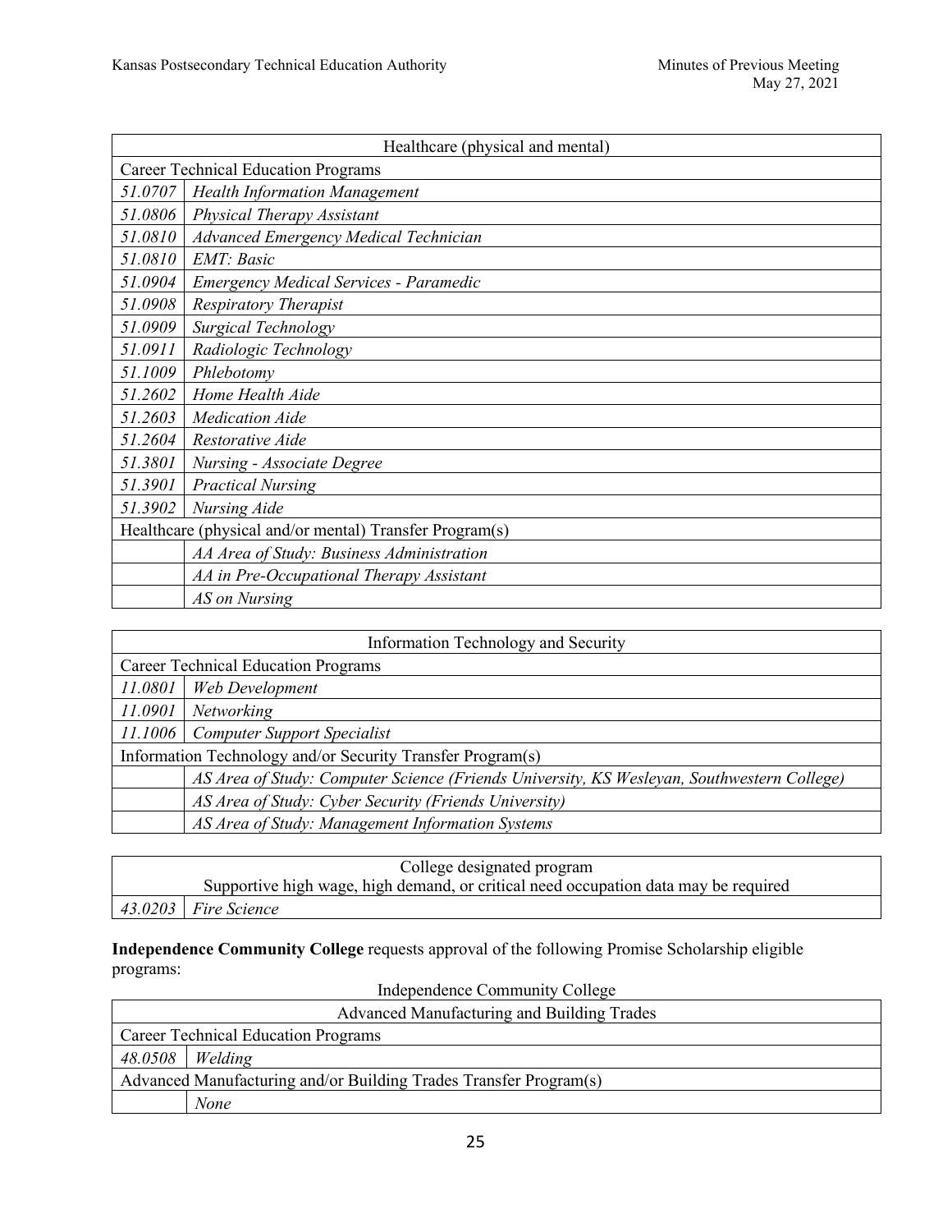| Healthcare (physical and mental) | |
|---|---|
| Career Technical Education Programs | |
| *51.0707* | *Health Information Management* |
| *51.0806* | *Physical Therapy Assistant* |
| *51.0810* | *Advanced Emergency Medical Technician* |
| *51.0810* | *EMT: Basic* |
| *51.0904* | *Emergency Medical Services - Paramedic* |
| *51.0908* | *Respiratory Therapist* |
| *51.0909* | *Surgical Technology* |
| *51.0911* | *Radiologic Technology* |
| *51.1009* | *Phlebotomy* |
| *51.2602* | *Home Health Aide* |
| *51.2603* | *Medication Aide* |
| *51.2604* | *Restorative Aide* |
| *51.3801* | *Nursing - Associate Degree* |
| *51.3901* | *Practical Nursing* |
| *51.3902* | *Nursing Aide* |
| Healthcare (physical and/or mental) Transfer Program(s) | |
| | *AA Area of Study: Business Administration* |
| | *AA in Pre-Occupational Therapy Assistant* |
| | *AS on Nursing* |

| Information Technology and Security | |
|---|---|
| Career Technical Education Programs | |
| *11.0801* | *Web Development* |
| *11.0901* | *Networking* |
| *11.1006* | *Computer Support Specialist* |
| Information Technology and/or Security Transfer Program(s) | |
| | *AS Area of Study: Computer Science (Friends University, KS Wesleyan, Southwestern College)* |
| | *AS Area of Study: Cyber Security (Friends University)* |
| | *AS Area of Study: Management Information Systems* |

| College designated program<br>Supportive high wage, high demand, or critical need occupation data may be required | |
|---|---|
| *43.0203* | *Fire Science* |

**Independence Community College** requests approval of the following Promise Scholarship eligible programs:

Independence Community College

| Advanced Manufacturing and Building Trades | |
|---|---|
| Career Technical Education Programs | |
| *48.0508* | *Welding* |
| Advanced Manufacturing and/or Building Trades Transfer Program(s) | |
| | *None* |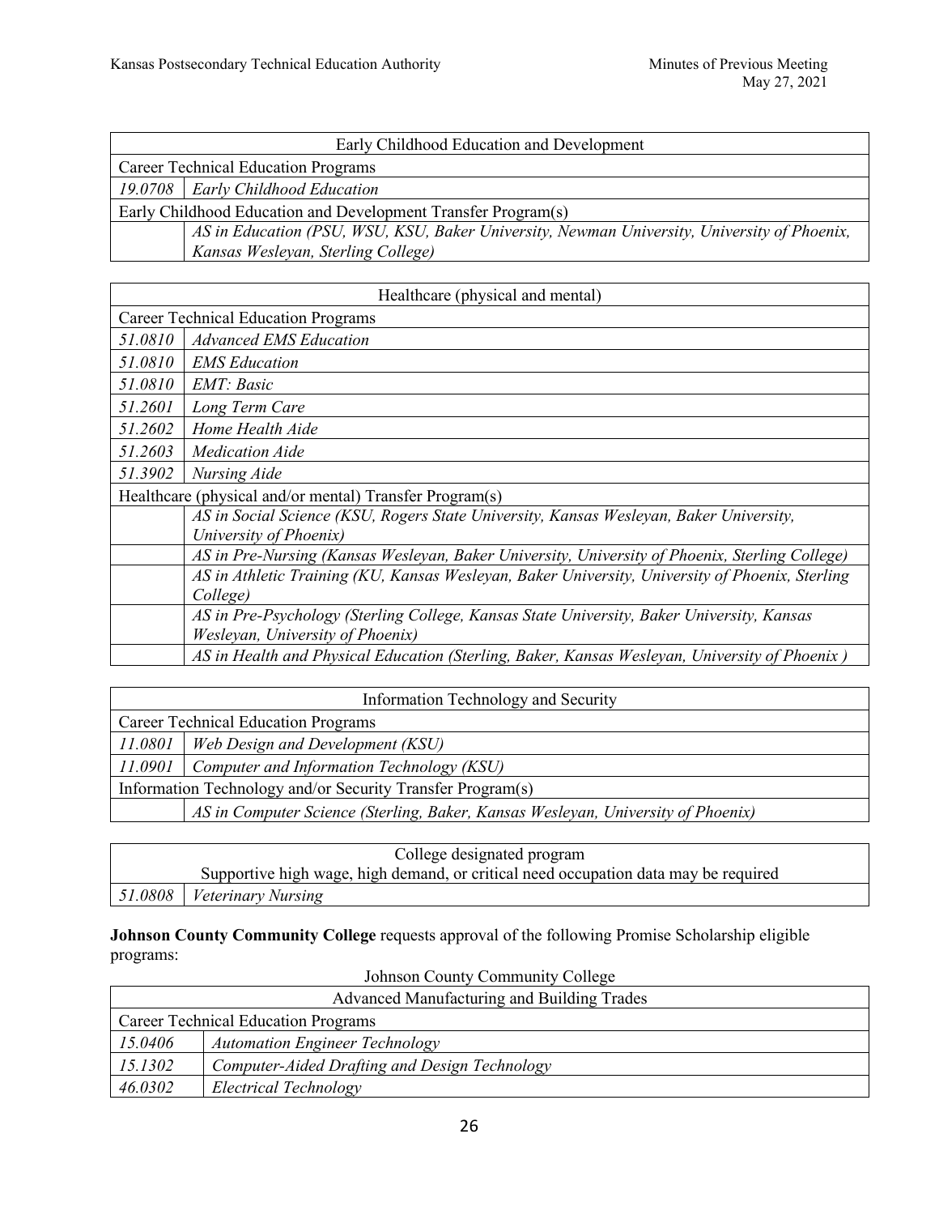| Early Childhood Education and Development | |
|---|---|
| Career Technical Education Programs | |
| *19.0708* | *Early Childhood Education* |
| Early Childhood Education and Development Transfer Program(s) | |
| | *AS in Education (PSU, WSU, KSU, Baker University, Newman University, University of Phoenix, Kansas Wesleyan, Sterling College)* |

| Healthcare (physical and mental) | |
|---|---|
| Career Technical Education Programs | |
| *51.0810* | *Advanced EMS Education* |
| *51.0810* | *EMS Education* |
| *51.0810* | *EMT: Basic* |
| *51.2601* | *Long Term Care* |
| *51.2602* | *Home Health Aide* |
| *51.2603* | *Medication Aide* |
| *51.3902* | *Nursing Aide* |
| Healthcare (physical and/or mental) Transfer Program(s) | |
| | *AS in Social Science (KSU, Rogers State University, Kansas Wesleyan, Baker University, University of Phoenix)* |
| | *AS in Pre-Nursing (Kansas Wesleyan, Baker University, University of Phoenix, Sterling College)* |
| | *AS in Athletic Training (KU, Kansas Wesleyan, Baker University, University of Phoenix, Sterling College)* |
| | *AS in Pre-Psychology (Sterling College, Kansas State University, Baker University, Kansas Wesleyan, University of Phoenix)* |
| | *AS in Health and Physical Education (Sterling, Baker, Kansas Wesleyan, University of Phoenix )* |

| Information Technology and Security | |
|---|---|
| Career Technical Education Programs | |
| *11.0801* | *Web Design and Development (KSU)* |
| *11.0901* | *Computer and Information Technology (KSU)* |
| Information Technology and/or Security Transfer Program(s) | |
| | *AS in Computer Science (Sterling, Baker, Kansas Wesleyan, University of Phoenix)* |

| College designated program Supportive high wage, high demand, or critical need occupation data may be required | |
|---|---|
| *51.0808* | *Veterinary Nursing* |

**Johnson County Community College** requests approval of the following Promise Scholarship eligible programs:

Johnson County Community College

| Advanced Manufacturing and Building Trades | |
|---|---|
| Career Technical Education Programs | |
| *15.0406* | *Automation Engineer Technology* |
| *15.1302* | *Computer-Aided Drafting and Design Technology* |
| *46.0302* | *Electrical Technology* |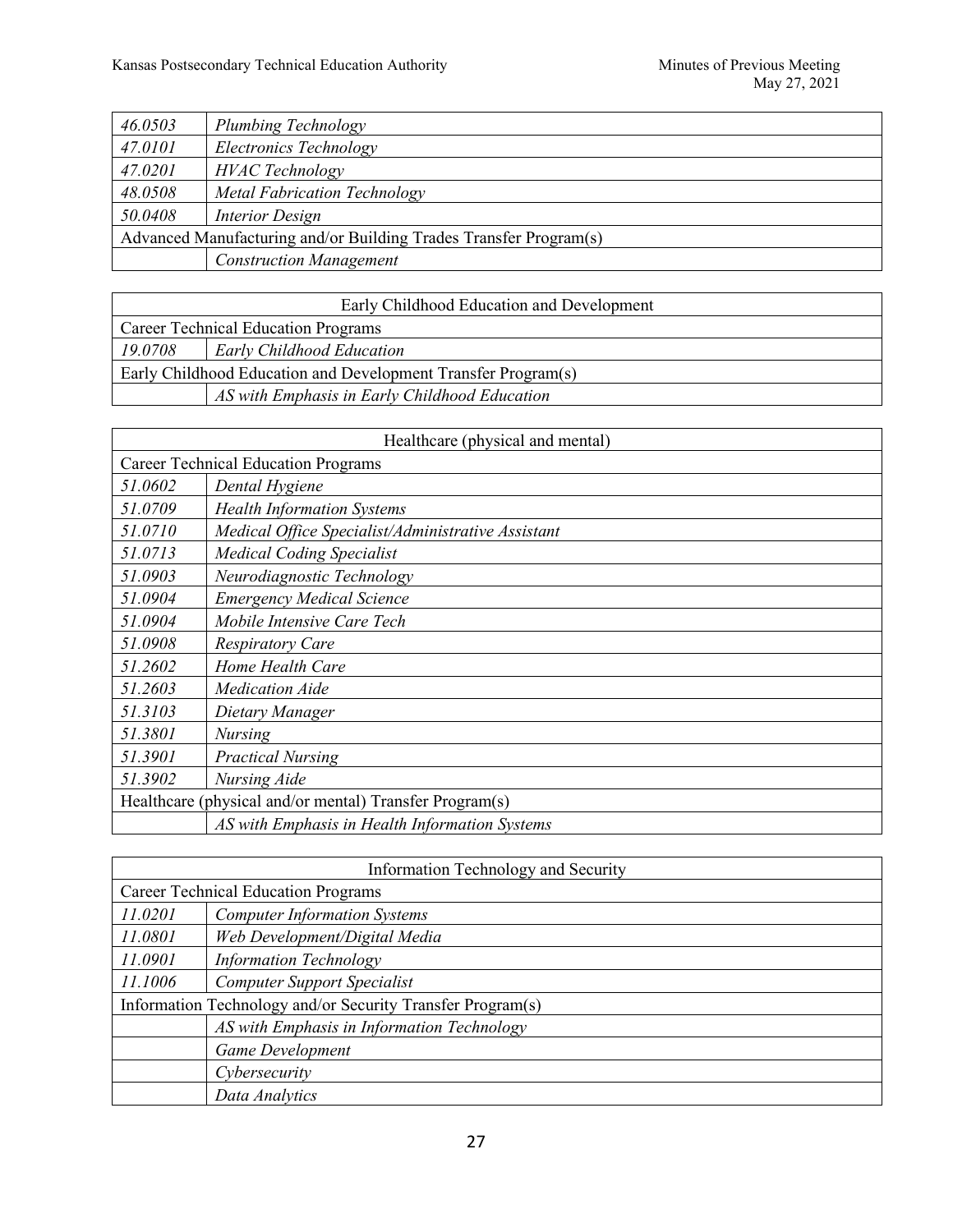| | |
|---|---|
| *46.0503* | *Plumbing Technology* |
| *47.0101* | *Electronics Technology* |
| *47.0201* | *HVAC Technology* |
| *48.0508* | *Metal Fabrication Technology* |
| *50.0408* | *Interior Design* |
| Advanced Manufacturing and/or Building Trades Transfer Program(s) | |
| | *Construction Management* |

| Early Childhood Education and Development | |
|---|---|
| Career Technical Education Programs | |
| *19.0708* | *Early Childhood Education* |
| Early Childhood Education and Development Transfer Program(s) | |
| | *AS with Emphasis in Early Childhood Education* |

| Healthcare (physical and mental) | |
|---|---|
| Career Technical Education Programs | |
| *51.0602* | *Dental Hygiene* |
| *51.0709* | *Health Information Systems* |
| *51.0710* | *Medical Office Specialist/Administrative Assistant* |
| *51.0713* | *Medical Coding Specialist* |
| *51.0903* | *Neurodiagnostic Technology* |
| *51.0904* | *Emergency Medical Science* |
| *51.0904* | *Mobile Intensive Care Tech* |
| *51.0908* | *Respiratory Care* |
| *51.2602* | *Home Health Care* |
| *51.2603* | *Medication Aide* |
| *51.3103* | *Dietary Manager* |
| *51.3801* | *Nursing* |
| *51.3901* | *Practical Nursing* |
| *51.3902* | *Nursing Aide* |
| Healthcare (physical and/or mental) Transfer Program(s) | |
| | *AS with Emphasis in Health Information Systems* |

| Information Technology and Security | |
|---|---|
| Career Technical Education Programs | |
| *11.0201* | *Computer Information Systems* |
| *11.0801* | *Web Development/Digital Media* |
| *11.0901* | *Information Technology* |
| *11.1006* | *Computer Support Specialist* |
| Information Technology and/or Security Transfer Program(s) | |
| | *AS with Emphasis in Information Technology* |
| | *Game Development* |
| | *Cybersecurity* |
| | *Data Analytics* |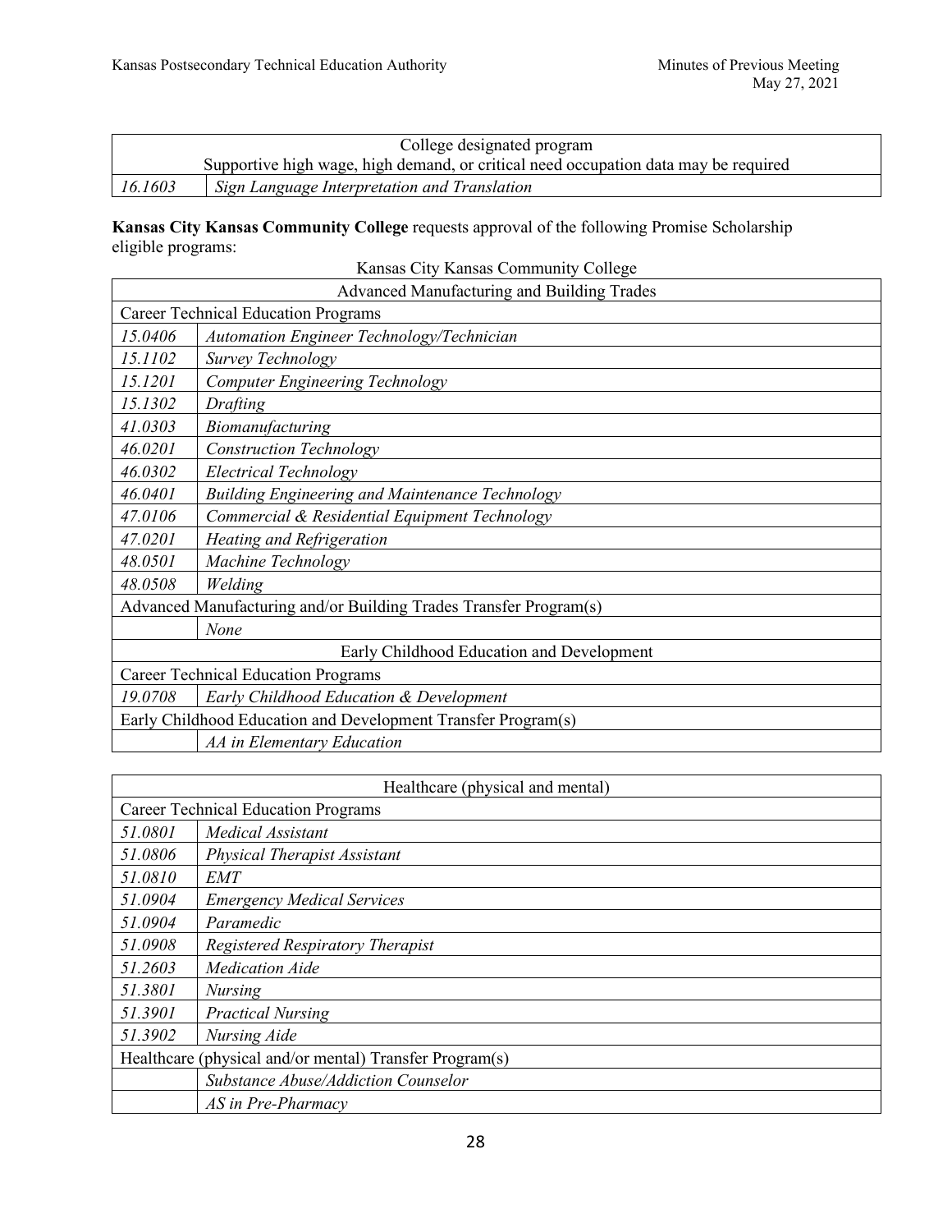| College designated program<br>Supportive high wage, high demand, or critical need occupation data may be required | |
|---|---|
| *16.1603* | *Sign Language Interpretation and Translation* |

**Kansas City Kansas Community College** requests approval of the following Promise Scholarship eligible programs:

| Kansas City Kansas Community College | |
|---|---|
| Advanced Manufacturing and Building Trades | |
| Career Technical Education Programs | |
| *15.0406* | *Automation Engineer Technology/Technician* |
| *15.1102* | *Survey Technology* |
| *15.1201* | *Computer Engineering Technology* |
| *15.1302* | *Drafting* |
| *41.0303* | *Biomanufacturing* |
| *46.0201* | *Construction Technology* |
| *46.0302* | *Electrical Technology* |
| *46.0401* | *Building Engineering and Maintenance Technology* |
| *47.0106* | *Commercial & Residential Equipment Technology* |
| *47.0201* | *Heating and Refrigeration* |
| *48.0501* | *Machine Technology* |
| *48.0508* | *Welding* |
| Advanced Manufacturing and/or Building Trades Transfer Program(s) | |
| | *None* |
| Early Childhood Education and Development | |
| Career Technical Education Programs | |
| *19.0708* | *Early Childhood Education & Development* |
| Early Childhood Education and Development Transfer Program(s) | |
| | *AA in Elementary Education* |

| Healthcare (physical and mental) | |
|---|---|
| Career Technical Education Programs | |
| *51.0801* | *Medical Assistant* |
| *51.0806* | *Physical Therapist Assistant* |
| *51.0810* | *EMT* |
| *51.0904* | *Emergency Medical Services* |
| *51.0904* | *Paramedic* |
| *51.0908* | *Registered Respiratory Therapist* |
| *51.2603* | *Medication Aide* |
| *51.3801* | *Nursing* |
| *51.3901* | *Practical Nursing* |
| *51.3902* | *Nursing Aide* |
| Healthcare (physical and/or mental) Transfer Program(s) | |
| | *Substance Abuse/Addiction Counselor* |
| | *AS in Pre-Pharmacy* |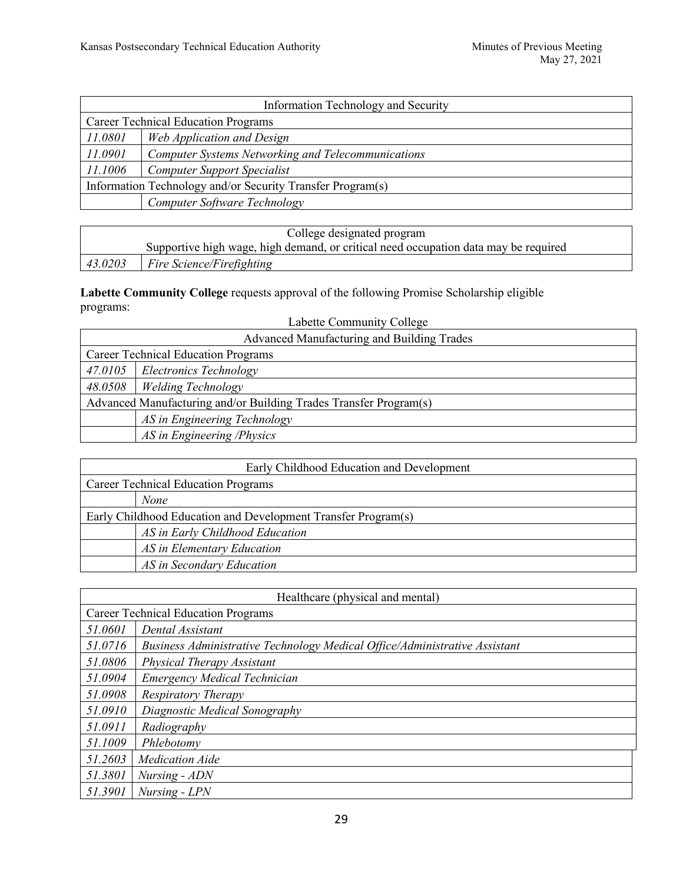| Information Technology and Security | |
|---|---|
| Career Technical Education Programs | |
| *11.0801* | *Web Application and Design* |
| *11.0901* | *Computer Systems Networking and Telecommunications* |
| *11.1006* | *Computer Support Specialist* |
| Information Technology and/or Security Transfer Program(s) | |
| | *Computer Software Technology* |

| College designated program<br>Supportive high wage, high demand, or critical need occupation data may be required | |
|---|---|
| *43.0203* | *Fire Science/Firefighting* |

**Labette Community College** requests approval of the following Promise Scholarship eligible programs:

Labette Community College

| Advanced Manufacturing and Building Trades | |
|---|---|
| Career Technical Education Programs | |
| *47.0105* | *Electronics Technology* |
| *48.0508* | *Welding Technology* |
| Advanced Manufacturing and/or Building Trades Transfer Program(s) | |
| | *AS in Engineering Technology* |
| | *AS in Engineering /Physics* |

| Early Childhood Education and Development | |
|---|---|
| Career Technical Education Programs | |
| | *None* |
| Early Childhood Education and Development Transfer Program(s) | |
| | *AS in Early Childhood Education* |
| | *AS in Elementary Education* |
| | *AS in Secondary Education* |

| Healthcare (physical and mental) | |
|---|---|
| Career Technical Education Programs | |
| *51.0601* | *Dental Assistant* |
| *51.0716* | *Business Administrative Technology Medical Office/Administrative Assistant* |
| *51.0806* | *Physical Therapy Assistant* |
| *51.0904* | *Emergency Medical Technician* |
| *51.0908* | *Respiratory Therapy* |
| *51.0910* | *Diagnostic Medical Sonography* |
| *51.0911* | *Radiography* |
| *51.1009* | *Phlebotomy* |
| *51.2603* | *Medication Aide* |
| *51.3801* | *Nursing - ADN* |
| *51.3901* | *Nursing - LPN* |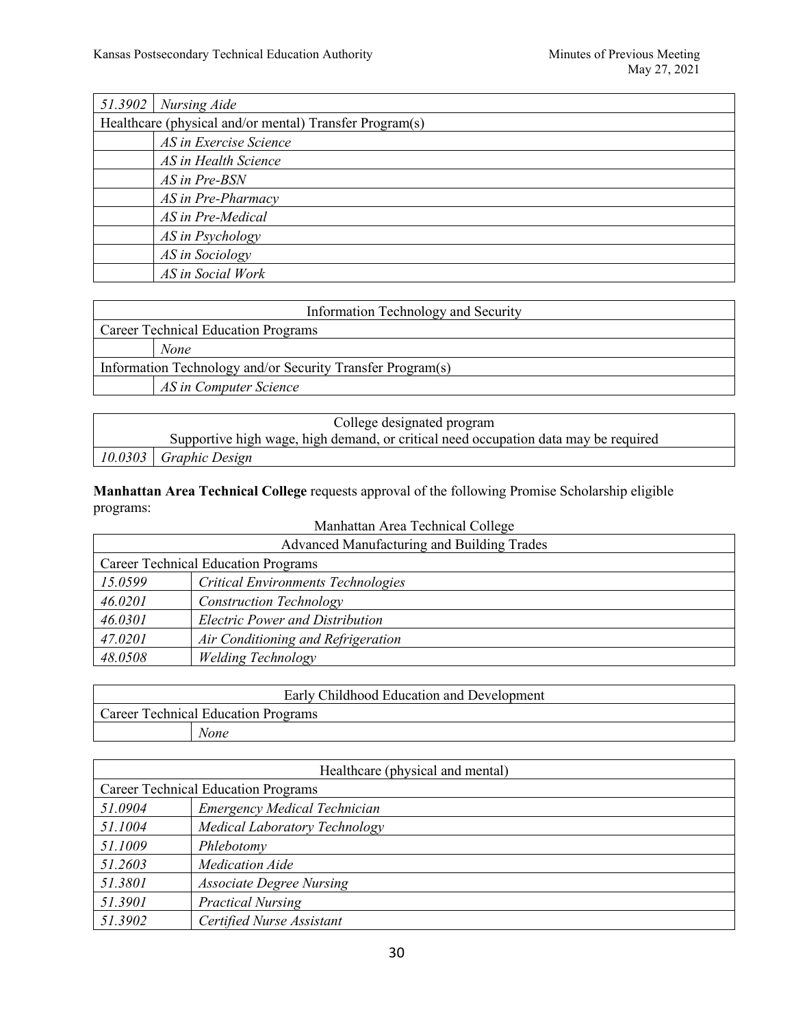| | |
|---|---|
| *51.3902* | *Nursing Aide* |
| Healthcare (physical and/or mental) Transfer Program(s) | |
| | *AS in Exercise Science* |
| | *AS in Health Science* |
| | *AS in Pre-BSN* |
| | *AS in Pre-Pharmacy* |
| | *AS in Pre-Medical* |
| | *AS in Psychology* |
| | *AS in Sociology* |
| | *AS in Social Work* |

| Information Technology and Security | |
|---|---|
| Career Technical Education Programs | |
| | *None* |
| Information Technology and/or Security Transfer Program(s) | |
| | *AS in Computer Science* |

| College designated program<br>Supportive high wage, high demand, or critical need occupation data may be required | |
|---|---|
| *10.0303* | *Graphic Design* |

**Manhattan Area Technical College** requests approval of the following Promise Scholarship eligible programs:

Manhattan Area Technical College

| Advanced Manufacturing and Building Trades | |
|---|---|
| Career Technical Education Programs | |
| *15.0599* | *Critical Environments Technologies* |
| *46.0201* | *Construction Technology* |
| *46.0301* | *Electric Power and Distribution* |
| *47.0201* | *Air Conditioning and Refrigeration* |
| *48.0508* | *Welding Technology* |

| Early Childhood Education and Development | |
|---|---|
| Career Technical Education Programs | |
| | *None* |

| Healthcare (physical and mental) | |
|---|---|
| Career Technical Education Programs | |
| *51.0904* | *Emergency Medical Technician* |
| *51.1004* | *Medical Laboratory Technology* |
| *51.1009* | *Phlebotomy* |
| *51.2603* | *Medication Aide* |
| *51.3801* | *Associate Degree Nursing* |
| *51.3901* | *Practical Nursing* |
| *51.3902* | *Certified Nurse Assistant* |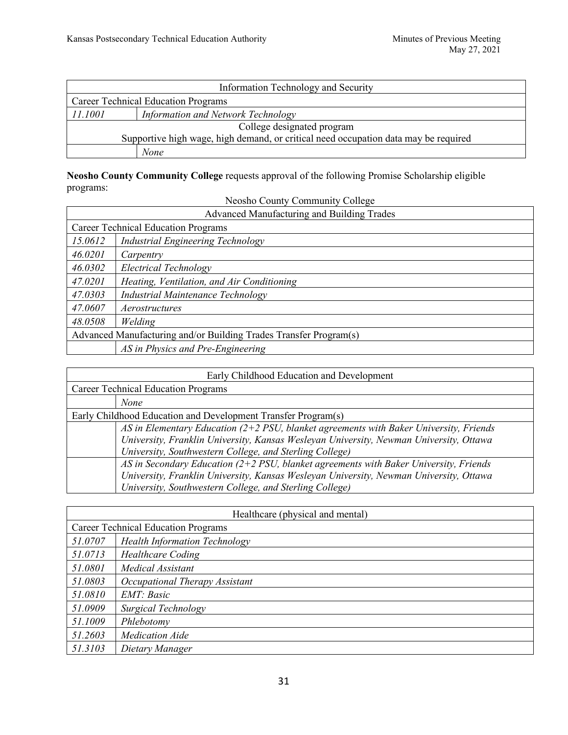| Information Technology and Security | |
|---|---|
| Career Technical Education Programs | |
| *11.1001* | *Information and Network Technology* |
| College designated program<br>Supportive high wage, high demand, or critical need occupation data may be required | |
| | *None* |

**Neosho County Community College** requests approval of the following Promise Scholarship eligible programs:

Neosho County Community College

| Advanced Manufacturing and Building Trades | |
|---|---|
| Career Technical Education Programs | |
| *15.0612* | *Industrial Engineering Technology* |
| *46.0201* | *Carpentry* |
| *46.0302* | *Electrical Technology* |
| *47.0201* | *Heating, Ventilation, and Air Conditioning* |
| *47.0303* | *Industrial Maintenance Technology* |
| *47.0607* | *Aerostructures* |
| *48.0508* | *Welding* |
| Advanced Manufacturing and/or Building Trades Transfer Program(s) | |
| | *AS in Physics and Pre-Engineering* |

| Early Childhood Education and Development | |
|---|---|
| Career Technical Education Programs | |
| | *None* |
| Early Childhood Education and Development Transfer Program(s) | |
| | *AS in Elementary Education (2+2 PSU, blanket agreements with Baker University, Friends University, Franklin University, Kansas Wesleyan University, Newman University, Ottawa University, Southwestern College, and Sterling College)* |
| | *AS in Secondary Education (2+2 PSU, blanket agreements with Baker University, Friends University, Franklin University, Kansas Wesleyan University, Newman University, Ottawa University, Southwestern College, and Sterling College)* |

| Healthcare (physical and mental) | |
|---|---|
| Career Technical Education Programs | |
| *51.0707* | *Health Information Technology* |
| *51.0713* | *Healthcare Coding* |
| *51.0801* | *Medical Assistant* |
| *51.0803* | *Occupational Therapy Assistant* |
| *51.0810* | *EMT: Basic* |
| *51.0909* | *Surgical Technology* |
| *51.1009* | *Phlebotomy* |
| *51.2603* | *Medication Aide* |
| *51.3103* | *Dietary Manager* |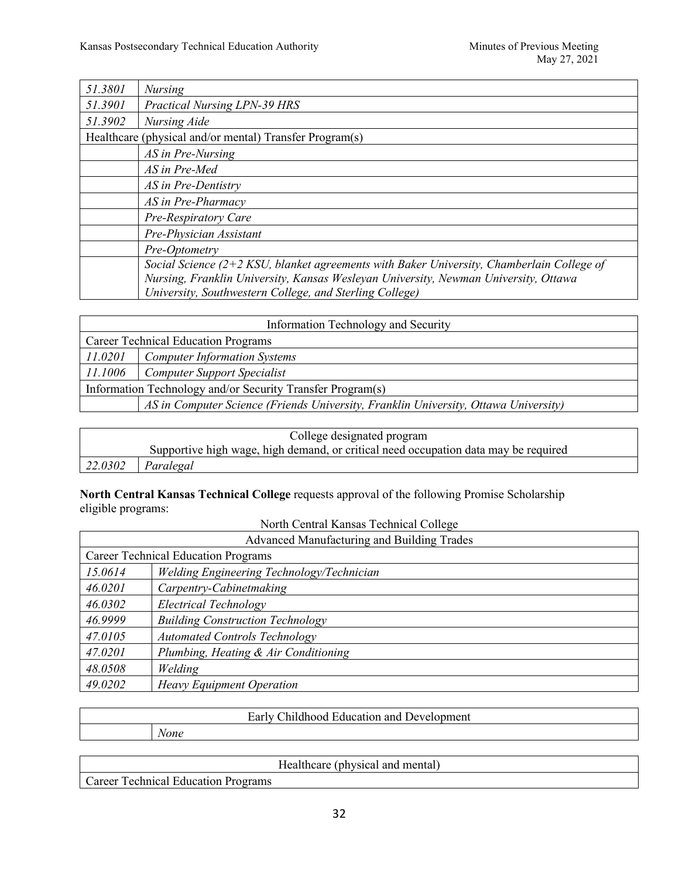| | |
|---|---|
| *51.3801* | *Nursing* |
| *51.3901* | *Practical Nursing LPN-39 HRS* |
| *51.3902* | *Nursing Aide* |
| Healthcare (physical and/or mental) Transfer Program(s) | |
| | *AS in Pre-Nursing* |
| | *AS in Pre-Med* |
| | *AS in Pre-Dentistry* |
| | *AS in Pre-Pharmacy* |
| | *Pre-Respiratory Care* |
| | *Pre-Physician Assistant* |
| | *Pre-Optometry* |
| | *Social Science (2+2 KSU, blanket agreements with Baker University, Chamberlain College of Nursing, Franklin University, Kansas Wesleyan University, Newman University, Ottawa University, Southwestern College, and Sterling College)* |

| Information Technology and Security | |
|---|---|
| Career Technical Education Programs | |
| *11.0201* | *Computer Information Systems* |
| *11.1006* | *Computer Support Specialist* |
| Information Technology and/or Security Transfer Program(s) | |
| | *AS in Computer Science (Friends University, Franklin University, Ottawa University)* |

| College designated program<br>Supportive high wage, high demand, or critical need occupation data may be required | |
|---|---|
| *22.0302* | *Paralegal* |

**North Central Kansas Technical College** requests approval of the following Promise Scholarship eligible programs:

North Central Kansas Technical College

| Advanced Manufacturing and Building Trades | |
|---|---|
| Career Technical Education Programs | |
| *15.0614* | *Welding Engineering Technology/Technician* |
| *46.0201* | *Carpentry-Cabinetmaking* |
| *46.0302* | *Electrical Technology* |
| *46.9999* | *Building Construction Technology* |
| *47.0105* | *Automated Controls Technology* |
| *47.0201* | *Plumbing, Heating & Air Conditioning* |
| *48.0508* | *Welding* |
| *49.0202* | *Heavy Equipment Operation* |

| Early Childhood Education and Development | |
|---|---|
| | *None* |

| Healthcare (physical and mental) |
|---|
| Career Technical Education Programs |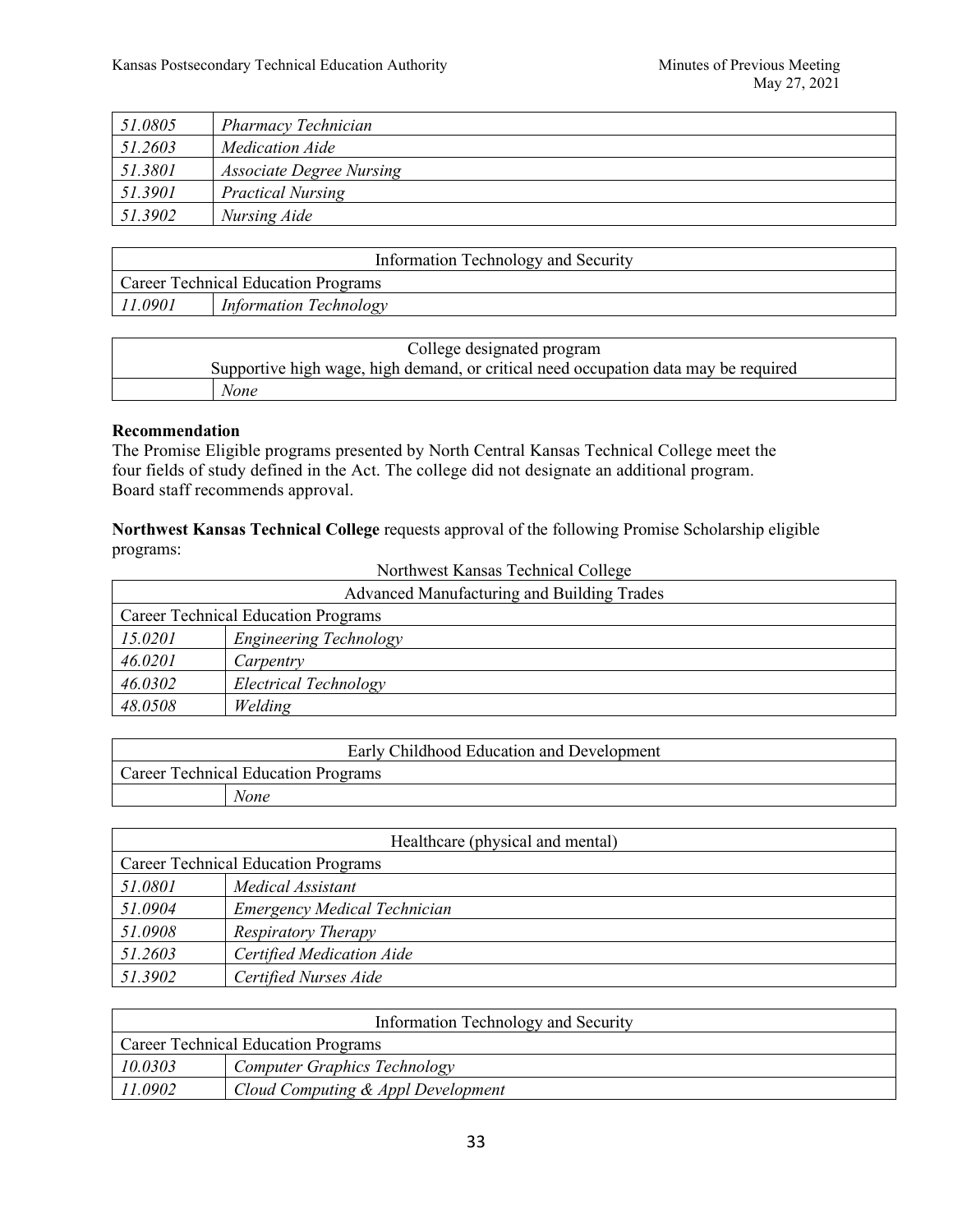| | |
|---|---|
| *51.0805* | *Pharmacy Technician* |
| *51.2603* | *Medication Aide* |
| *51.3801* | *Associate Degree Nursing* |
| *51.3901* | *Practical Nursing* |
| *51.3902* | *Nursing Aide* |

| Information Technology and Security | |
|---|---|
| Career Technical Education Programs | |
| *11.0901* | *Information Technology* |

| College designated program<br>Supportive high wage, high demand, or critical need occupation data may be required | |
|---|---|
| | *None* |

**Recommendation**

The Promise Eligible programs presented by North Central Kansas Technical College meet the four fields of study defined in the Act. The college did not designate an additional program. Board staff recommends approval.

**Northwest Kansas Technical College** requests approval of the following Promise Scholarship eligible programs:

Northwest Kansas Technical College

| Advanced Manufacturing and Building Trades | |
|---|---|
| Career Technical Education Programs | |
| *15.0201* | *Engineering Technology* |
| *46.0201* | *Carpentry* |
| *46.0302* | *Electrical Technology* |
| *48.0508* | *Welding* |

| Early Childhood Education and Development | |
|---|---|
| Career Technical Education Programs | |
| | *None* |

| Healthcare (physical and mental) | |
|---|---|
| Career Technical Education Programs | |
| *51.0801* | *Medical Assistant* |
| *51.0904* | *Emergency Medical Technician* |
| *51.0908* | *Respiratory Therapy* |
| *51.2603* | *Certified Medication Aide* |
| *51.3902* | *Certified Nurses Aide* |

| Information Technology and Security | |
|---|---|
| Career Technical Education Programs | |
| *10.0303* | *Computer Graphics Technology* |
| *11.0902* | *Cloud Computing & Appl Development* |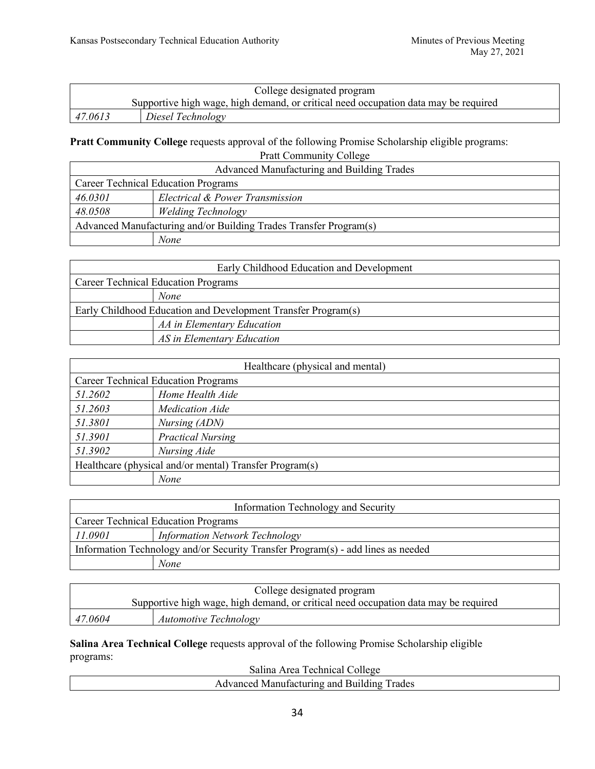| College designated program<br>Supportive high wage, high demand, or critical need occupation data may be required | |
|---|---|
| *47.0613* | *Diesel Technology* |

**Pratt Community College** requests approval of the following Promise Scholarship eligible programs:

Pratt Community College

| Advanced Manufacturing and Building Trades | |
|---|---|
| Career Technical Education Programs | |
| *46.0301* | *Electrical & Power Transmission* |
| *48.0508* | *Welding Technology* |
| Advanced Manufacturing and/or Building Trades Transfer Program(s) | |
| | *None* |

| Early Childhood Education and Development | |
|---|---|
| Career Technical Education Programs | |
| | *None* |
| Early Childhood Education and Development Transfer Program(s) | |
| | *AA in Elementary Education* |
| | *AS in Elementary Education* |

| Healthcare (physical and mental) | |
|---|---|
| Career Technical Education Programs | |
| *51.2602* | *Home Health Aide* |
| *51.2603* | *Medication Aide* |
| *51.3801* | *Nursing (ADN)* |
| *51.3901* | *Practical Nursing* |
| *51.3902* | *Nursing Aide* |
| Healthcare (physical and/or mental) Transfer Program(s) | |
| | *None* |

| Information Technology and Security | |
|---|---|
| Career Technical Education Programs | |
| *11.0901* | *Information Network Technology* |
| Information Technology and/or Security Transfer Program(s) - add lines as needed | |
| | *None* |

| College designated program<br>Supportive high wage, high demand, or critical need occupation data may be required | |
|---|---|
| *47.0604* | *Automotive Technology* |

**Salina Area Technical College** requests approval of the following Promise Scholarship eligible programs:

Salina Area Technical College

| Advanced Manufacturing and Building Trades |
|---|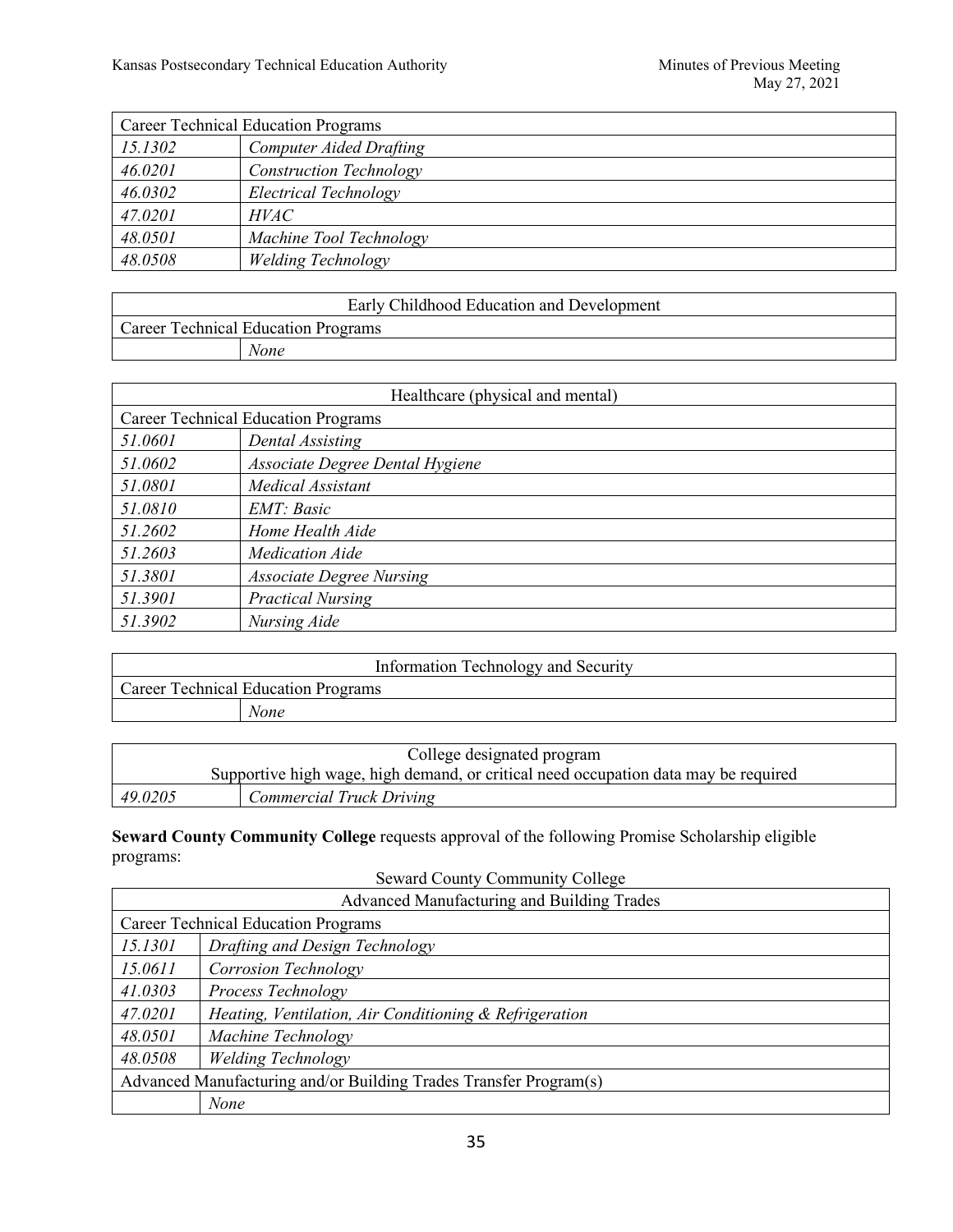| Career Technical Education Programs | |
|---|---|
| *15.1302* | *Computer Aided Drafting* |
| *46.0201* | *Construction Technology* |
| *46.0302* | *Electrical Technology* |
| *47.0201* | *HVAC* |
| *48.0501* | *Machine Tool Technology* |
| *48.0508* | *Welding Technology* |

| Early Childhood Education and Development | |
|---|---|
| Career Technical Education Programs | |
| | *None* |

| Healthcare (physical and mental) | |
|---|---|
| Career Technical Education Programs | |
| *51.0601* | *Dental Assisting* |
| *51.0602* | *Associate Degree Dental Hygiene* |
| *51.0801* | *Medical Assistant* |
| *51.0810* | *EMT: Basic* |
| *51.2602* | *Home Health Aide* |
| *51.2603* | *Medication Aide* |
| *51.3801* | *Associate Degree Nursing* |
| *51.3901* | *Practical Nursing* |
| *51.3902* | *Nursing Aide* |

| Information Technology and Security | |
|---|---|
| Career Technical Education Programs | |
| | *None* |

| College designated program Supportive high wage, high demand, or critical need occupation data may be required | |
|---|---|
| *49.0205* | *Commercial Truck Driving* |

**Seward County Community College** requests approval of the following Promise Scholarship eligible programs:

Seward County Community College

| Advanced Manufacturing and Building Trades | |
|---|---|
| Career Technical Education Programs | |
| *15.1301* | *Drafting and Design Technology* |
| *15.0611* | *Corrosion Technology* |
| *41.0303* | *Process Technology* |
| *47.0201* | *Heating, Ventilation, Air Conditioning & Refrigeration* |
| *48.0501* | *Machine Technology* |
| *48.0508* | *Welding Technology* |
| Advanced Manufacturing and/or Building Trades Transfer Program(s) | |
| | *None* |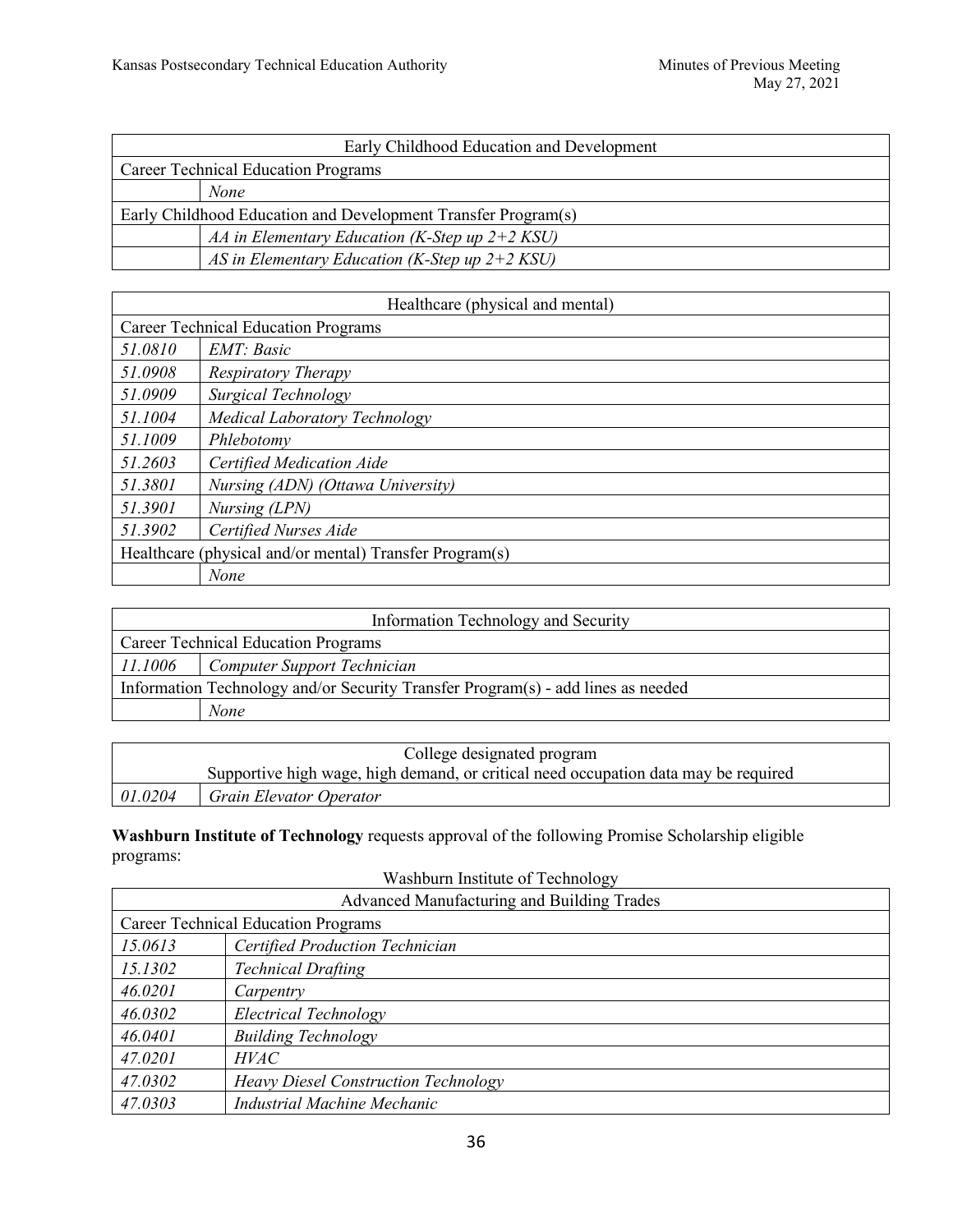| Early Childhood Education and Development | |
|---|---|
| Career Technical Education Programs | |
| | *None* |
| Early Childhood Education and Development Transfer Program(s) | |
| | *AA in Elementary Education (K-Step up 2+2 KSU)* |
| | *AS in Elementary Education (K-Step up 2+2 KSU)* |

| Healthcare (physical and mental) | |
|---|---|
| Career Technical Education Programs | |
| *51.0810* | *EMT: Basic* |
| *51.0908* | *Respiratory Therapy* |
| *51.0909* | *Surgical Technology* |
| *51.1004* | *Medical Laboratory Technology* |
| *51.1009* | *Phlebotomy* |
| *51.2603* | *Certified Medication Aide* |
| *51.3801* | *Nursing (ADN) (Ottawa University)* |
| *51.3901* | *Nursing (LPN)* |
| *51.3902* | *Certified Nurses Aide* |
| Healthcare (physical and/or mental) Transfer Program(s) | |
| | *None* |

| Information Technology and Security | |
|---|---|
| Career Technical Education Programs | |
| *11.1006* | *Computer Support Technician* |
| Information Technology and/or Security Transfer Program(s) - add lines as needed | |
| | *None* |

| College designated program<br>Supportive high wage, high demand, or critical need occupation data may be required | |
|---|---|
| *01.0204* | *Grain Elevator Operator* |

**Washburn Institute of Technology** requests approval of the following Promise Scholarship eligible programs:

Washburn Institute of Technology

| Advanced Manufacturing and Building Trades | |
|---|---|
| Career Technical Education Programs | |
| *15.0613* | *Certified Production Technician* |
| *15.1302* | *Technical Drafting* |
| *46.0201* | *Carpentry* |
| *46.0302* | *Electrical Technology* |
| *46.0401* | *Building Technology* |
| *47.0201* | *HVAC* |
| *47.0302* | *Heavy Diesel Construction Technology* |
| *47.0303* | *Industrial Machine Mechanic* |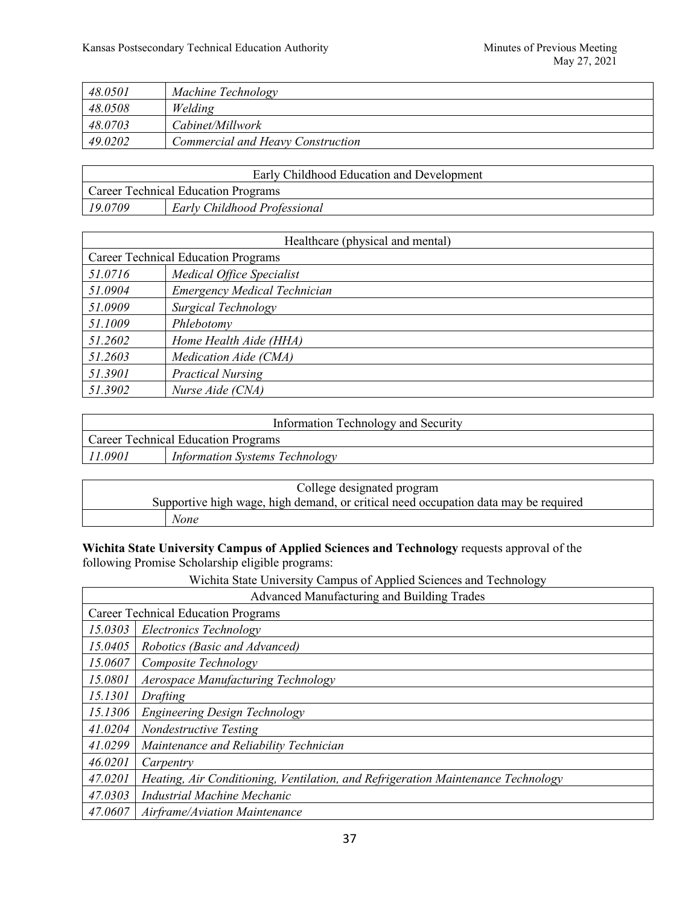| | |
|---|---|
| *48.0501* | *Machine Technology* |
| *48.0508* | *Welding* |
| *48.0703* | *Cabinet/Millwork* |
| *49.0202* | *Commercial and Heavy Construction* |

| Early Childhood Education and Development | |
|---|---|
| Career Technical Education Programs | |
| *19.0709* | *Early Childhood Professional* |

| Healthcare (physical and mental) | |
|---|---|
| Career Technical Education Programs | |
| *51.0716* | *Medical Office Specialist* |
| *51.0904* | *Emergency Medical Technician* |
| *51.0909* | *Surgical Technology* |
| *51.1009* | *Phlebotomy* |
| *51.2602* | *Home Health Aide (HHA)* |
| *51.2603* | *Medication Aide (CMA)* |
| *51.3901* | *Practical Nursing* |
| *51.3902* | *Nurse Aide (CNA)* |

| Information Technology and Security | |
|---|---|
| Career Technical Education Programs | |
| *11.0901* | *Information Systems Technology* |

| College designated program<br>Supportive high wage, high demand, or critical need occupation data may be required | |
|---|---|
| | *None* |

**Wichita State University Campus of Applied Sciences and Technology** requests approval of the following Promise Scholarship eligible programs:

Wichita State University Campus of Applied Sciences and Technology

| Advanced Manufacturing and Building Trades | |
|---|---|
| Career Technical Education Programs | |
| *15.0303* | *Electronics Technology* |
| *15.0405* | *Robotics (Basic and Advanced)* |
| *15.0607* | *Composite Technology* |
| *15.0801* | *Aerospace Manufacturing Technology* |
| *15.1301* | *Drafting* |
| *15.1306* | *Engineering Design Technology* |
| *41.0204* | *Nondestructive Testing* |
| *41.0299* | *Maintenance and Reliability Technician* |
| *46.0201* | *Carpentry* |
| *47.0201* | *Heating, Air Conditioning, Ventilation, and Refrigeration Maintenance Technology* |
| *47.0303* | *Industrial Machine Mechanic* |
| *47.0607* | *Airframe/Aviation Maintenance* |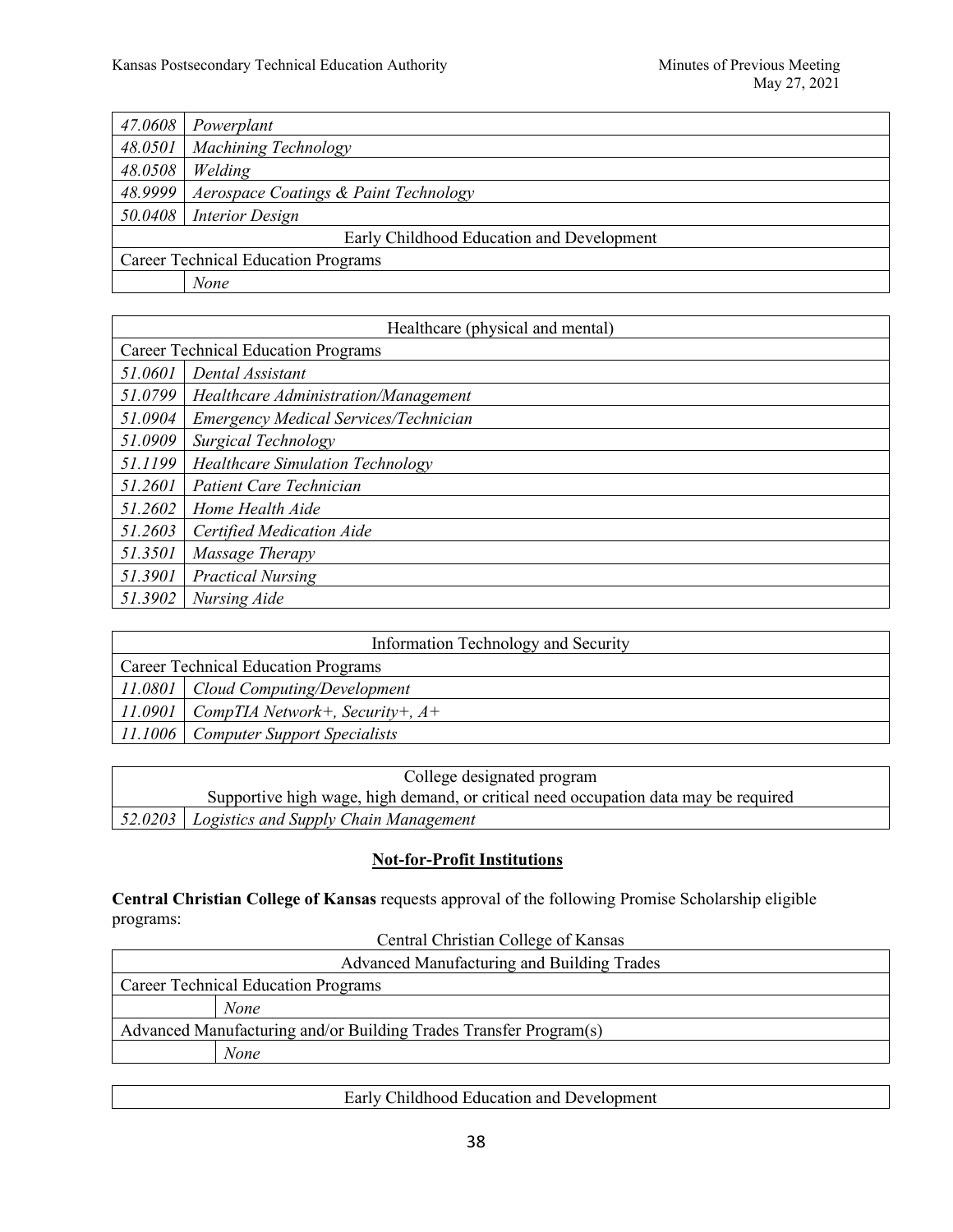| | |
|---|---|
| *47.0608* | *Powerplant* |
| *48.0501* | *Machining Technology* |
| *48.0508* | *Welding* |
| *48.9999* | *Aerospace Coatings & Paint Technology* |
| *50.0408* | *Interior Design* |
| Early Childhood Education and Development | |
| Career Technical Education Programs | |
| | *None* |

| Healthcare (physical and mental) | |
|---|---|
| Career Technical Education Programs | |
| *51.0601* | *Dental Assistant* |
| *51.0799* | *Healthcare Administration/Management* |
| *51.0904* | *Emergency Medical Services/Technician* |
| *51.0909* | *Surgical Technology* |
| *51.1199* | *Healthcare Simulation Technology* |
| *51.2601* | *Patient Care Technician* |
| *51.2602* | *Home Health Aide* |
| *51.2603* | *Certified Medication Aide* |
| *51.3501* | *Massage Therapy* |
| *51.3901* | *Practical Nursing* |
| *51.3902* | *Nursing Aide* |

| Information Technology and Security | |
|---|---|
| Career Technical Education Programs | |
| *11.0801* | *Cloud Computing/Development* |
| *11.0901* | *CompTIA Network+, Security+, A+* |
| *11.1006* | *Computer Support Specialists* |

| College designated program<br>Supportive high wage, high demand, or critical need occupation data may be required | |
|---|---|
| *52.0203* | *Logistics and Supply Chain Management* |

## **Not-for-Profit Institutions**

**Central Christian College of Kansas** requests approval of the following Promise Scholarship eligible programs:

Central Christian College of Kansas

| Advanced Manufacturing and Building Trades | |
|---|---|
| Career Technical Education Programs | |
| | *None* |
| Advanced Manufacturing and/or Building Trades Transfer Program(s) | |
| | *None* |

| Early Childhood Education and Development |
|---|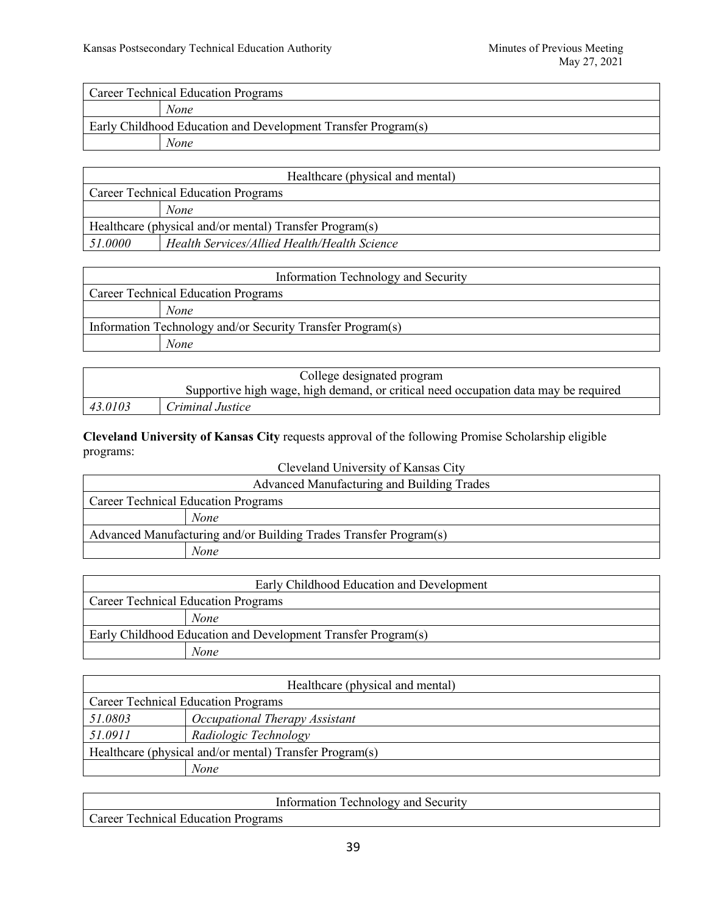| Career Technical Education Programs | |
|---|---|
| | *None* |
| Early Childhood Education and Development Transfer Program(s) | |
| | *None* |

| Healthcare (physical and mental) | |
|---|---|
| Career Technical Education Programs | |
| | *None* |
| Healthcare (physical and/or mental) Transfer Program(s) | |
| *51.0000* | *Health Services/Allied Health/Health Science* |

| Information Technology and Security | |
|---|---|
| Career Technical Education Programs | |
| | *None* |
| Information Technology and/or Security Transfer Program(s) | |
| | *None* |

| College designated program<br>Supportive high wage, high demand, or critical need occupation data may be required | |
|---|---|
| *43.0103* | *Criminal Justice* |

**Cleveland University of Kansas City** requests approval of the following Promise Scholarship eligible programs:

Cleveland University of Kansas City

| Advanced Manufacturing and Building Trades | |
|---|---|
| Career Technical Education Programs | |
| | *None* |
| Advanced Manufacturing and/or Building Trades Transfer Program(s) | |
| | *None* |

| Early Childhood Education and Development | |
|---|---|
| Career Technical Education Programs | |
| | *None* |
| Early Childhood Education and Development Transfer Program(s) | |
| | *None* |

| Healthcare (physical and mental) | |
|---|---|
| Career Technical Education Programs | |
| *51.0803* | *Occupational Therapy Assistant* |
| *51.0911* | *Radiologic Technology* |
| Healthcare (physical and/or mental) Transfer Program(s) | |
| | *None* |

| Information Technology and Security | |
|---|---|
| Career Technical Education Programs | |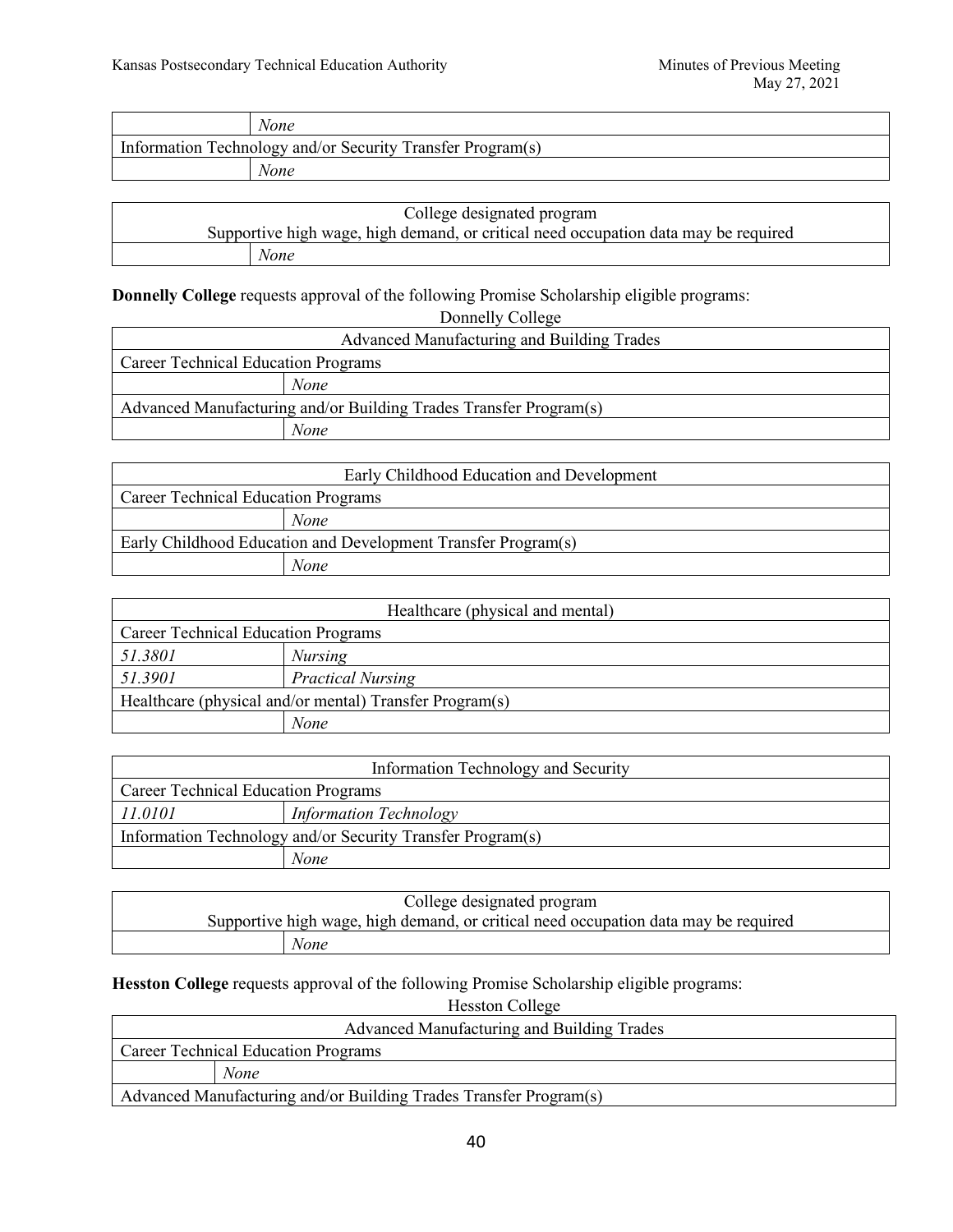| | *None* |
|---|---|
| Information Technology and/or Security Transfer Program(s) | |
| | *None* |

| College designated program<br>Supportive high wage, high demand, or critical need occupation data may be required | |
|---|---|
| | *None* |

**Donnelly College** requests approval of the following Promise Scholarship eligible programs:

Donnelly College

| Advanced Manufacturing and Building Trades | |
|---|---|
| Career Technical Education Programs | |
| | *None* |
| Advanced Manufacturing and/or Building Trades Transfer Program(s) | |
| | *None* |

| Early Childhood Education and Development | |
|---|---|
| Career Technical Education Programs | |
| | *None* |
| Early Childhood Education and Development Transfer Program(s) | |
| | *None* |

| Healthcare (physical and mental) | |
|---|---|
| Career Technical Education Programs | |
| *51.3801* | *Nursing* |
| *51.3901* | *Practical Nursing* |
| Healthcare (physical and/or mental) Transfer Program(s) | |
| | *None* |

| Information Technology and Security | |
|---|---|
| Career Technical Education Programs | |
| *11.0101* | *Information Technology* |
| Information Technology and/or Security Transfer Program(s) | |
| | *None* |

| College designated program<br>Supportive high wage, high demand, or critical need occupation data may be required | |
|---|---|
| | *None* |

**Hesston College** requests approval of the following Promise Scholarship eligible programs:

Hesston College

| Advanced Manufacturing and Building Trades | |
|---|---|
| Career Technical Education Programs | |
| | *None* |
| Advanced Manufacturing and/or Building Trades Transfer Program(s) | |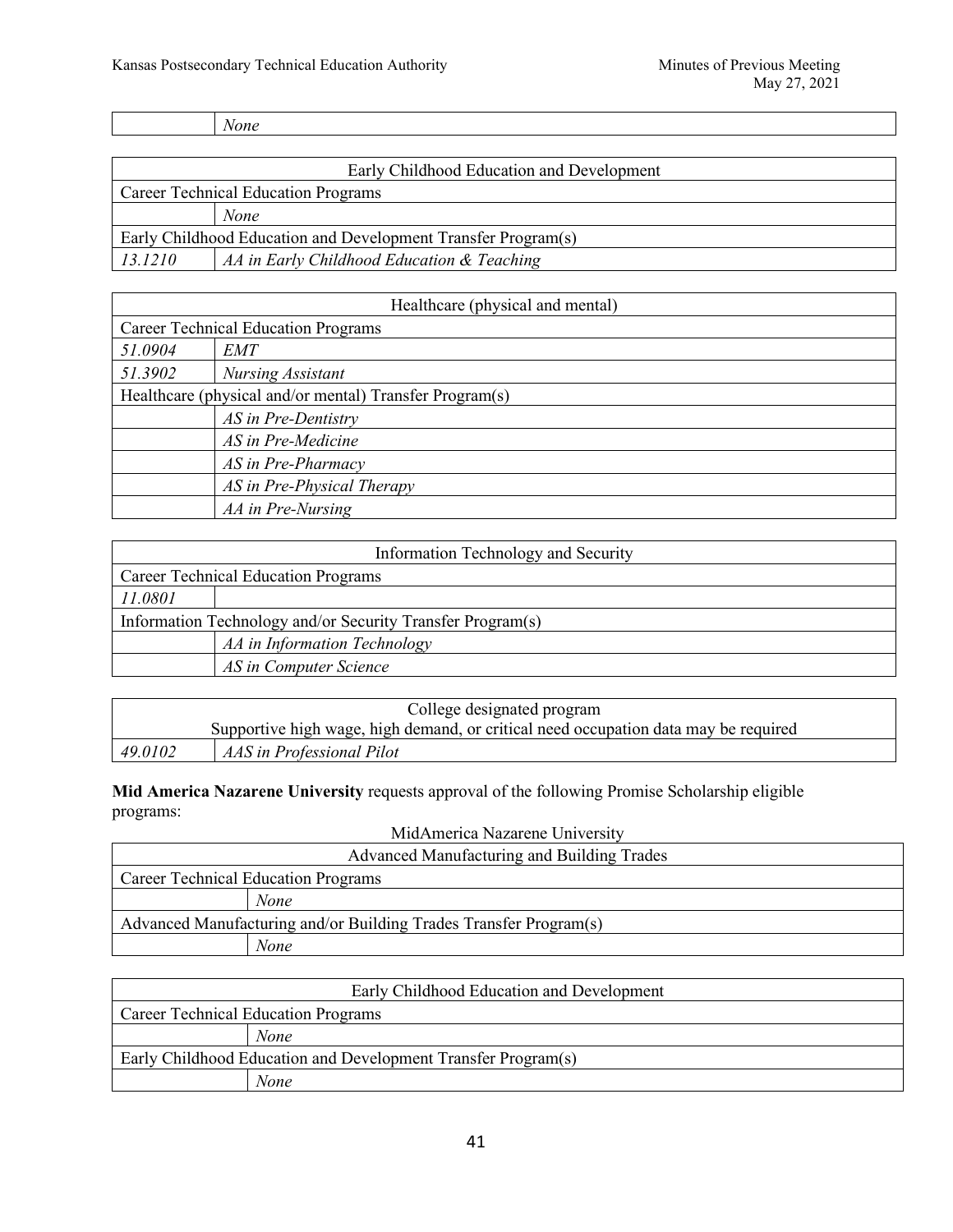| | *None* |
|---|---|

| Early Childhood Education and Development | |
|---|---|
| Career Technical Education Programs | |
| | *None* |
| Early Childhood Education and Development Transfer Program(s) | |
| *13.1210* | *AA in Early Childhood Education & Teaching* |

| Healthcare (physical and mental) | |
|---|---|
| Career Technical Education Programs | |
| *51.0904* | *EMT* |
| *51.3902* | *Nursing Assistant* |
| Healthcare (physical and/or mental) Transfer Program(s) | |
| | *AS in Pre-Dentistry* |
| | *AS in Pre-Medicine* |
| | *AS in Pre-Pharmacy* |
| | *AS in Pre-Physical Therapy* |
| | *AA in Pre-Nursing* |

| Information Technology and Security | |
|---|---|
| Career Technical Education Programs | |
| *11.0801* | |
| Information Technology and/or Security Transfer Program(s) | |
| | *AA in Information Technology* |
| | *AS in Computer Science* |

| College designated program<br>Supportive high wage, high demand, or critical need occupation data may be required | |
|---|---|
| *49.0102* | *AAS in Professional Pilot* |

**Mid America Nazarene University** requests approval of the following Promise Scholarship eligible programs:

MidAmerica Nazarene University

| Advanced Manufacturing and Building Trades | |
|---|---|
| Career Technical Education Programs | |
| | *None* |
| Advanced Manufacturing and/or Building Trades Transfer Program(s) | |
| | *None* |

| Early Childhood Education and Development | |
|---|---|
| Career Technical Education Programs | |
| | *None* |
| Early Childhood Education and Development Transfer Program(s) | |
| | *None* |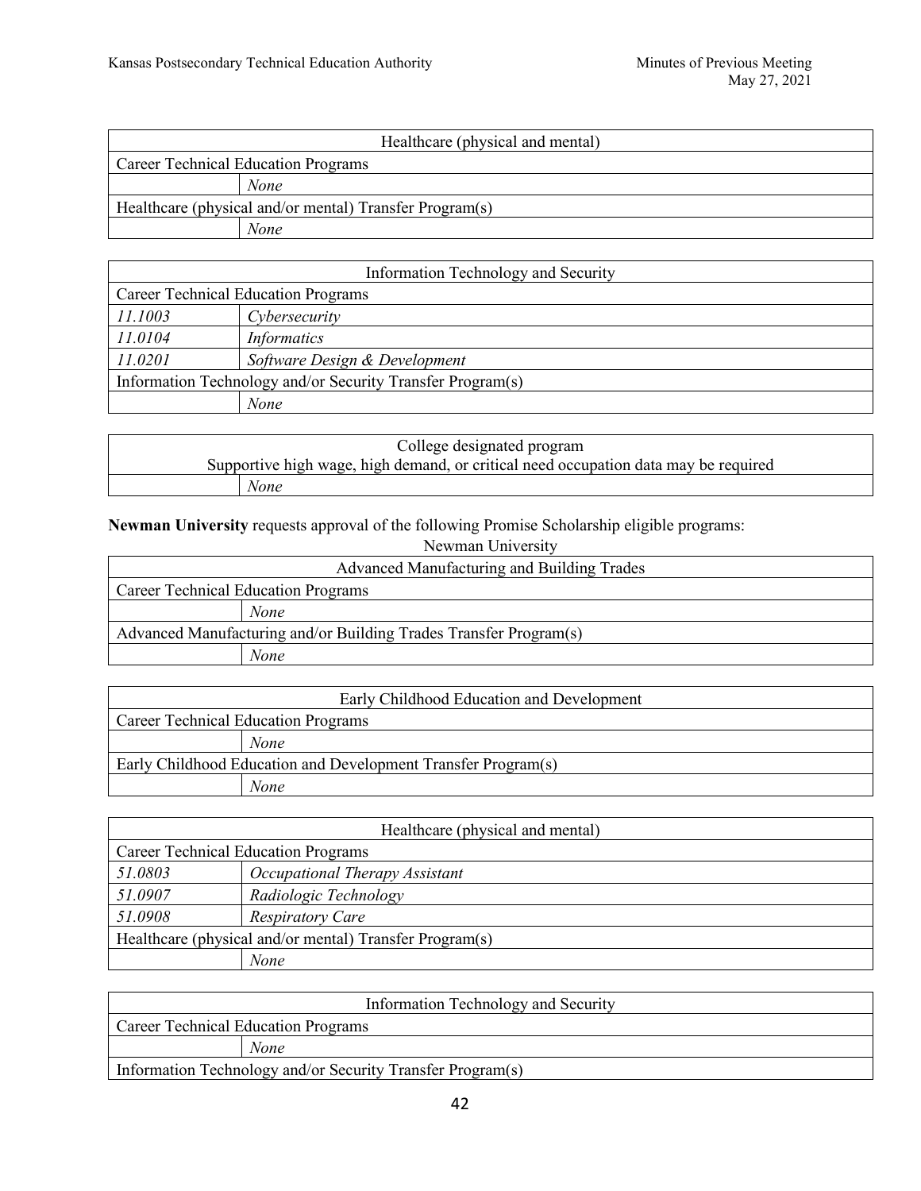| Healthcare (physical and mental) | |
|---|---|
| Career Technical Education Programs | |
| | *None* |
| Healthcare (physical and/or mental) Transfer Program(s) | |
| | *None* |

| Information Technology and Security | |
|---|---|
| Career Technical Education Programs | |
| *11.1003* | *Cybersecurity* |
| *11.0104* | *Informatics* |
| *11.0201* | *Software Design & Development* |
| Information Technology and/or Security Transfer Program(s) | |
| | *None* |

| College designated program<br>Supportive high wage, high demand, or critical need occupation data may be required | |
|---|---|
| | *None* |

**Newman University** requests approval of the following Promise Scholarship eligible programs:

Newman University

| Advanced Manufacturing and Building Trades | |
|---|---|
| Career Technical Education Programs | |
| | *None* |
| Advanced Manufacturing and/or Building Trades Transfer Program(s) | |
| | *None* |

| Early Childhood Education and Development | |
|---|---|
| Career Technical Education Programs | |
| | *None* |
| Early Childhood Education and Development Transfer Program(s) | |
| | *None* |

| Healthcare (physical and mental) | |
|---|---|
| Career Technical Education Programs | |
| *51.0803* | *Occupational Therapy Assistant* |
| *51.0907* | *Radiologic Technology* |
| *51.0908* | *Respiratory Care* |
| Healthcare (physical and/or mental) Transfer Program(s) | |
| | *None* |

| Information Technology and Security | |
|---|---|
| Career Technical Education Programs | |
| | *None* |
| Information Technology and/or Security Transfer Program(s) | |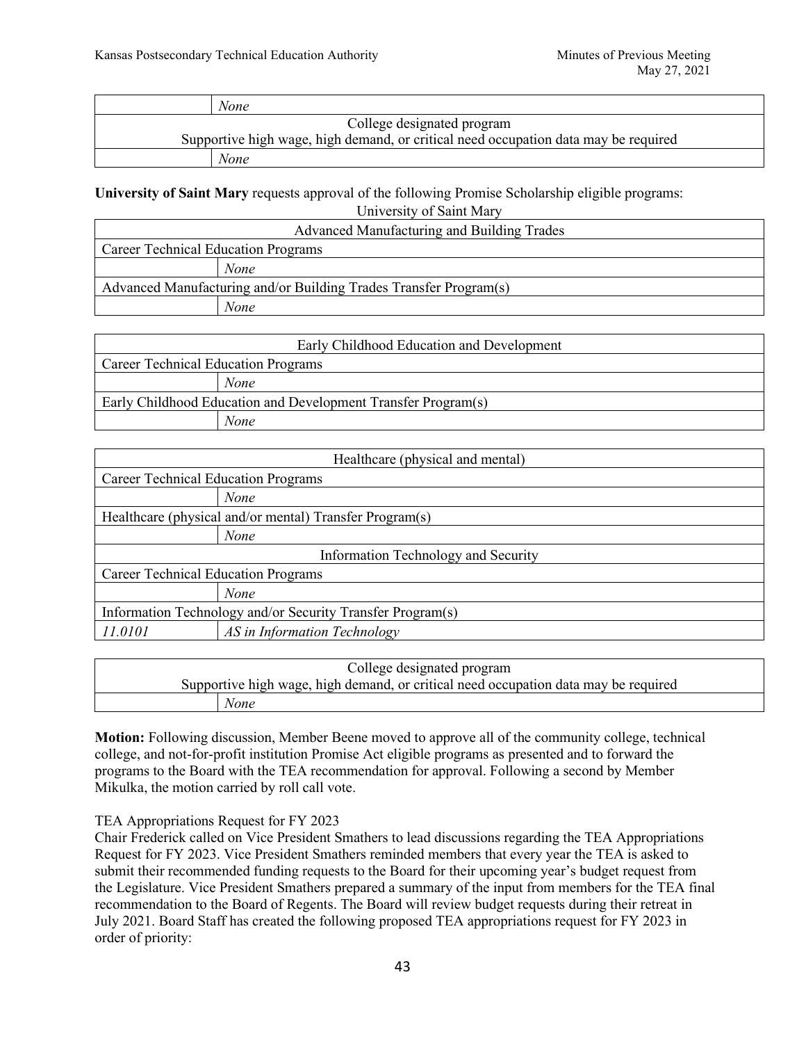| | |
|---|---|
| | *None* |
| College designated program<br>Supportive high wage, high demand, or critical need occupation data may be required | |
| | *None* |

**University of Saint Mary** requests approval of the following Promise Scholarship eligible programs:

University of Saint Mary

| Advanced Manufacturing and Building Trades | |
|---|---|
| Career Technical Education Programs | |
| | *None* |
| Advanced Manufacturing and/or Building Trades Transfer Program(s) | |
| | *None* |

| Early Childhood Education and Development | |
|---|---|
| Career Technical Education Programs | |
| | *None* |
| Early Childhood Education and Development Transfer Program(s) | |
| | *None* |

| Healthcare (physical and mental) | |
|---|---|
| Career Technical Education Programs | |
| | *None* |
| Healthcare (physical and/or mental) Transfer Program(s) | |
| | *None* |
| Information Technology and Security | |
| Career Technical Education Programs | |
| | *None* |
| Information Technology and/or Security Transfer Program(s) | |
| *11.0101* | *AS in Information Technology* |

| College designated program<br>Supportive high wage, high demand, or critical need occupation data may be required | |
|---|---|
| | *None* |

**Motion:** Following discussion, Member Beene moved to approve all of the community college, technical college, and not-for-profit institution Promise Act eligible programs as presented and to forward the programs to the Board with the TEA recommendation for approval. Following a second by Member Mikulka, the motion carried by roll call vote.

TEA Appropriations Request for FY 2023

Chair Frederick called on Vice President Smathers to lead discussions regarding the TEA Appropriations Request for FY 2023. Vice President Smathers reminded members that every year the TEA is asked to submit their recommended funding requests to the Board for their upcoming year's budget request from the Legislature. Vice President Smathers prepared a summary of the input from members for the TEA final recommendation to the Board of Regents. The Board will review budget requests during their retreat in July 2021. Board Staff has created the following proposed TEA appropriations request for FY 2023 in order of priority: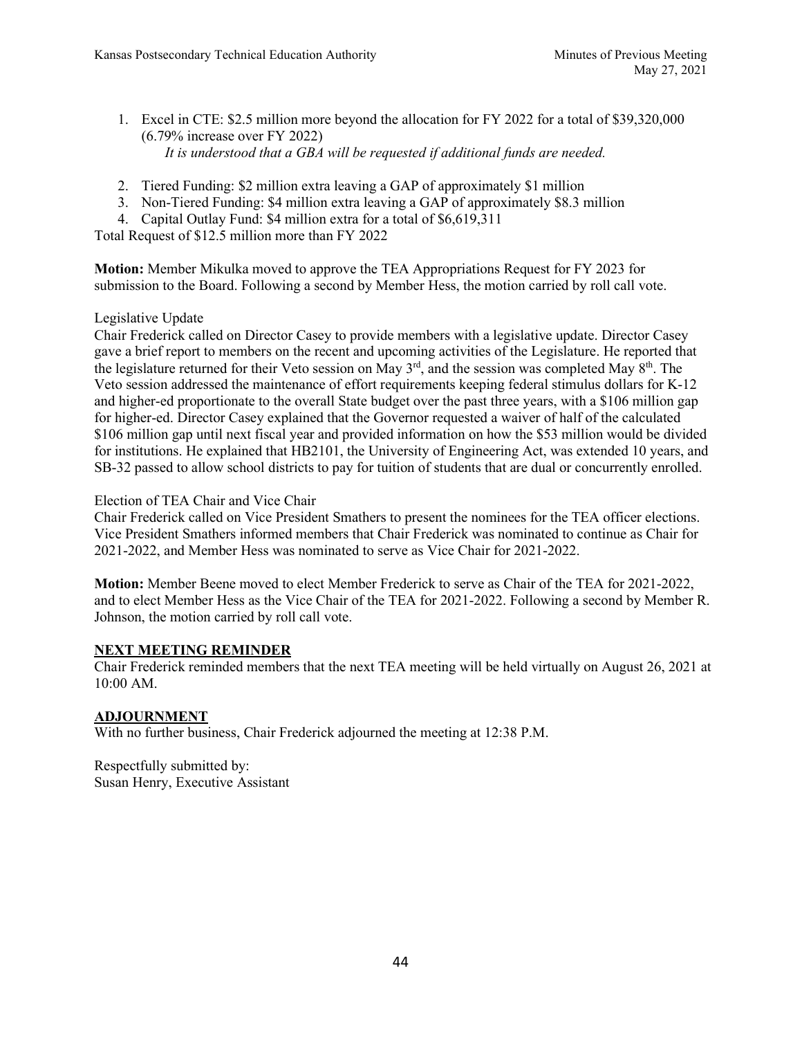1. Excel in CTE: $2.5 million more beyond the allocation for FY 2022 for a total of $39,320,000 (6.79% increase over FY 2022)
   *It is understood that a GBA will be requested if additional funds are needed.*

2. Tiered Funding: $2 million extra leaving a GAP of approximately $1 million
3. Non-Tiered Funding: $4 million extra leaving a GAP of approximately $8.3 million
4. Capital Outlay Fund: $4 million extra for a total of $6,619,311

Total Request of $12.5 million more than FY 2022

**Motion:** Member Mikulka moved to approve the TEA Appropriations Request for FY 2023 for submission to the Board. Following a second by Member Hess, the motion carried by roll call vote.

Legislative Update

Chair Frederick called on Director Casey to provide members with a legislative update. Director Casey gave a brief report to members on the recent and upcoming activities of the Legislature. He reported that the legislature returned for their Veto session on May 3rd, and the session was completed May 8th. The Veto session addressed the maintenance of effort requirements keeping federal stimulus dollars for K-12 and higher-ed proportionate to the overall State budget over the past three years, with a $106 million gap for higher-ed. Director Casey explained that the Governor requested a waiver of half of the calculated $106 million gap until next fiscal year and provided information on how the $53 million would be divided for institutions. He explained that HB2101, the University of Engineering Act, was extended 10 years, and SB-32 passed to allow school districts to pay for tuition of students that are dual or concurrently enrolled.

Election of TEA Chair and Vice Chair

Chair Frederick called on Vice President Smathers to present the nominees for the TEA officer elections. Vice President Smathers informed members that Chair Frederick was nominated to continue as Chair for 2021-2022, and Member Hess was nominated to serve as Vice Chair for 2021-2022.

**Motion:** Member Beene moved to elect Member Frederick to serve as Chair of the TEA for 2021-2022, and to elect Member Hess as the Vice Chair of the TEA for 2021-2022. Following a second by Member R. Johnson, the motion carried by roll call vote.

## NEXT MEETING REMINDER

Chair Frederick reminded members that the next TEA meeting will be held virtually on August 26, 2021 at 10:00 AM.

## ADJOURNMENT

With no further business, Chair Frederick adjourned the meeting at 12:38 P.M.

Respectfully submitted by:
Susan Henry, Executive Assistant